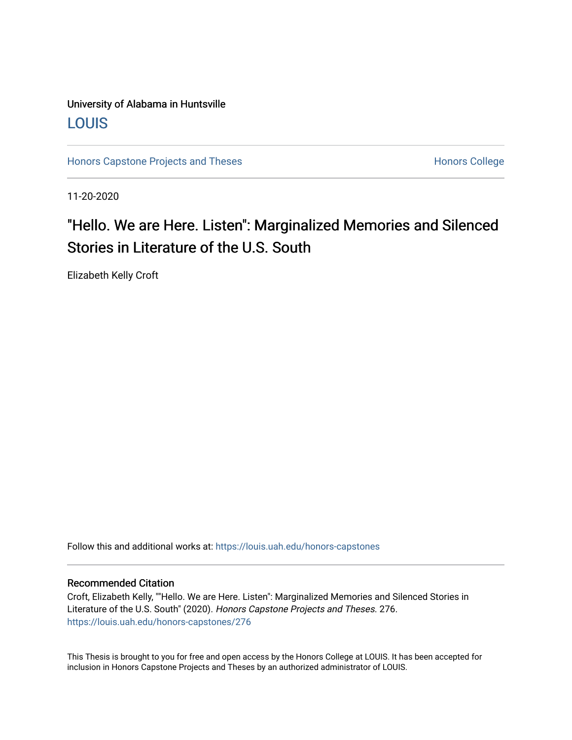University of Alabama in Huntsville

## LOUIS

Honors Capstone Projects and Theses | Honors College

11-20-2020

# "Hello. We are Here. Listen": Marginalized Memories and Silenced Stories in Literature of the U.S. South

Elizabeth Kelly Croft

Follow this and additional works at: https://louis.uah.edu/honors-capstones

### Recommended Citation

Croft, Elizabeth Kelly, ""Hello. We are Here. Listen": Marginalized Memories and Silenced Stories in Literature of the U.S. South" (2020). *Honors Capstone Projects and Theses*. 276.
https://louis.uah.edu/honors-capstones/276

This Thesis is brought to you for free and open access by the Honors College at LOUIS. It has been accepted for inclusion in Honors Capstone Projects and Theses by an authorized administrator of LOUIS.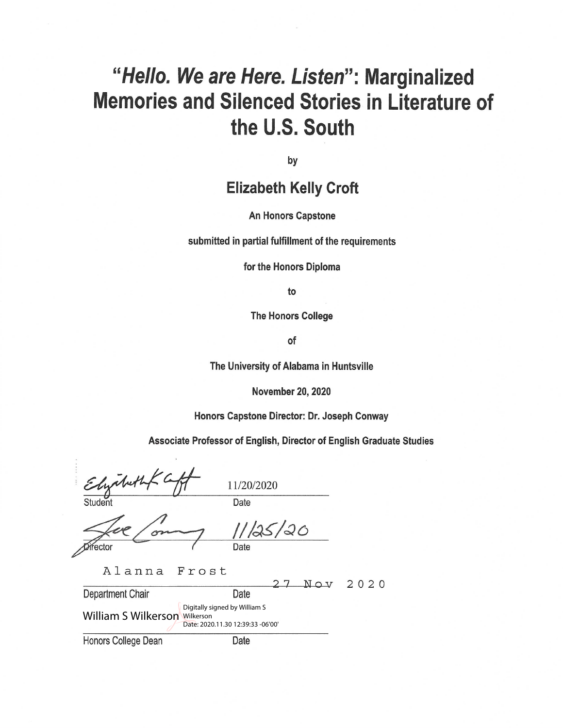# "*Hello. We are Here. Listen*": Marginalized Memories and Silenced Stories in Literature of the U.S. South

by

## Elizabeth Kelly Croft

An Honors Capstone

submitted in partial fulfillment of the requirements

for the Honors Diploma

to

The Honors College

of

The University of Alabama in Huntsville

November 20, 2020

Honors Capstone Director: Dr. Joseph Conway

Associate Professor of English, Director of English Graduate Studies

Elizabeth K Croft    11/20/2020

Student    Date

Joe Conway    11/25/20

Director    Date

Alanna Frost    27 Nov 2020

Department Chair    Date

William S Wilkerson    Digitally signed by William S Wilkerson Date: 2020.11.30 12:39:33 -06'00'

Honors College Dean    Date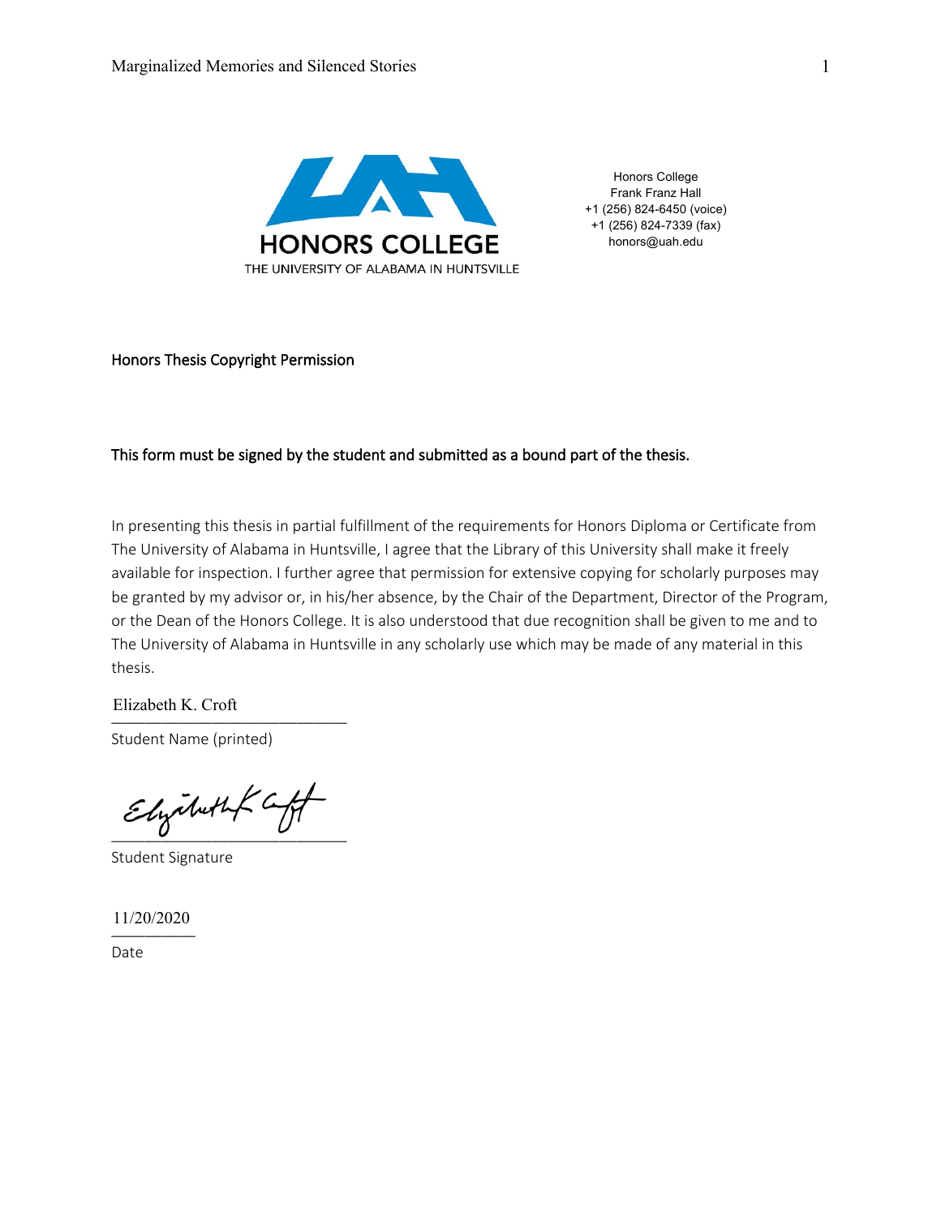HONORS COLLEGE
THE UNIVERSITY OF ALABAMA IN HUNTSVILLE

Honors College
Frank Franz Hall
+1 (256) 824-6450 (voice)
+1 (256) 824-7339 (fax)
honors@uah.edu

## Honors Thesis Copyright Permission

**This form must be signed by the student and submitted as a bound part of the thesis.**

In presenting this thesis in partial fulfillment of the requirements for Honors Diploma or Certificate from The University of Alabama in Huntsville, I agree that the Library of this University shall make it freely available for inspection. I further agree that permission for extensive copying for scholarly purposes may be granted by my advisor or, in his/her absence, by the Chair of the Department, Director of the Program, or the Dean of the Honors College. It is also understood that due recognition shall be given to me and to The University of Alabama in Huntsville in any scholarly use which may be made of any material in this thesis.

Elizabeth K. Croft
Student Name (printed)

Elizabeth K Croft
Student Signature

11/20/2020
Date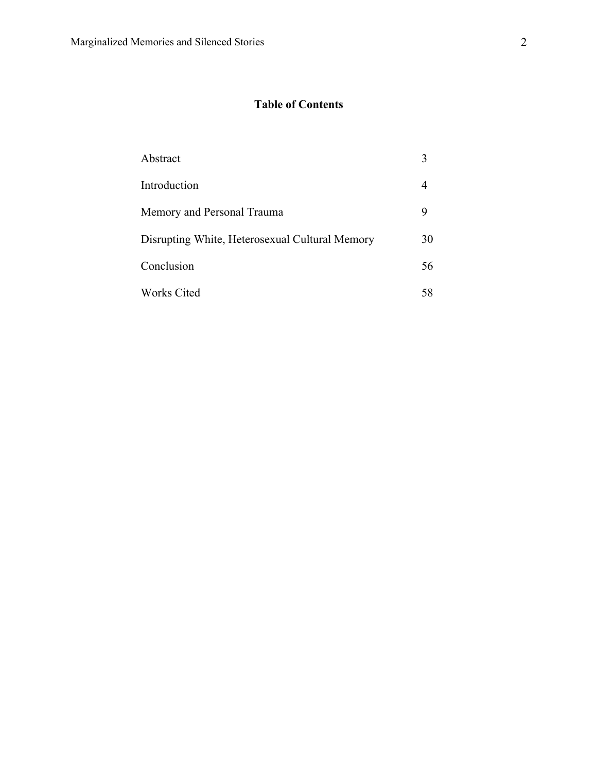# Table of Contents

| | |
|---|---|
| Abstract | 3 |
| Introduction | 4 |
| Memory and Personal Trauma | 9 |
| Disrupting White, Heterosexual Cultural Memory | 30 |
| Conclusion | 56 |
| Works Cited | 58 |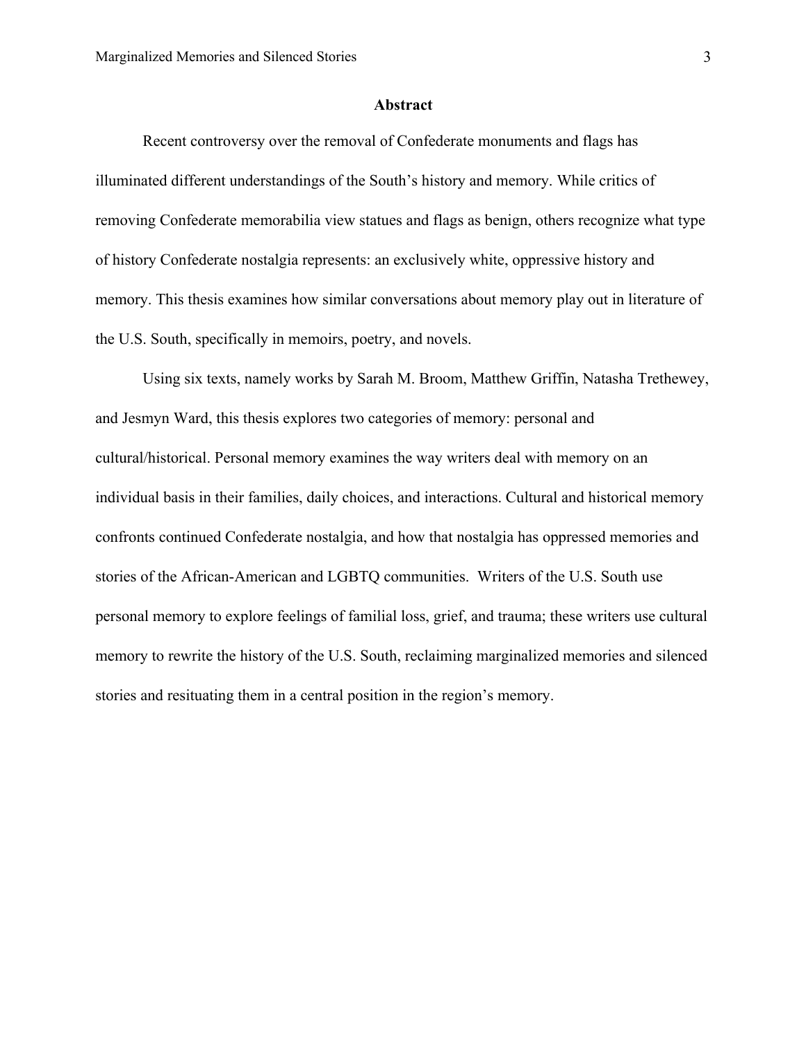## Abstract

Recent controversy over the removal of Confederate monuments and flags has illuminated different understandings of the South's history and memory. While critics of removing Confederate memorabilia view statues and flags as benign, others recognize what type of history Confederate nostalgia represents: an exclusively white, oppressive history and memory. This thesis examines how similar conversations about memory play out in literature of the U.S. South, specifically in memoirs, poetry, and novels.

Using six texts, namely works by Sarah M. Broom, Matthew Griffin, Natasha Trethewey, and Jesmyn Ward, this thesis explores two categories of memory: personal and cultural/historical. Personal memory examines the way writers deal with memory on an individual basis in their families, daily choices, and interactions. Cultural and historical memory confronts continued Confederate nostalgia, and how that nostalgia has oppressed memories and stories of the African-American and LGBTQ communities. Writers of the U.S. South use personal memory to explore feelings of familial loss, grief, and trauma; these writers use cultural memory to rewrite the history of the U.S. South, reclaiming marginalized memories and silenced stories and resituating them in a central position in the region's memory.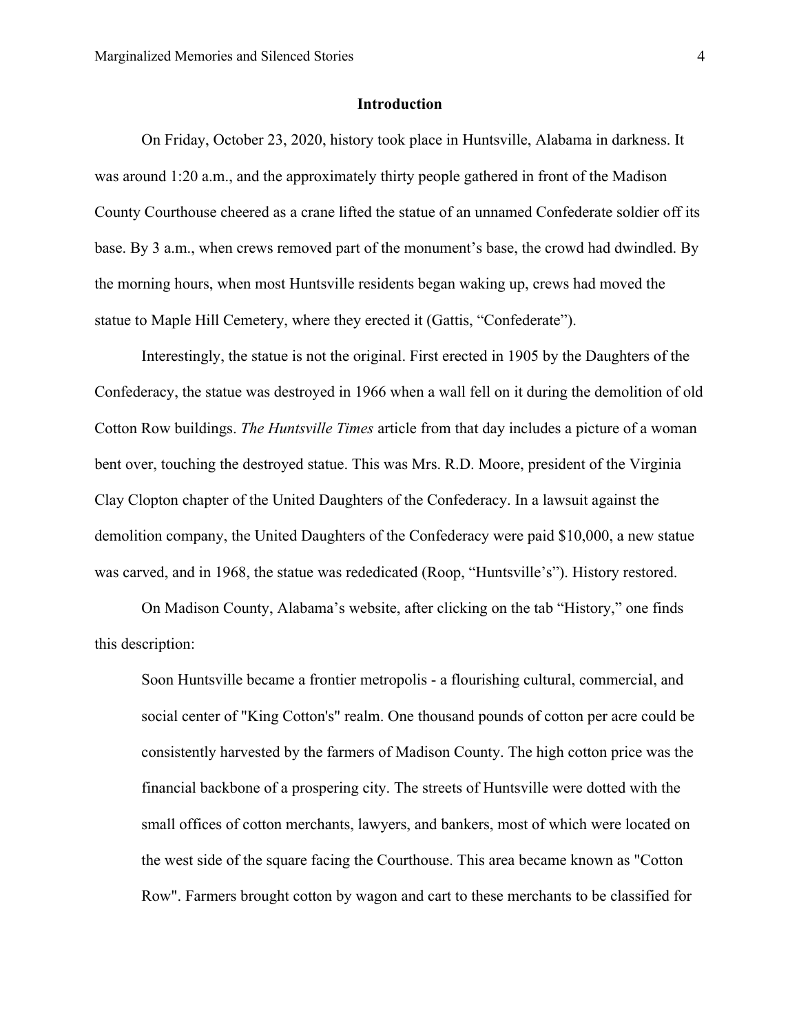## Introduction

On Friday, October 23, 2020, history took place in Huntsville, Alabama in darkness. It was around 1:20 a.m., and the approximately thirty people gathered in front of the Madison County Courthouse cheered as a crane lifted the statue of an unnamed Confederate soldier off its base. By 3 a.m., when crews removed part of the monument's base, the crowd had dwindled. By the morning hours, when most Huntsville residents began waking up, crews had moved the statue to Maple Hill Cemetery, where they erected it (Gattis, "Confederate").

Interestingly, the statue is not the original. First erected in 1905 by the Daughters of the Confederacy, the statue was destroyed in 1966 when a wall fell on it during the demolition of old Cotton Row buildings. *The Huntsville Times* article from that day includes a picture of a woman bent over, touching the destroyed statue. This was Mrs. R.D. Moore, president of the Virginia Clay Clopton chapter of the United Daughters of the Confederacy. In a lawsuit against the demolition company, the United Daughters of the Confederacy were paid $10,000, a new statue was carved, and in 1968, the statue was rededicated (Roop, "Huntsville's"). History restored.

On Madison County, Alabama's website, after clicking on the tab "History," one finds this description:

> Soon Huntsville became a frontier metropolis - a flourishing cultural, commercial, and social center of "King Cotton's" realm. One thousand pounds of cotton per acre could be consistently harvested by the farmers of Madison County. The high cotton price was the financial backbone of a prospering city. The streets of Huntsville were dotted with the small offices of cotton merchants, lawyers, and bankers, most of which were located on the west side of the square facing the Courthouse. This area became known as "Cotton Row". Farmers brought cotton by wagon and cart to these merchants to be classified for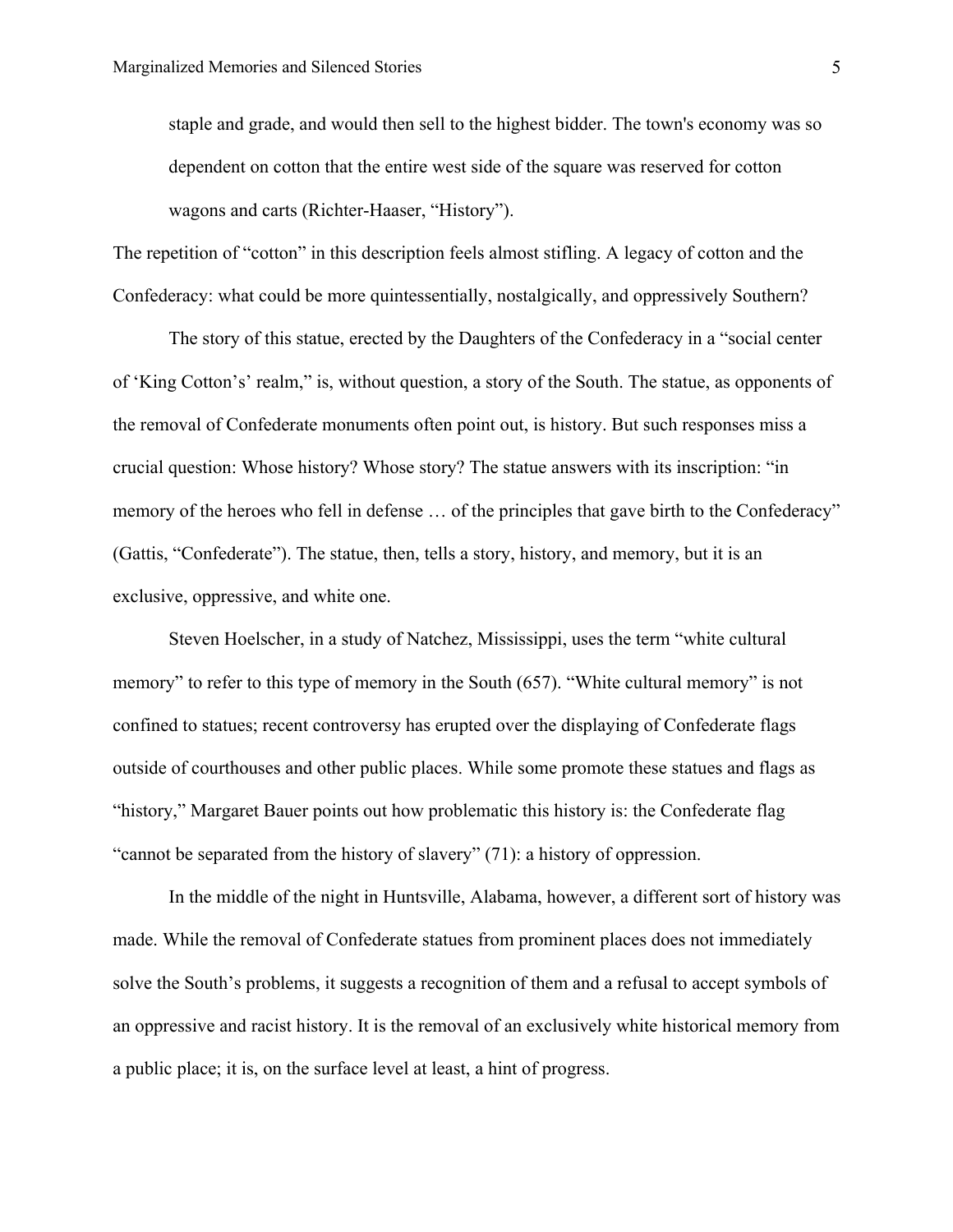> staple and grade, and would then sell to the highest bidder. The town's economy was so dependent on cotton that the entire west side of the square was reserved for cotton wagons and carts (Richter-Haaser, "History").

The repetition of "cotton" in this description feels almost stifling. A legacy of cotton and the Confederacy: what could be more quintessentially, nostalgically, and oppressively Southern?

The story of this statue, erected by the Daughters of the Confederacy in a "social center of 'King Cotton's' realm," is, without question, a story of the South. The statue, as opponents of the removal of Confederate monuments often point out, is history. But such responses miss a crucial question: Whose history? Whose story? The statue answers with its inscription: "in memory of the heroes who fell in defense … of the principles that gave birth to the Confederacy" (Gattis, "Confederate"). The statue, then, tells a story, history, and memory, but it is an exclusive, oppressive, and white one.

Steven Hoelscher, in a study of Natchez, Mississippi, uses the term "white cultural memory" to refer to this type of memory in the South (657). "White cultural memory" is not confined to statues; recent controversy has erupted over the displaying of Confederate flags outside of courthouses and other public places. While some promote these statues and flags as "history," Margaret Bauer points out how problematic this history is: the Confederate flag "cannot be separated from the history of slavery" (71): a history of oppression.

In the middle of the night in Huntsville, Alabama, however, a different sort of history was made. While the removal of Confederate statues from prominent places does not immediately solve the South's problems, it suggests a recognition of them and a refusal to accept symbols of an oppressive and racist history. It is the removal of an exclusively white historical memory from a public place; it is, on the surface level at least, a hint of progress.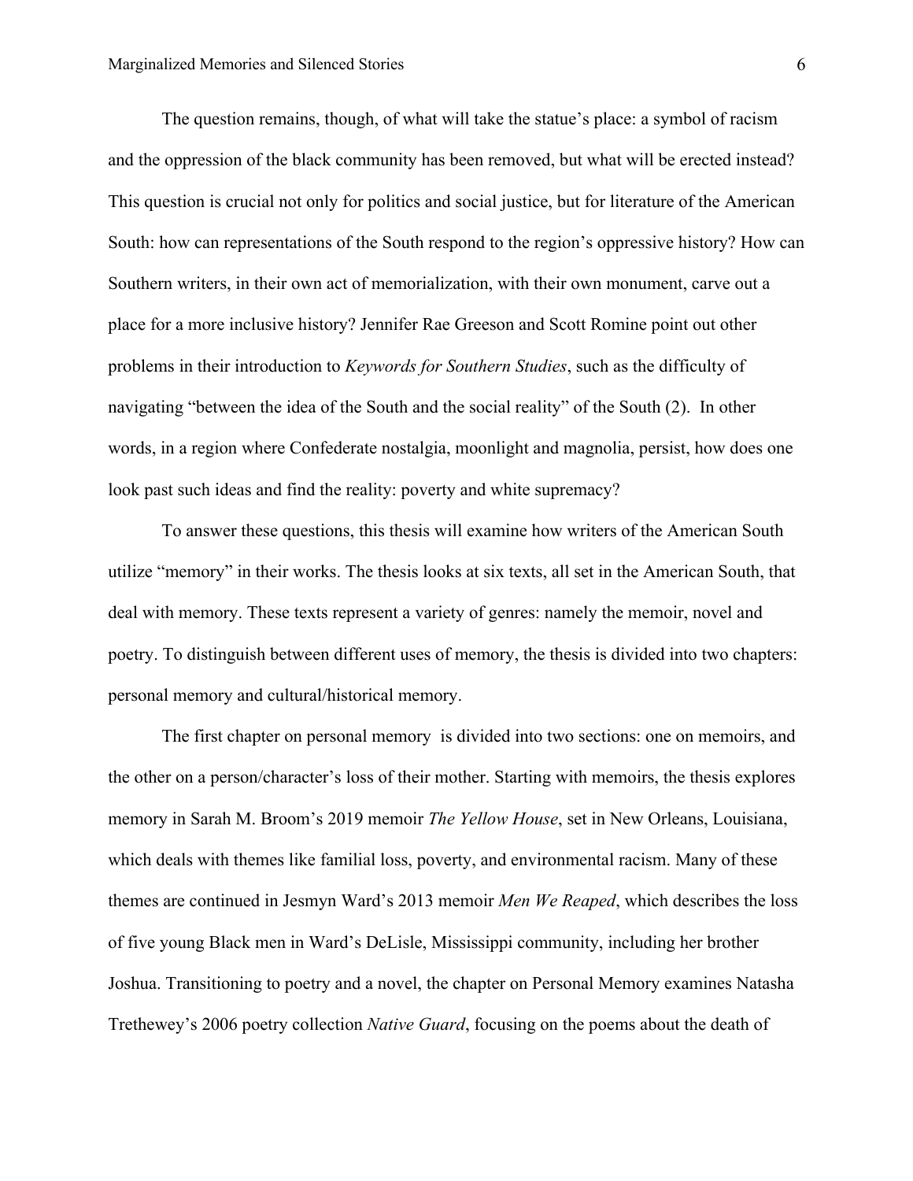The question remains, though, of what will take the statue's place: a symbol of racism and the oppression of the black community has been removed, but what will be erected instead? This question is crucial not only for politics and social justice, but for literature of the American South: how can representations of the South respond to the region's oppressive history? How can Southern writers, in their own act of memorialization, with their own monument, carve out a place for a more inclusive history? Jennifer Rae Greeson and Scott Romine point out other problems in their introduction to *Keywords for Southern Studies*, such as the difficulty of navigating "between the idea of the South and the social reality" of the South (2). In other words, in a region where Confederate nostalgia, moonlight and magnolia, persist, how does one look past such ideas and find the reality: poverty and white supremacy?

To answer these questions, this thesis will examine how writers of the American South utilize "memory" in their works. The thesis looks at six texts, all set in the American South, that deal with memory. These texts represent a variety of genres: namely the memoir, novel and poetry. To distinguish between different uses of memory, the thesis is divided into two chapters: personal memory and cultural/historical memory.

The first chapter on personal memory is divided into two sections: one on memoirs, and the other on a person/character's loss of their mother. Starting with memoirs, the thesis explores memory in Sarah M. Broom's 2019 memoir *The Yellow House*, set in New Orleans, Louisiana, which deals with themes like familial loss, poverty, and environmental racism. Many of these themes are continued in Jesmyn Ward's 2013 memoir *Men We Reaped*, which describes the loss of five young Black men in Ward's DeLisle, Mississippi community, including her brother Joshua. Transitioning to poetry and a novel, the chapter on Personal Memory examines Natasha Trethewey's 2006 poetry collection *Native Guard*, focusing on the poems about the death of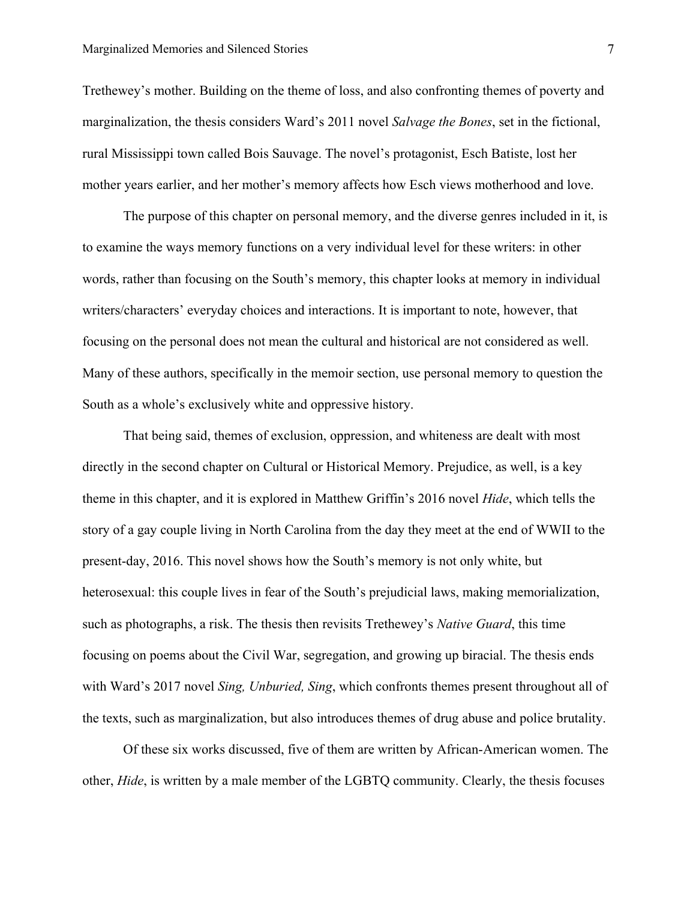Trethewey's mother. Building on the theme of loss, and also confronting themes of poverty and marginalization, the thesis considers Ward's 2011 novel *Salvage the Bones*, set in the fictional, rural Mississippi town called Bois Sauvage. The novel's protagonist, Esch Batiste, lost her mother years earlier, and her mother's memory affects how Esch views motherhood and love.

The purpose of this chapter on personal memory, and the diverse genres included in it, is to examine the ways memory functions on a very individual level for these writers: in other words, rather than focusing on the South's memory, this chapter looks at memory in individual writers/characters' everyday choices and interactions. It is important to note, however, that focusing on the personal does not mean the cultural and historical are not considered as well. Many of these authors, specifically in the memoir section, use personal memory to question the South as a whole's exclusively white and oppressive history.

That being said, themes of exclusion, oppression, and whiteness are dealt with most directly in the second chapter on Cultural or Historical Memory. Prejudice, as well, is a key theme in this chapter, and it is explored in Matthew Griffin's 2016 novel *Hide*, which tells the story of a gay couple living in North Carolina from the day they meet at the end of WWII to the present-day, 2016. This novel shows how the South's memory is not only white, but heterosexual: this couple lives in fear of the South's prejudicial laws, making memorialization, such as photographs, a risk. The thesis then revisits Trethewey's *Native Guard*, this time focusing on poems about the Civil War, segregation, and growing up biracial. The thesis ends with Ward's 2017 novel *Sing, Unburied, Sing*, which confronts themes present throughout all of the texts, such as marginalization, but also introduces themes of drug abuse and police brutality.

Of these six works discussed, five of them are written by African-American women. The other, *Hide*, is written by a male member of the LGBTQ community. Clearly, the thesis focuses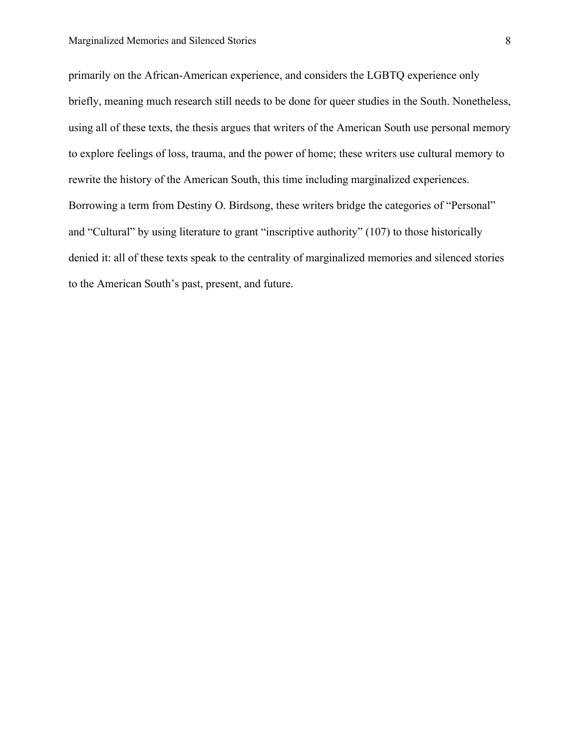primarily on the African-American experience, and considers the LGBTQ experience only briefly, meaning much research still needs to be done for queer studies in the South. Nonetheless, using all of these texts, the thesis argues that writers of the American South use personal memory to explore feelings of loss, trauma, and the power of home; these writers use cultural memory to rewrite the history of the American South, this time including marginalized experiences. Borrowing a term from Destiny O. Birdsong, these writers bridge the categories of "Personal" and "Cultural" by using literature to grant "inscriptive authority" (107) to those historically denied it: all of these texts speak to the centrality of marginalized memories and silenced stories to the American South's past, present, and future.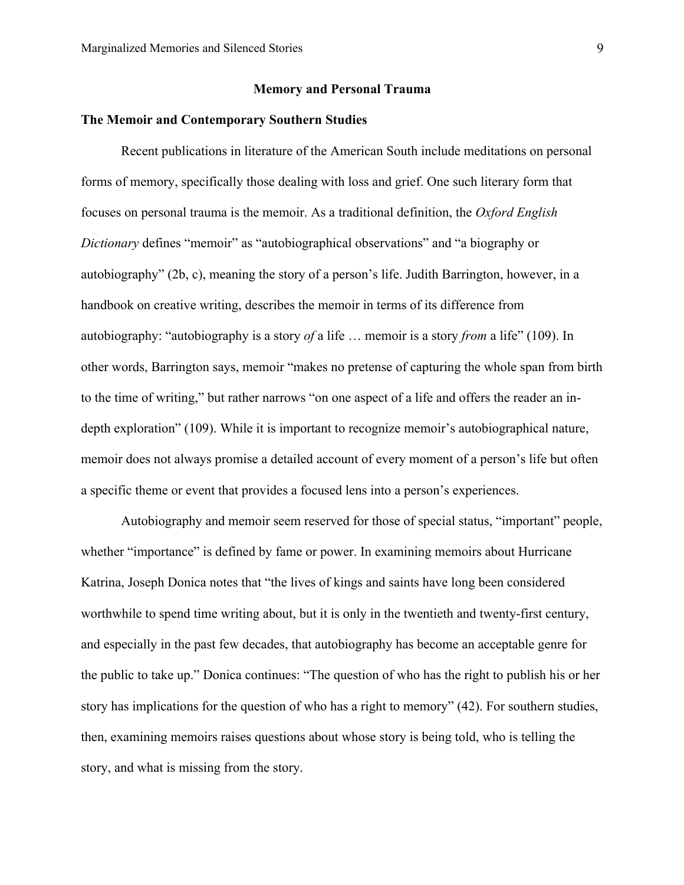## Memory and Personal Trauma

### The Memoir and Contemporary Southern Studies

Recent publications in literature of the American South include meditations on personal forms of memory, specifically those dealing with loss and grief. One such literary form that focuses on personal trauma is the memoir. As a traditional definition, the *Oxford English Dictionary* defines "memoir" as "autobiographical observations" and "a biography or autobiography" (2b, c), meaning the story of a person's life. Judith Barrington, however, in a handbook on creative writing, describes the memoir in terms of its difference from autobiography: "autobiography is a story *of* a life … memoir is a story *from* a life" (109). In other words, Barrington says, memoir "makes no pretense of capturing the whole span from birth to the time of writing," but rather narrows "on one aspect of a life and offers the reader an in-depth exploration" (109). While it is important to recognize memoir's autobiographical nature, memoir does not always promise a detailed account of every moment of a person's life but often a specific theme or event that provides a focused lens into a person's experiences.

Autobiography and memoir seem reserved for those of special status, "important" people, whether "importance" is defined by fame or power. In examining memoirs about Hurricane Katrina, Joseph Donica notes that "the lives of kings and saints have long been considered worthwhile to spend time writing about, but it is only in the twentieth and twenty-first century, and especially in the past few decades, that autobiography has become an acceptable genre for the public to take up." Donica continues: "The question of who has the right to publish his or her story has implications for the question of who has a right to memory" (42). For southern studies, then, examining memoirs raises questions about whose story is being told, who is telling the story, and what is missing from the story.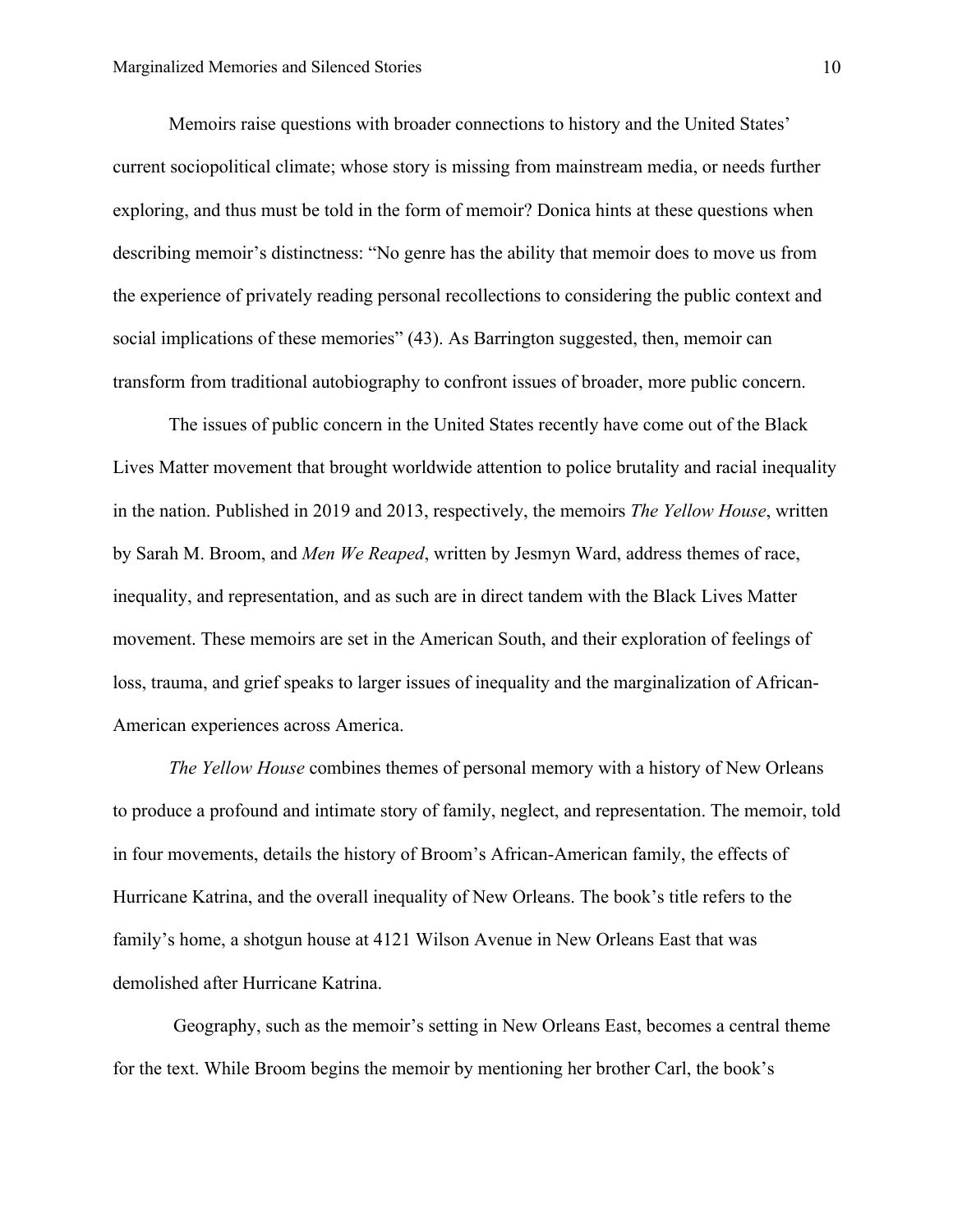Memoirs raise questions with broader connections to history and the United States' current sociopolitical climate; whose story is missing from mainstream media, or needs further exploring, and thus must be told in the form of memoir? Donica hints at these questions when describing memoir's distinctness: "No genre has the ability that memoir does to move us from the experience of privately reading personal recollections to considering the public context and social implications of these memories" (43). As Barrington suggested, then, memoir can transform from traditional autobiography to confront issues of broader, more public concern.

The issues of public concern in the United States recently have come out of the Black Lives Matter movement that brought worldwide attention to police brutality and racial inequality in the nation. Published in 2019 and 2013, respectively, the memoirs *The Yellow House*, written by Sarah M. Broom, and *Men We Reaped*, written by Jesmyn Ward, address themes of race, inequality, and representation, and as such are in direct tandem with the Black Lives Matter movement. These memoirs are set in the American South, and their exploration of feelings of loss, trauma, and grief speaks to larger issues of inequality and the marginalization of African-American experiences across America.

*The Yellow House* combines themes of personal memory with a history of New Orleans to produce a profound and intimate story of family, neglect, and representation. The memoir, told in four movements, details the history of Broom's African-American family, the effects of Hurricane Katrina, and the overall inequality of New Orleans. The book's title refers to the family's home, a shotgun house at 4121 Wilson Avenue in New Orleans East that was demolished after Hurricane Katrina.

Geography, such as the memoir's setting in New Orleans East, becomes a central theme for the text. While Broom begins the memoir by mentioning her brother Carl, the book's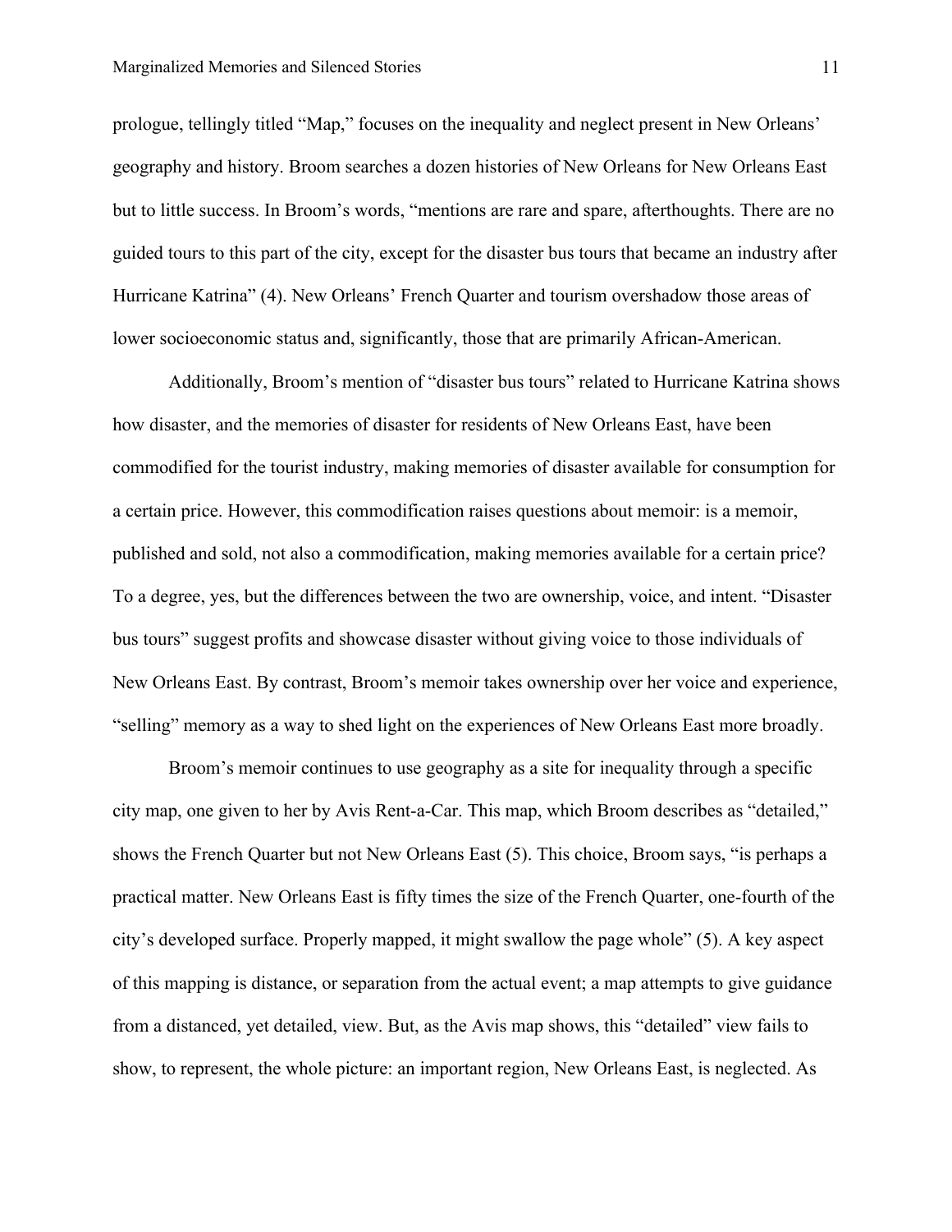prologue, tellingly titled "Map," focuses on the inequality and neglect present in New Orleans' geography and history. Broom searches a dozen histories of New Orleans for New Orleans East but to little success. In Broom's words, "mentions are rare and spare, afterthoughts. There are no guided tours to this part of the city, except for the disaster bus tours that became an industry after Hurricane Katrina" (4). New Orleans' French Quarter and tourism overshadow those areas of lower socioeconomic status and, significantly, those that are primarily African-American.

Additionally, Broom's mention of "disaster bus tours" related to Hurricane Katrina shows how disaster, and the memories of disaster for residents of New Orleans East, have been commodified for the tourist industry, making memories of disaster available for consumption for a certain price. However, this commodification raises questions about memoir: is a memoir, published and sold, not also a commodification, making memories available for a certain price? To a degree, yes, but the differences between the two are ownership, voice, and intent. "Disaster bus tours" suggest profits and showcase disaster without giving voice to those individuals of New Orleans East. By contrast, Broom's memoir takes ownership over her voice and experience, "selling" memory as a way to shed light on the experiences of New Orleans East more broadly.

Broom's memoir continues to use geography as a site for inequality through a specific city map, one given to her by Avis Rent-a-Car. This map, which Broom describes as "detailed," shows the French Quarter but not New Orleans East (5). This choice, Broom says, "is perhaps a practical matter. New Orleans East is fifty times the size of the French Quarter, one-fourth of the city's developed surface. Properly mapped, it might swallow the page whole" (5). A key aspect of this mapping is distance, or separation from the actual event; a map attempts to give guidance from a distanced, yet detailed, view. But, as the Avis map shows, this "detailed" view fails to show, to represent, the whole picture: an important region, New Orleans East, is neglected. As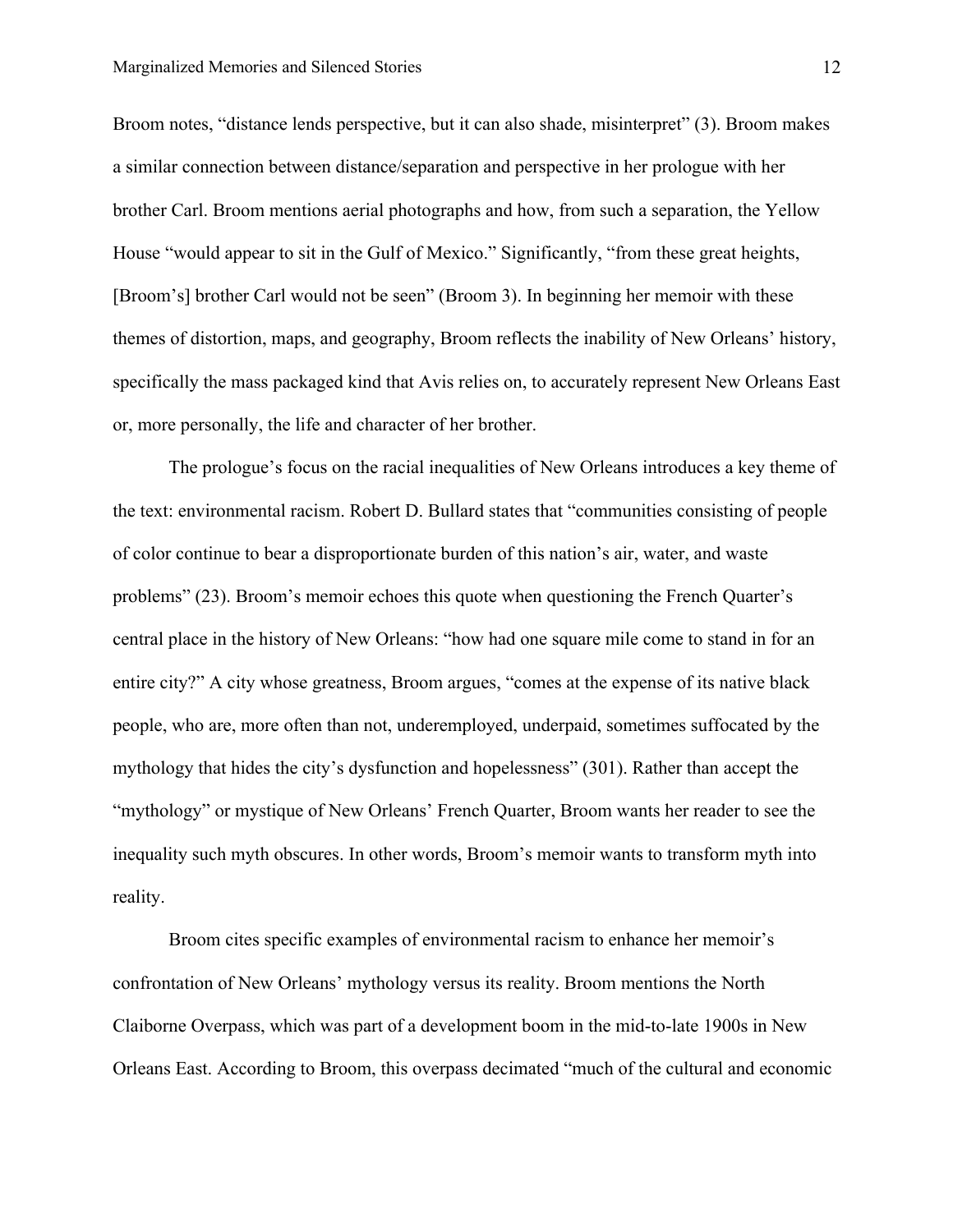Broom notes, “distance lends perspective, but it can also shade, misinterpret” (3). Broom makes a similar connection between distance/separation and perspective in her prologue with her brother Carl. Broom mentions aerial photographs and how, from such a separation, the Yellow House “would appear to sit in the Gulf of Mexico.” Significantly, “from these great heights, [Broom’s] brother Carl would not be seen” (Broom 3). In beginning her memoir with these themes of distortion, maps, and geography, Broom reflects the inability of New Orleans’ history, specifically the mass packaged kind that Avis relies on, to accurately represent New Orleans East or, more personally, the life and character of her brother.

The prologue’s focus on the racial inequalities of New Orleans introduces a key theme of the text: environmental racism. Robert D. Bullard states that “communities consisting of people of color continue to bear a disproportionate burden of this nation’s air, water, and waste problems” (23). Broom’s memoir echoes this quote when questioning the French Quarter’s central place in the history of New Orleans: “how had one square mile come to stand in for an entire city?” A city whose greatness, Broom argues, “comes at the expense of its native black people, who are, more often than not, underemployed, underpaid, sometimes suffocated by the mythology that hides the city’s dysfunction and hopelessness” (301). Rather than accept the “mythology” or mystique of New Orleans’ French Quarter, Broom wants her reader to see the inequality such myth obscures. In other words, Broom’s memoir wants to transform myth into reality.

Broom cites specific examples of environmental racism to enhance her memoir’s confrontation of New Orleans’ mythology versus its reality. Broom mentions the North Claiborne Overpass, which was part of a development boom in the mid-to-late 1900s in New Orleans East. According to Broom, this overpass decimated “much of the cultural and economic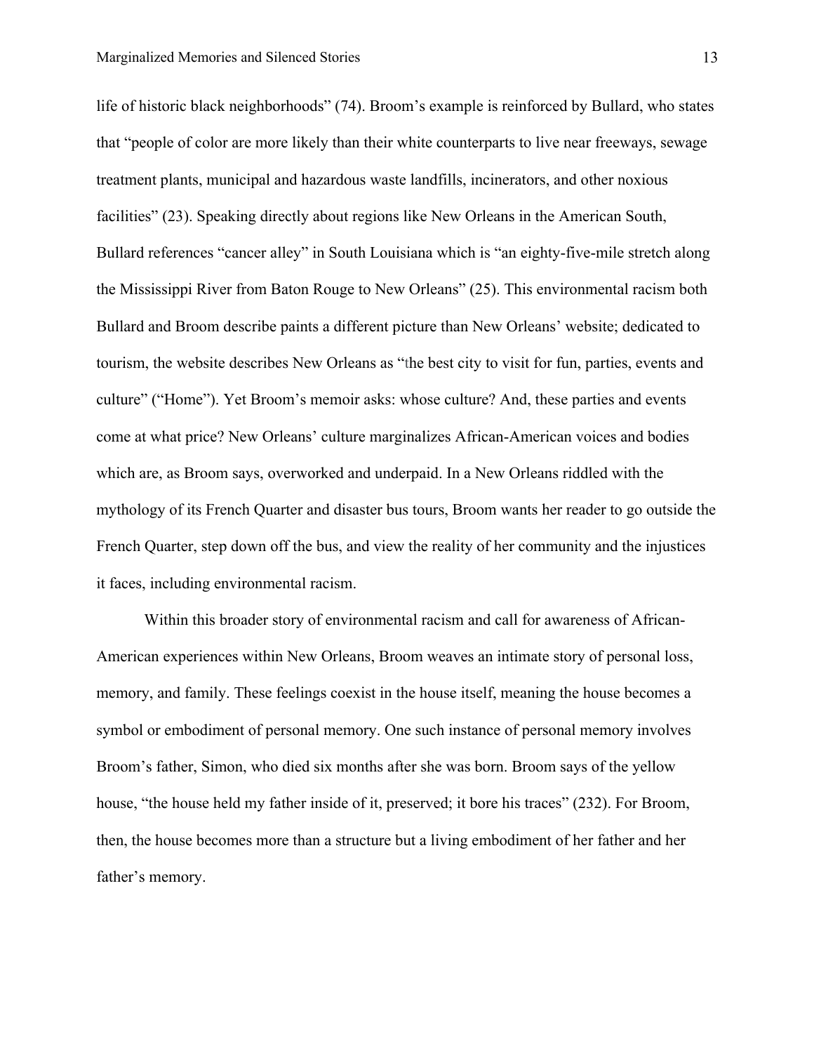life of historic black neighborhoods" (74). Broom's example is reinforced by Bullard, who states that "people of color are more likely than their white counterparts to live near freeways, sewage treatment plants, municipal and hazardous waste landfills, incinerators, and other noxious facilities" (23). Speaking directly about regions like New Orleans in the American South, Bullard references "cancer alley" in South Louisiana which is "an eighty-five-mile stretch along the Mississippi River from Baton Rouge to New Orleans" (25). This environmental racism both Bullard and Broom describe paints a different picture than New Orleans' website; dedicated to tourism, the website describes New Orleans as "the best city to visit for fun, parties, events and culture" ("Home"). Yet Broom's memoir asks: whose culture? And, these parties and events come at what price? New Orleans' culture marginalizes African-American voices and bodies which are, as Broom says, overworked and underpaid. In a New Orleans riddled with the mythology of its French Quarter and disaster bus tours, Broom wants her reader to go outside the French Quarter, step down off the bus, and view the reality of her community and the injustices it faces, including environmental racism.

Within this broader story of environmental racism and call for awareness of African-American experiences within New Orleans, Broom weaves an intimate story of personal loss, memory, and family. These feelings coexist in the house itself, meaning the house becomes a symbol or embodiment of personal memory. One such instance of personal memory involves Broom's father, Simon, who died six months after she was born. Broom says of the yellow house, "the house held my father inside of it, preserved; it bore his traces" (232). For Broom, then, the house becomes more than a structure but a living embodiment of her father and her father's memory.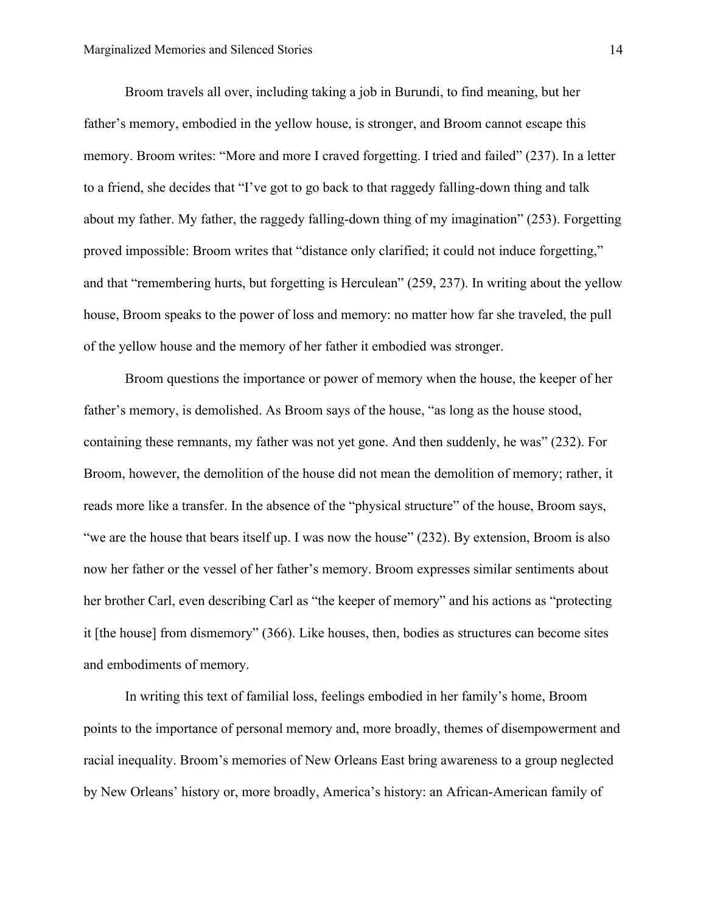Broom travels all over, including taking a job in Burundi, to find meaning, but her father's memory, embodied in the yellow house, is stronger, and Broom cannot escape this memory. Broom writes: "More and more I craved forgetting. I tried and failed" (237). In a letter to a friend, she decides that "I've got to go back to that raggedy falling-down thing and talk about my father. My father, the raggedy falling-down thing of my imagination" (253). Forgetting proved impossible: Broom writes that "distance only clarified; it could not induce forgetting," and that "remembering hurts, but forgetting is Herculean" (259, 237). In writing about the yellow house, Broom speaks to the power of loss and memory: no matter how far she traveled, the pull of the yellow house and the memory of her father it embodied was stronger.

Broom questions the importance or power of memory when the house, the keeper of her father's memory, is demolished. As Broom says of the house, "as long as the house stood, containing these remnants, my father was not yet gone. And then suddenly, he was" (232). For Broom, however, the demolition of the house did not mean the demolition of memory; rather, it reads more like a transfer. In the absence of the "physical structure" of the house, Broom says, "we are the house that bears itself up. I was now the house" (232). By extension, Broom is also now her father or the vessel of her father's memory. Broom expresses similar sentiments about her brother Carl, even describing Carl as "the keeper of memory" and his actions as "protecting it [the house] from dismemory" (366). Like houses, then, bodies as structures can become sites and embodiments of memory.

In writing this text of familial loss, feelings embodied in her family's home, Broom points to the importance of personal memory and, more broadly, themes of disempowerment and racial inequality. Broom's memories of New Orleans East bring awareness to a group neglected by New Orleans' history or, more broadly, America's history: an African-American family of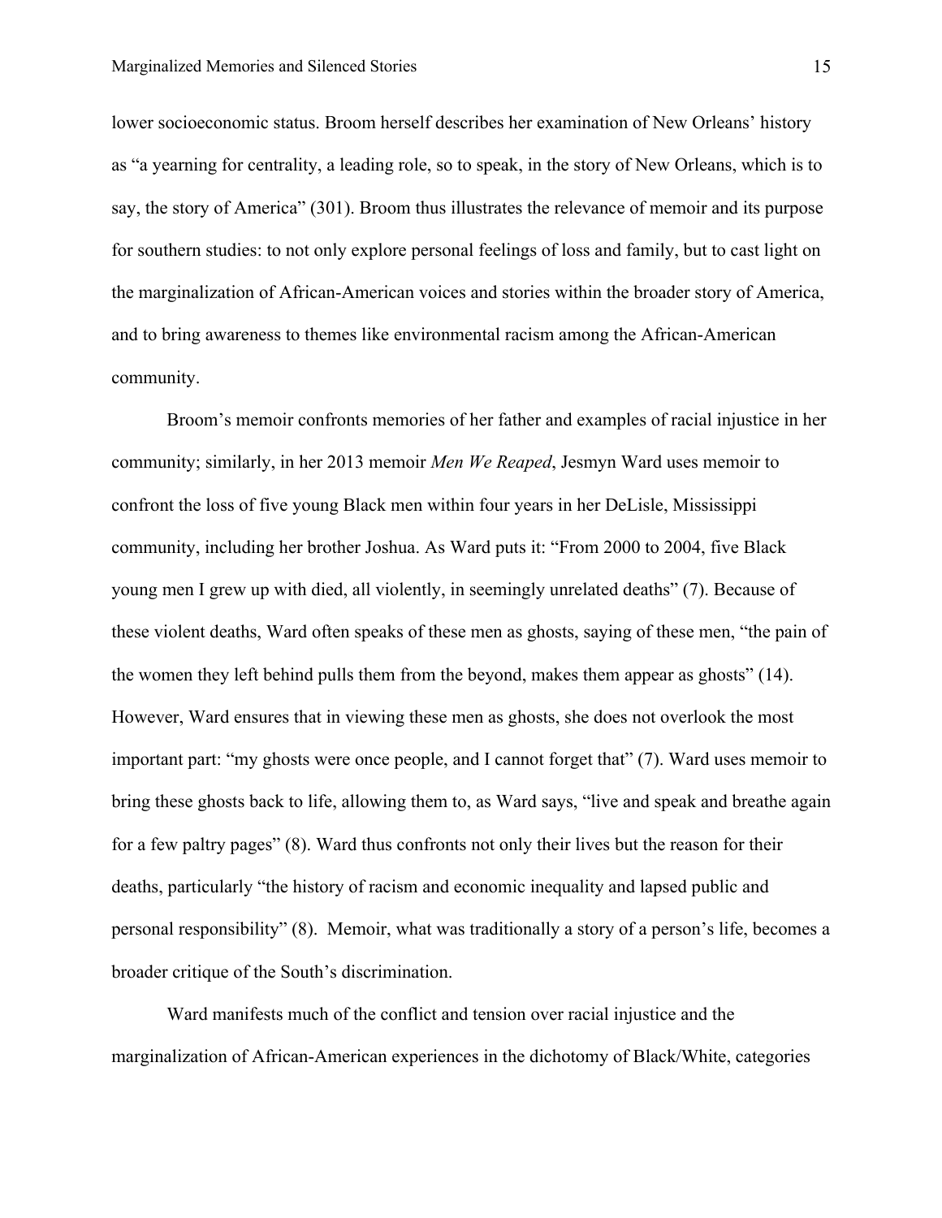lower socioeconomic status. Broom herself describes her examination of New Orleans' history as "a yearning for centrality, a leading role, so to speak, in the story of New Orleans, which is to say, the story of America" (301). Broom thus illustrates the relevance of memoir and its purpose for southern studies: to not only explore personal feelings of loss and family, but to cast light on the marginalization of African-American voices and stories within the broader story of America, and to bring awareness to themes like environmental racism among the African-American community.

Broom's memoir confronts memories of her father and examples of racial injustice in her community; similarly, in her 2013 memoir *Men We Reaped*, Jesmyn Ward uses memoir to confront the loss of five young Black men within four years in her DeLisle, Mississippi community, including her brother Joshua. As Ward puts it: "From 2000 to 2004, five Black young men I grew up with died, all violently, in seemingly unrelated deaths" (7). Because of these violent deaths, Ward often speaks of these men as ghosts, saying of these men, "the pain of the women they left behind pulls them from the beyond, makes them appear as ghosts" (14). However, Ward ensures that in viewing these men as ghosts, she does not overlook the most important part: "my ghosts were once people, and I cannot forget that" (7). Ward uses memoir to bring these ghosts back to life, allowing them to, as Ward says, "live and speak and breathe again for a few paltry pages" (8). Ward thus confronts not only their lives but the reason for their deaths, particularly "the history of racism and economic inequality and lapsed public and personal responsibility" (8). Memoir, what was traditionally a story of a person's life, becomes a broader critique of the South's discrimination.

Ward manifests much of the conflict and tension over racial injustice and the marginalization of African-American experiences in the dichotomy of Black/White, categories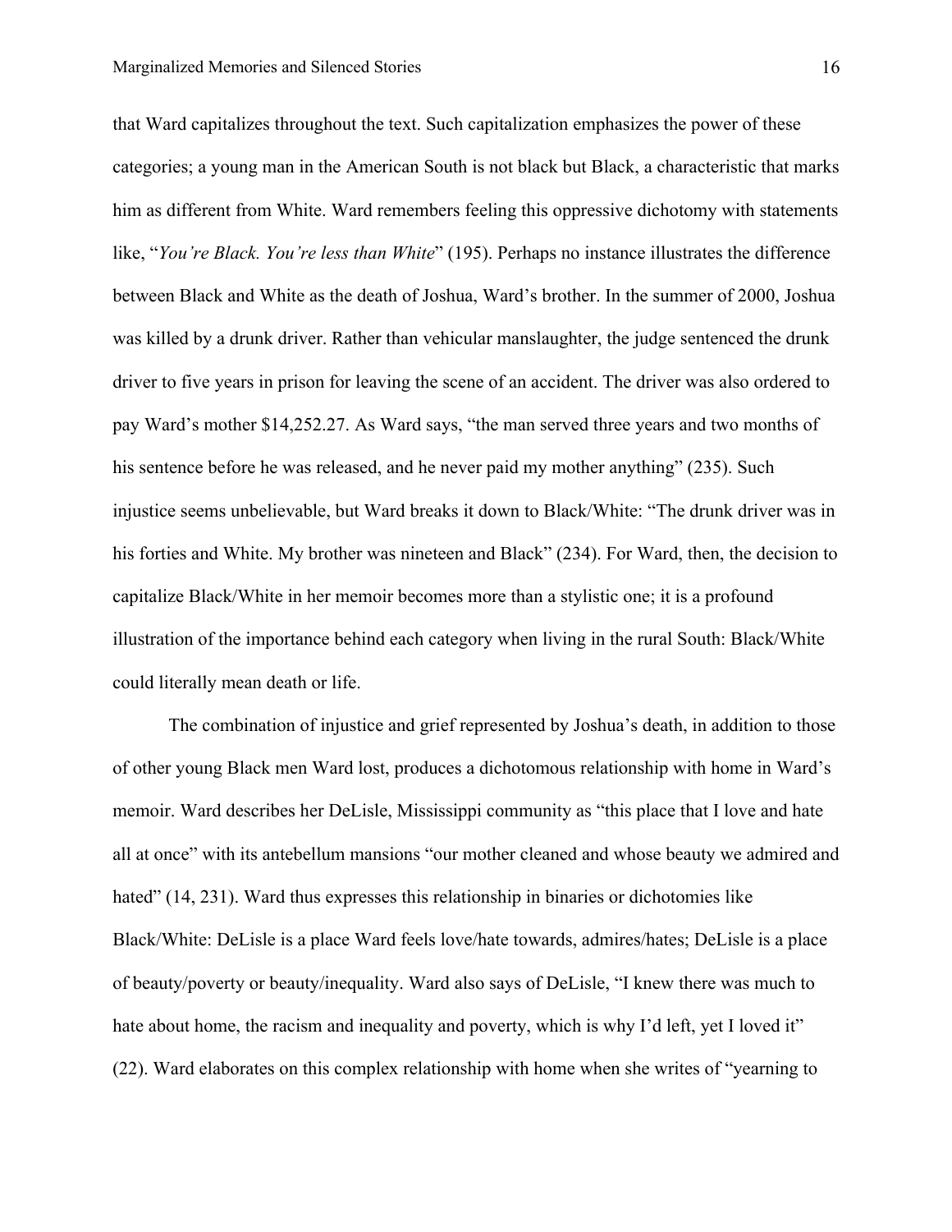that Ward capitalizes throughout the text. Such capitalization emphasizes the power of these categories; a young man in the American South is not black but Black, a characteristic that marks him as different from White. Ward remembers feeling this oppressive dichotomy with statements like, "*You're Black. You're less than White*" (195). Perhaps no instance illustrates the difference between Black and White as the death of Joshua, Ward's brother. In the summer of 2000, Joshua was killed by a drunk driver. Rather than vehicular manslaughter, the judge sentenced the drunk driver to five years in prison for leaving the scene of an accident. The driver was also ordered to pay Ward's mother $14,252.27. As Ward says, "the man served three years and two months of his sentence before he was released, and he never paid my mother anything" (235). Such injustice seems unbelievable, but Ward breaks it down to Black/White: "The drunk driver was in his forties and White. My brother was nineteen and Black" (234). For Ward, then, the decision to capitalize Black/White in her memoir becomes more than a stylistic one; it is a profound illustration of the importance behind each category when living in the rural South: Black/White could literally mean death or life.

The combination of injustice and grief represented by Joshua's death, in addition to those of other young Black men Ward lost, produces a dichotomous relationship with home in Ward's memoir. Ward describes her DeLisle, Mississippi community as "this place that I love and hate all at once" with its antebellum mansions "our mother cleaned and whose beauty we admired and hated" (14, 231). Ward thus expresses this relationship in binaries or dichotomies like Black/White: DeLisle is a place Ward feels love/hate towards, admires/hates; DeLisle is a place of beauty/poverty or beauty/inequality. Ward also says of DeLisle, "I knew there was much to hate about home, the racism and inequality and poverty, which is why I'd left, yet I loved it" (22). Ward elaborates on this complex relationship with home when she writes of "yearning to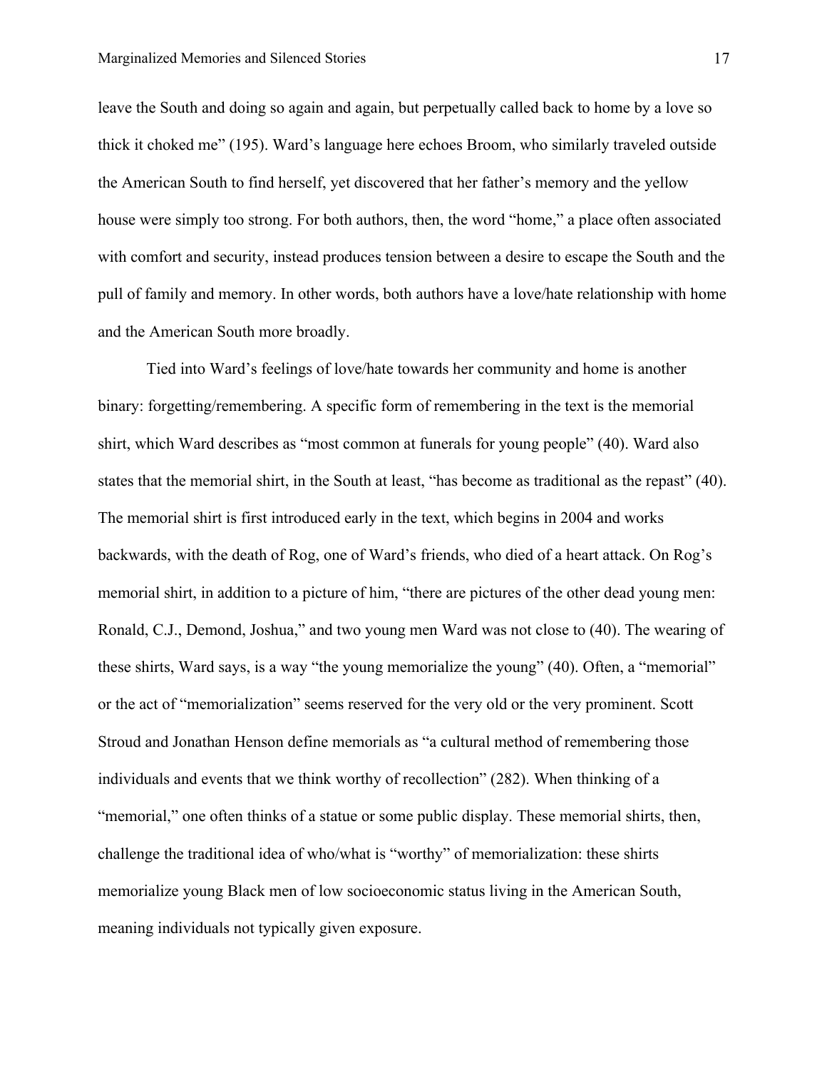leave the South and doing so again and again, but perpetually called back to home by a love so thick it choked me" (195). Ward's language here echoes Broom, who similarly traveled outside the American South to find herself, yet discovered that her father's memory and the yellow house were simply too strong. For both authors, then, the word "home," a place often associated with comfort and security, instead produces tension between a desire to escape the South and the pull of family and memory. In other words, both authors have a love/hate relationship with home and the American South more broadly.

Tied into Ward's feelings of love/hate towards her community and home is another binary: forgetting/remembering. A specific form of remembering in the text is the memorial shirt, which Ward describes as "most common at funerals for young people" (40). Ward also states that the memorial shirt, in the South at least, "has become as traditional as the repast" (40). The memorial shirt is first introduced early in the text, which begins in 2004 and works backwards, with the death of Rog, one of Ward's friends, who died of a heart attack. On Rog's memorial shirt, in addition to a picture of him, "there are pictures of the other dead young men: Ronald, C.J., Demond, Joshua," and two young men Ward was not close to (40). The wearing of these shirts, Ward says, is a way "the young memorialize the young" (40). Often, a "memorial" or the act of "memorialization" seems reserved for the very old or the very prominent. Scott Stroud and Jonathan Henson define memorials as "a cultural method of remembering those individuals and events that we think worthy of recollection" (282). When thinking of a "memorial," one often thinks of a statue or some public display. These memorial shirts, then, challenge the traditional idea of who/what is "worthy" of memorialization: these shirts memorialize young Black men of low socioeconomic status living in the American South, meaning individuals not typically given exposure.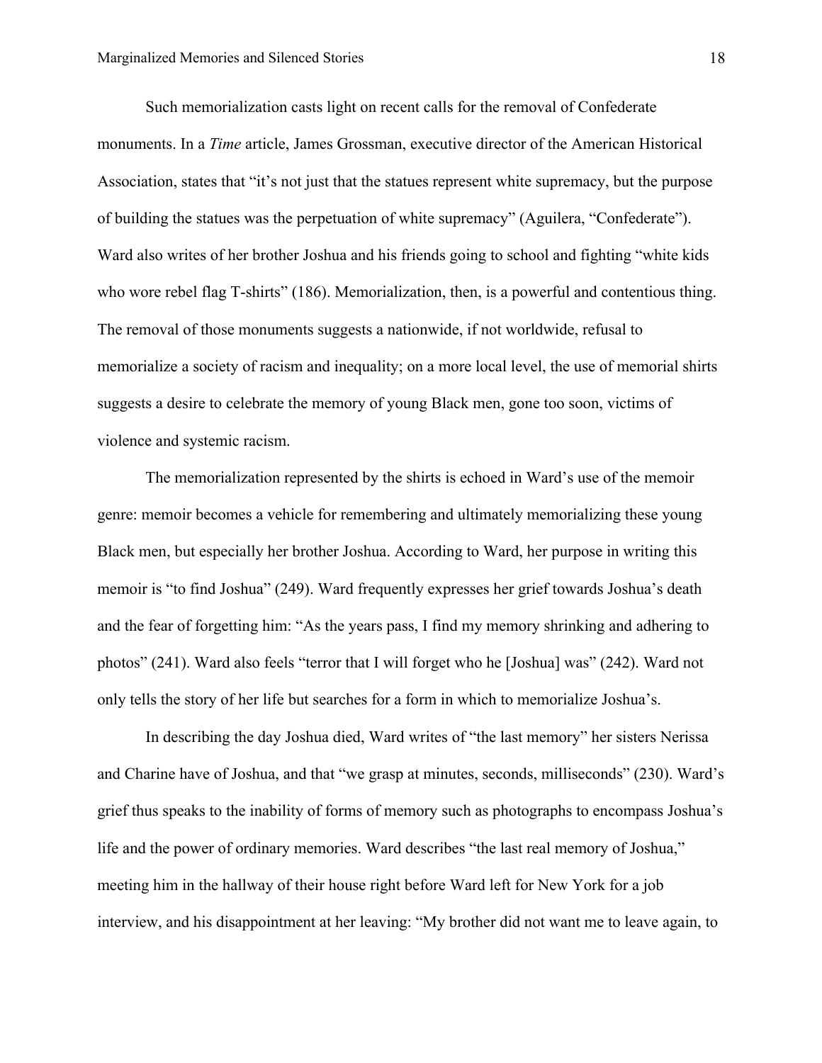Such memorialization casts light on recent calls for the removal of Confederate monuments. In a *Time* article, James Grossman, executive director of the American Historical Association, states that "it's not just that the statues represent white supremacy, but the purpose of building the statues was the perpetuation of white supremacy" (Aguilera, "Confederate"). Ward also writes of her brother Joshua and his friends going to school and fighting "white kids who wore rebel flag T-shirts" (186). Memorialization, then, is a powerful and contentious thing. The removal of those monuments suggests a nationwide, if not worldwide, refusal to memorialize a society of racism and inequality; on a more local level, the use of memorial shirts suggests a desire to celebrate the memory of young Black men, gone too soon, victims of violence and systemic racism.

The memorialization represented by the shirts is echoed in Ward's use of the memoir genre: memoir becomes a vehicle for remembering and ultimately memorializing these young Black men, but especially her brother Joshua. According to Ward, her purpose in writing this memoir is "to find Joshua" (249). Ward frequently expresses her grief towards Joshua's death and the fear of forgetting him: "As the years pass, I find my memory shrinking and adhering to photos" (241). Ward also feels "terror that I will forget who he [Joshua] was" (242). Ward not only tells the story of her life but searches for a form in which to memorialize Joshua's.

In describing the day Joshua died, Ward writes of "the last memory" her sisters Nerissa and Charine have of Joshua, and that "we grasp at minutes, seconds, milliseconds" (230). Ward's grief thus speaks to the inability of forms of memory such as photographs to encompass Joshua's life and the power of ordinary memories. Ward describes "the last real memory of Joshua," meeting him in the hallway of their house right before Ward left for New York for a job interview, and his disappointment at her leaving: "My brother did not want me to leave again, to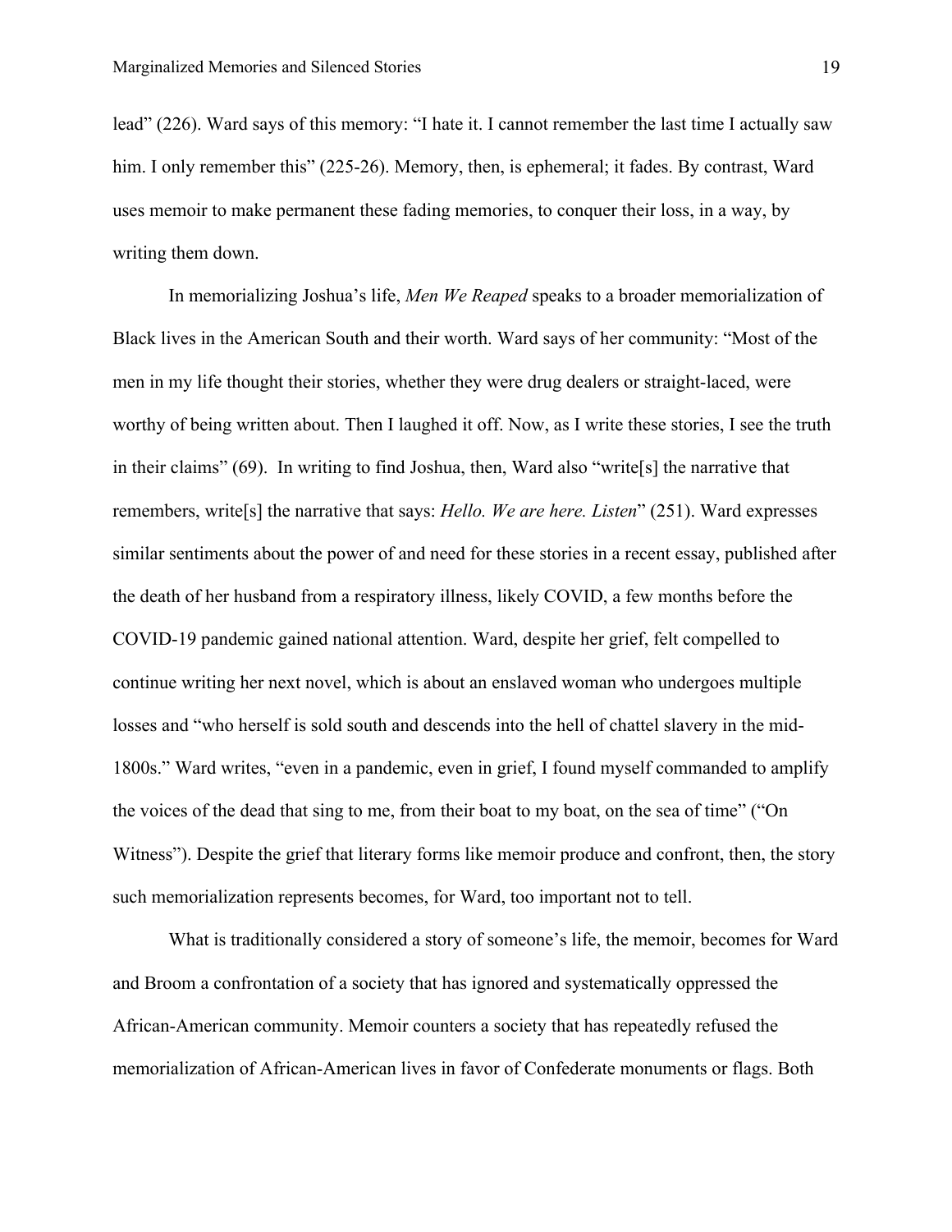lead" (226). Ward says of this memory: "I hate it. I cannot remember the last time I actually saw him. I only remember this" (225-26). Memory, then, is ephemeral; it fades. By contrast, Ward uses memoir to make permanent these fading memories, to conquer their loss, in a way, by writing them down.

In memorializing Joshua's life, *Men We Reaped* speaks to a broader memorialization of Black lives in the American South and their worth. Ward says of her community: "Most of the men in my life thought their stories, whether they were drug dealers or straight-laced, were worthy of being written about. Then I laughed it off. Now, as I write these stories, I see the truth in their claims" (69). In writing to find Joshua, then, Ward also "write[s] the narrative that remembers, write[s] the narrative that says: *Hello. We are here. Listen*" (251). Ward expresses similar sentiments about the power of and need for these stories in a recent essay, published after the death of her husband from a respiratory illness, likely COVID, a few months before the COVID-19 pandemic gained national attention. Ward, despite her grief, felt compelled to continue writing her next novel, which is about an enslaved woman who undergoes multiple losses and "who herself is sold south and descends into the hell of chattel slavery in the mid-1800s." Ward writes, "even in a pandemic, even in grief, I found myself commanded to amplify the voices of the dead that sing to me, from their boat to my boat, on the sea of time" ("On Witness"). Despite the grief that literary forms like memoir produce and confront, then, the story such memorialization represents becomes, for Ward, too important not to tell.

What is traditionally considered a story of someone's life, the memoir, becomes for Ward and Broom a confrontation of a society that has ignored and systematically oppressed the African-American community. Memoir counters a society that has repeatedly refused the memorialization of African-American lives in favor of Confederate monuments or flags. Both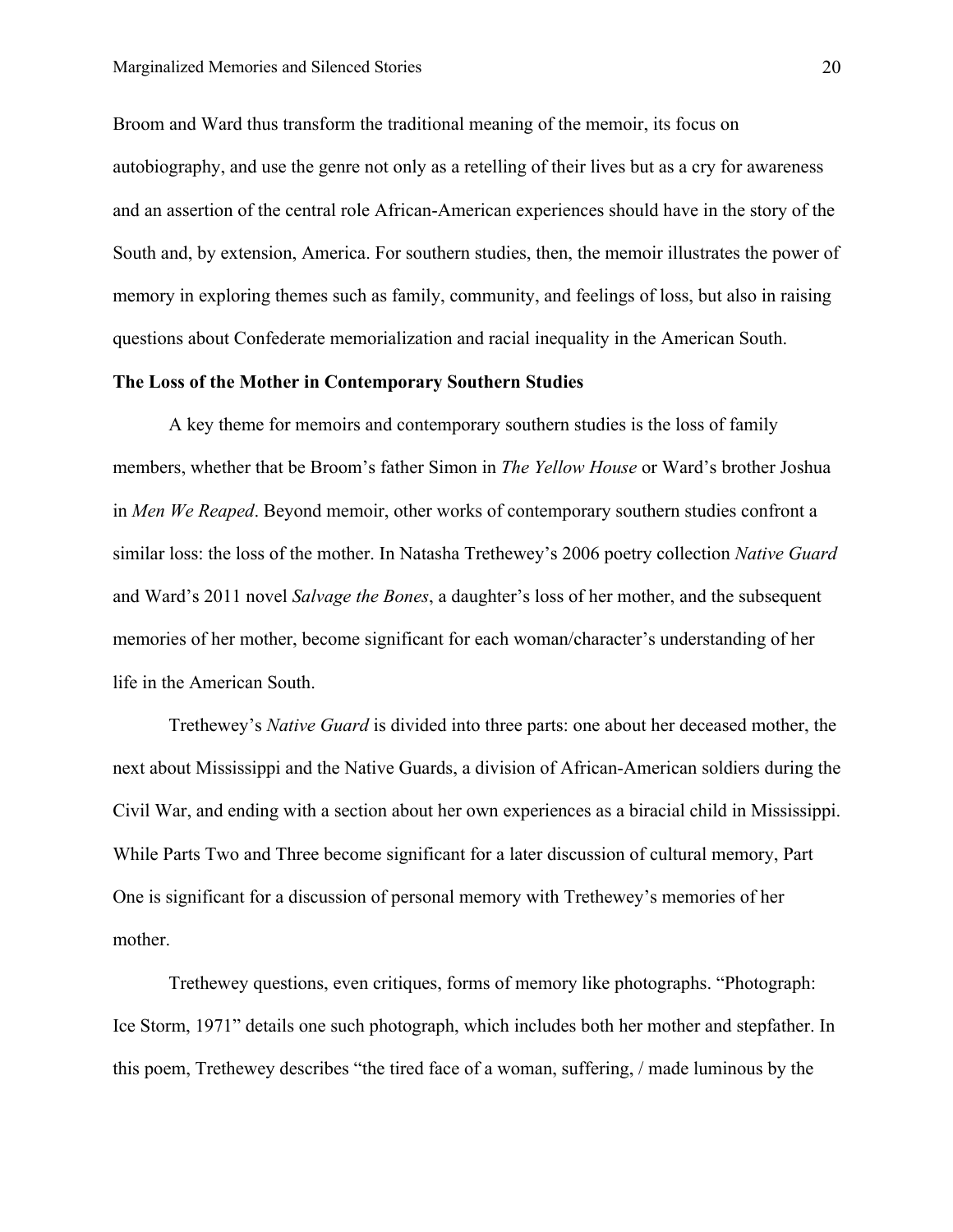Broom and Ward thus transform the traditional meaning of the memoir, its focus on autobiography, and use the genre not only as a retelling of their lives but as a cry for awareness and an assertion of the central role African-American experiences should have in the story of the South and, by extension, America. For southern studies, then, the memoir illustrates the power of memory in exploring themes such as family, community, and feelings of loss, but also in raising questions about Confederate memorialization and racial inequality in the American South.

**The Loss of the Mother in Contemporary Southern Studies**

A key theme for memoirs and contemporary southern studies is the loss of family members, whether that be Broom's father Simon in *The Yellow House* or Ward's brother Joshua in *Men We Reaped*. Beyond memoir, other works of contemporary southern studies confront a similar loss: the loss of the mother. In Natasha Trethewey's 2006 poetry collection *Native Guard* and Ward's 2011 novel *Salvage the Bones*, a daughter's loss of her mother, and the subsequent memories of her mother, become significant for each woman/character's understanding of her life in the American South.

Trethewey's *Native Guard* is divided into three parts: one about her deceased mother, the next about Mississippi and the Native Guards, a division of African-American soldiers during the Civil War, and ending with a section about her own experiences as a biracial child in Mississippi. While Parts Two and Three become significant for a later discussion of cultural memory, Part One is significant for a discussion of personal memory with Trethewey's memories of her mother.

Trethewey questions, even critiques, forms of memory like photographs. "Photograph: Ice Storm, 1971" details one such photograph, which includes both her mother and stepfather. In this poem, Trethewey describes "the tired face of a woman, suffering, / made luminous by the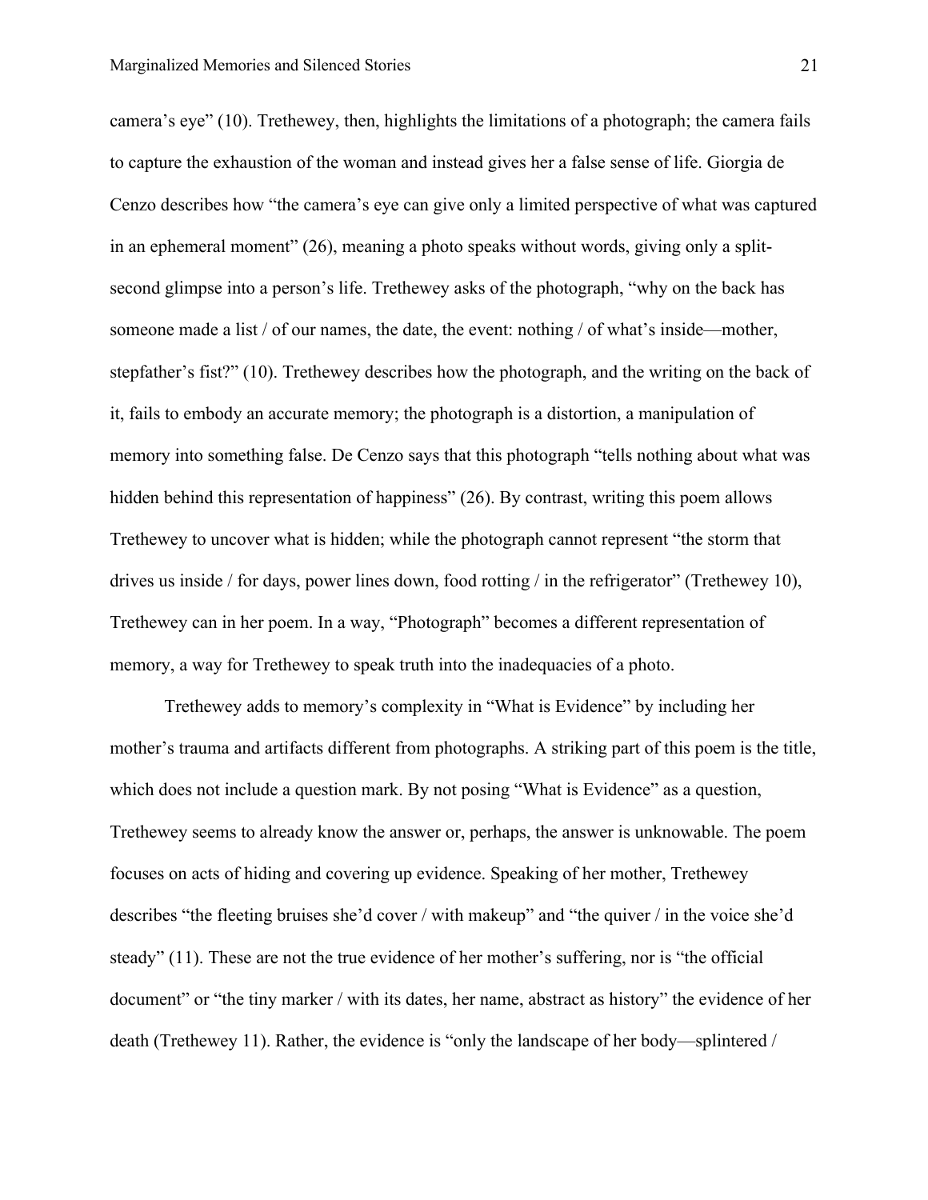camera's eye" (10). Trethewey, then, highlights the limitations of a photograph; the camera fails to capture the exhaustion of the woman and instead gives her a false sense of life. Giorgia de Cenzo describes how "the camera's eye can give only a limited perspective of what was captured in an ephemeral moment" (26), meaning a photo speaks without words, giving only a split-second glimpse into a person's life. Trethewey asks of the photograph, "why on the back has someone made a list / of our names, the date, the event: nothing / of what's inside—mother, stepfather's fist?" (10). Trethewey describes how the photograph, and the writing on the back of it, fails to embody an accurate memory; the photograph is a distortion, a manipulation of memory into something false. De Cenzo says that this photograph "tells nothing about what was hidden behind this representation of happiness" (26). By contrast, writing this poem allows Trethewey to uncover what is hidden; while the photograph cannot represent "the storm that drives us inside / for days, power lines down, food rotting / in the refrigerator" (Trethewey 10), Trethewey can in her poem. In a way, "Photograph" becomes a different representation of memory, a way for Trethewey to speak truth into the inadequacies of a photo.

Trethewey adds to memory's complexity in "What is Evidence" by including her mother's trauma and artifacts different from photographs. A striking part of this poem is the title, which does not include a question mark. By not posing "What is Evidence" as a question, Trethewey seems to already know the answer or, perhaps, the answer is unknowable. The poem focuses on acts of hiding and covering up evidence. Speaking of her mother, Trethewey describes "the fleeting bruises she'd cover / with makeup" and "the quiver / in the voice she'd steady" (11). These are not the true evidence of her mother's suffering, nor is "the official document" or "the tiny marker / with its dates, her name, abstract as history" the evidence of her death (Trethewey 11). Rather, the evidence is "only the landscape of her body—splintered /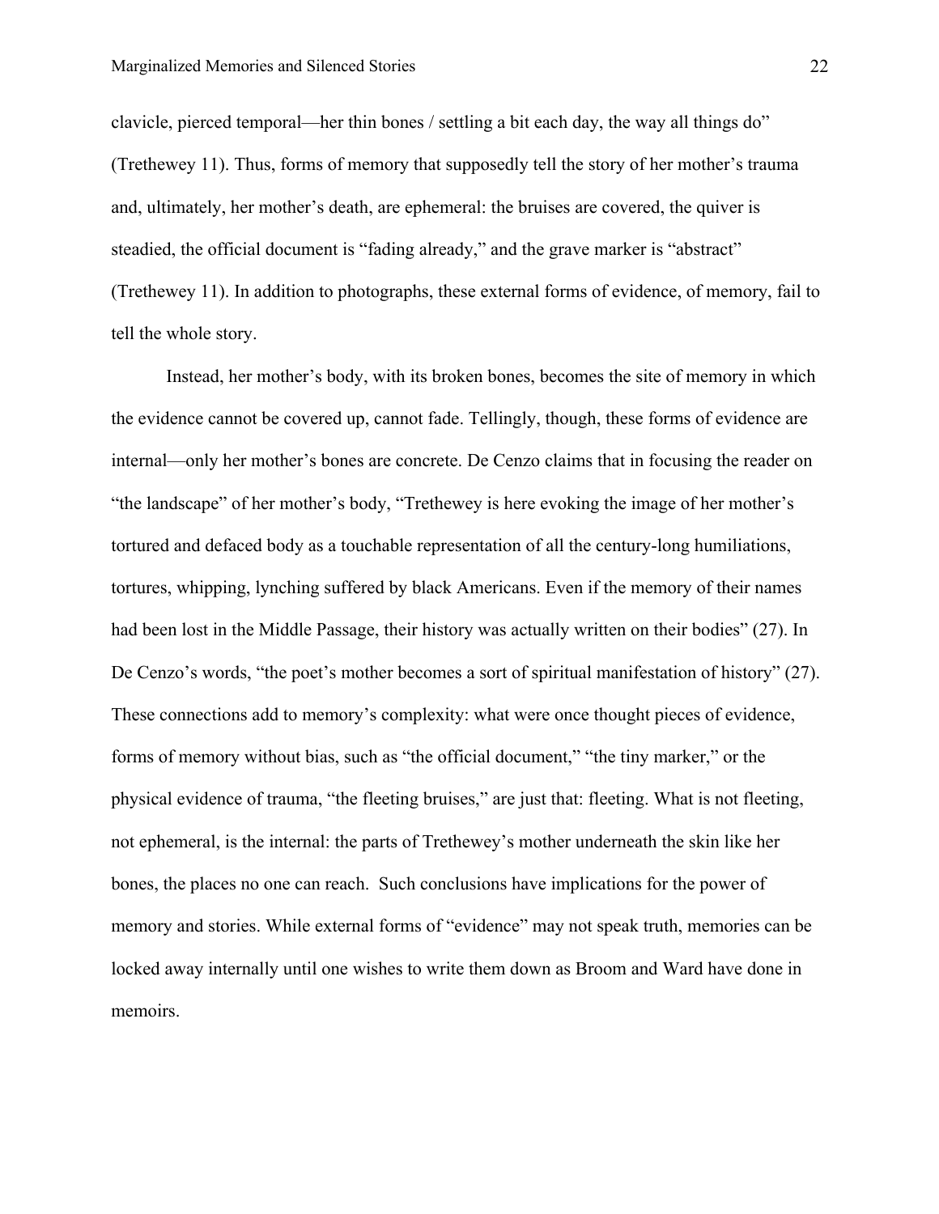clavicle, pierced temporal—her thin bones / settling a bit each day, the way all things do" (Trethewey 11). Thus, forms of memory that supposedly tell the story of her mother's trauma and, ultimately, her mother's death, are ephemeral: the bruises are covered, the quiver is steadied, the official document is "fading already," and the grave marker is "abstract" (Trethewey 11). In addition to photographs, these external forms of evidence, of memory, fail to tell the whole story.

Instead, her mother's body, with its broken bones, becomes the site of memory in which the evidence cannot be covered up, cannot fade. Tellingly, though, these forms of evidence are internal—only her mother's bones are concrete. De Cenzo claims that in focusing the reader on "the landscape" of her mother's body, "Trethewey is here evoking the image of her mother's tortured and defaced body as a touchable representation of all the century-long humiliations, tortures, whipping, lynching suffered by black Americans. Even if the memory of their names had been lost in the Middle Passage, their history was actually written on their bodies" (27). In De Cenzo's words, "the poet's mother becomes a sort of spiritual manifestation of history" (27). These connections add to memory's complexity: what were once thought pieces of evidence, forms of memory without bias, such as "the official document," "the tiny marker," or the physical evidence of trauma, "the fleeting bruises," are just that: fleeting. What is not fleeting, not ephemeral, is the internal: the parts of Trethewey's mother underneath the skin like her bones, the places no one can reach. Such conclusions have implications for the power of memory and stories. While external forms of "evidence" may not speak truth, memories can be locked away internally until one wishes to write them down as Broom and Ward have done in memoirs.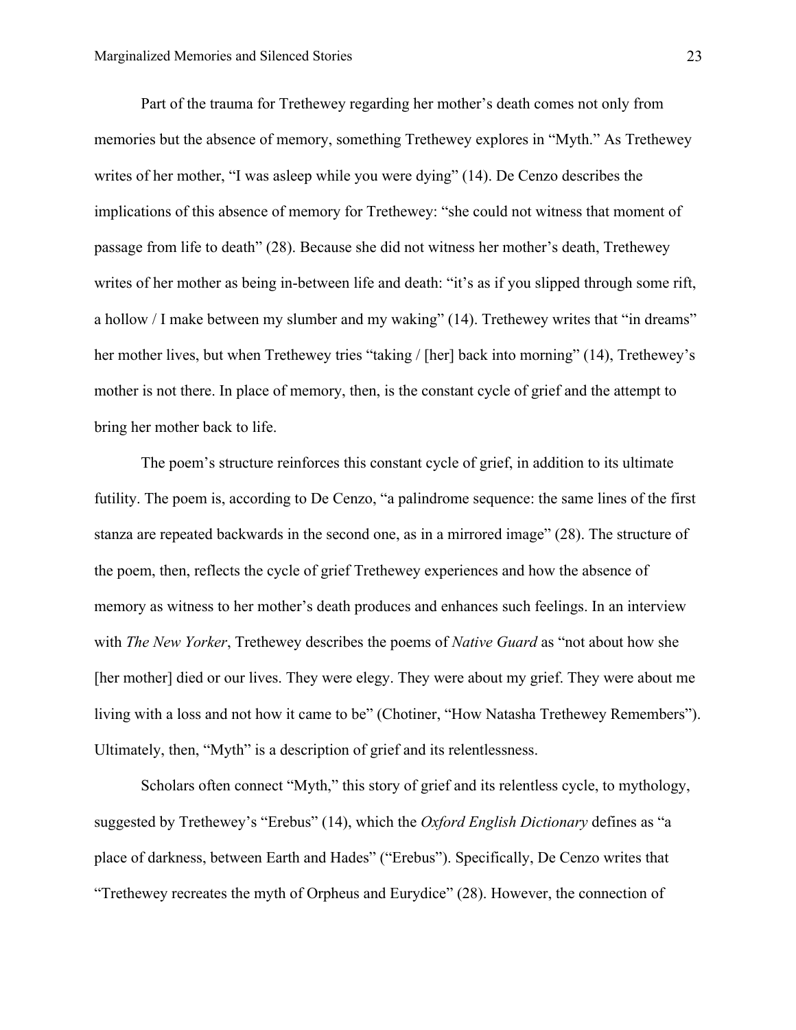Part of the trauma for Trethewey regarding her mother's death comes not only from memories but the absence of memory, something Trethewey explores in "Myth." As Trethewey writes of her mother, "I was asleep while you were dying" (14). De Cenzo describes the implications of this absence of memory for Trethewey: "she could not witness that moment of passage from life to death" (28). Because she did not witness her mother's death, Trethewey writes of her mother as being in-between life and death: "it's as if you slipped through some rift, a hollow / I make between my slumber and my waking" (14). Trethewey writes that "in dreams" her mother lives, but when Trethewey tries "taking / [her] back into morning" (14), Trethewey's mother is not there. In place of memory, then, is the constant cycle of grief and the attempt to bring her mother back to life.

The poem's structure reinforces this constant cycle of grief, in addition to its ultimate futility. The poem is, according to De Cenzo, "a palindrome sequence: the same lines of the first stanza are repeated backwards in the second one, as in a mirrored image" (28). The structure of the poem, then, reflects the cycle of grief Trethewey experiences and how the absence of memory as witness to her mother's death produces and enhances such feelings. In an interview with *The New Yorker*, Trethewey describes the poems of *Native Guard* as "not about how she [her mother] died or our lives. They were elegy. They were about my grief. They were about me living with a loss and not how it came to be" (Chotiner, "How Natasha Trethewey Remembers"). Ultimately, then, "Myth" is a description of grief and its relentlessness.

Scholars often connect "Myth," this story of grief and its relentless cycle, to mythology, suggested by Trethewey's "Erebus" (14), which the *Oxford English Dictionary* defines as "a place of darkness, between Earth and Hades" ("Erebus"). Specifically, De Cenzo writes that "Trethewey recreates the myth of Orpheus and Eurydice" (28). However, the connection of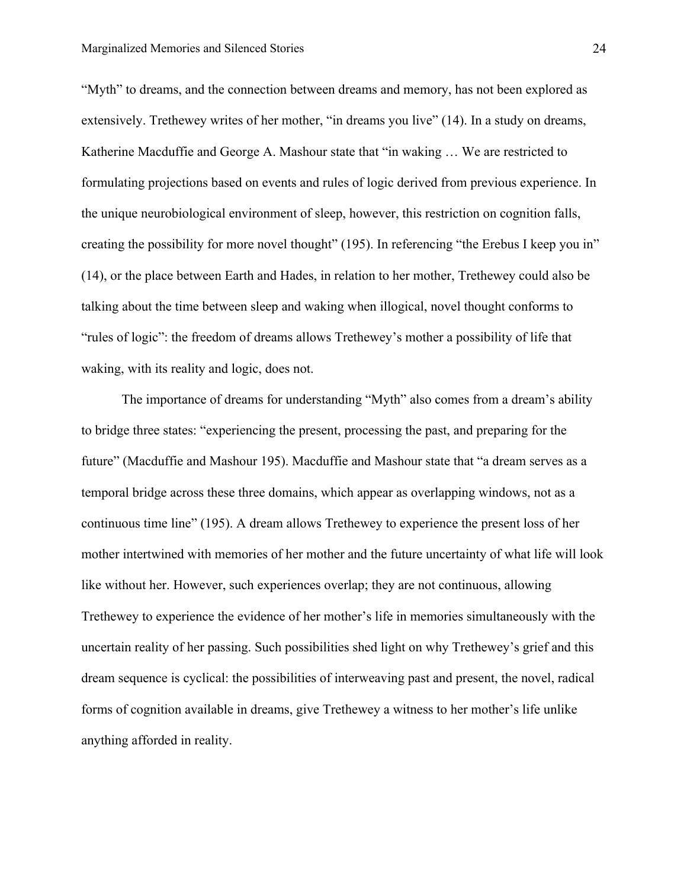"Myth" to dreams, and the connection between dreams and memory, has not been explored as extensively. Trethewey writes of her mother, "in dreams you live" (14). In a study on dreams, Katherine Macduffie and George A. Mashour state that "in waking … We are restricted to formulating projections based on events and rules of logic derived from previous experience. In the unique neurobiological environment of sleep, however, this restriction on cognition falls, creating the possibility for more novel thought" (195). In referencing "the Erebus I keep you in" (14), or the place between Earth and Hades, in relation to her mother, Trethewey could also be talking about the time between sleep and waking when illogical, novel thought conforms to "rules of logic": the freedom of dreams allows Trethewey's mother a possibility of life that waking, with its reality and logic, does not.

The importance of dreams for understanding "Myth" also comes from a dream's ability to bridge three states: "experiencing the present, processing the past, and preparing for the future" (Macduffie and Mashour 195). Macduffie and Mashour state that "a dream serves as a temporal bridge across these three domains, which appear as overlapping windows, not as a continuous time line" (195). A dream allows Trethewey to experience the present loss of her mother intertwined with memories of her mother and the future uncertainty of what life will look like without her. However, such experiences overlap; they are not continuous, allowing Trethewey to experience the evidence of her mother's life in memories simultaneously with the uncertain reality of her passing. Such possibilities shed light on why Trethewey's grief and this dream sequence is cyclical: the possibilities of interweaving past and present, the novel, radical forms of cognition available in dreams, give Trethewey a witness to her mother's life unlike anything afforded in reality.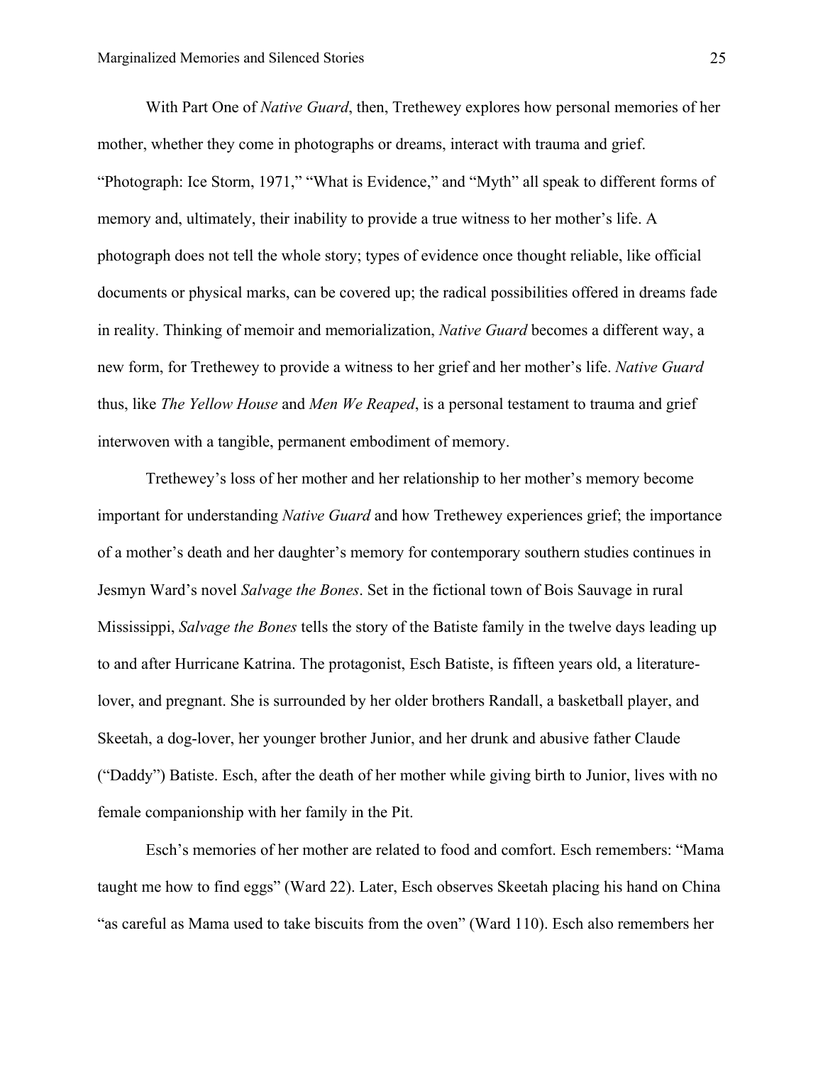With Part One of *Native Guard*, then, Trethewey explores how personal memories of her mother, whether they come in photographs or dreams, interact with trauma and grief. "Photograph: Ice Storm, 1971," "What is Evidence," and "Myth" all speak to different forms of memory and, ultimately, their inability to provide a true witness to her mother's life. A photograph does not tell the whole story; types of evidence once thought reliable, like official documents or physical marks, can be covered up; the radical possibilities offered in dreams fade in reality. Thinking of memoir and memorialization, *Native Guard* becomes a different way, a new form, for Trethewey to provide a witness to her grief and her mother's life. *Native Guard* thus, like *The Yellow House* and *Men We Reaped*, is a personal testament to trauma and grief interwoven with a tangible, permanent embodiment of memory.

Trethewey's loss of her mother and her relationship to her mother's memory become important for understanding *Native Guard* and how Trethewey experiences grief; the importance of a mother's death and her daughter's memory for contemporary southern studies continues in Jesmyn Ward's novel *Salvage the Bones*. Set in the fictional town of Bois Sauvage in rural Mississippi, *Salvage the Bones* tells the story of the Batiste family in the twelve days leading up to and after Hurricane Katrina. The protagonist, Esch Batiste, is fifteen years old, a literature-lover, and pregnant. She is surrounded by her older brothers Randall, a basketball player, and Skeetah, a dog-lover, her younger brother Junior, and her drunk and abusive father Claude ("Daddy") Batiste. Esch, after the death of her mother while giving birth to Junior, lives with no female companionship with her family in the Pit.

Esch's memories of her mother are related to food and comfort. Esch remembers: "Mama taught me how to find eggs" (Ward 22). Later, Esch observes Skeetah placing his hand on China "as careful as Mama used to take biscuits from the oven" (Ward 110). Esch also remembers her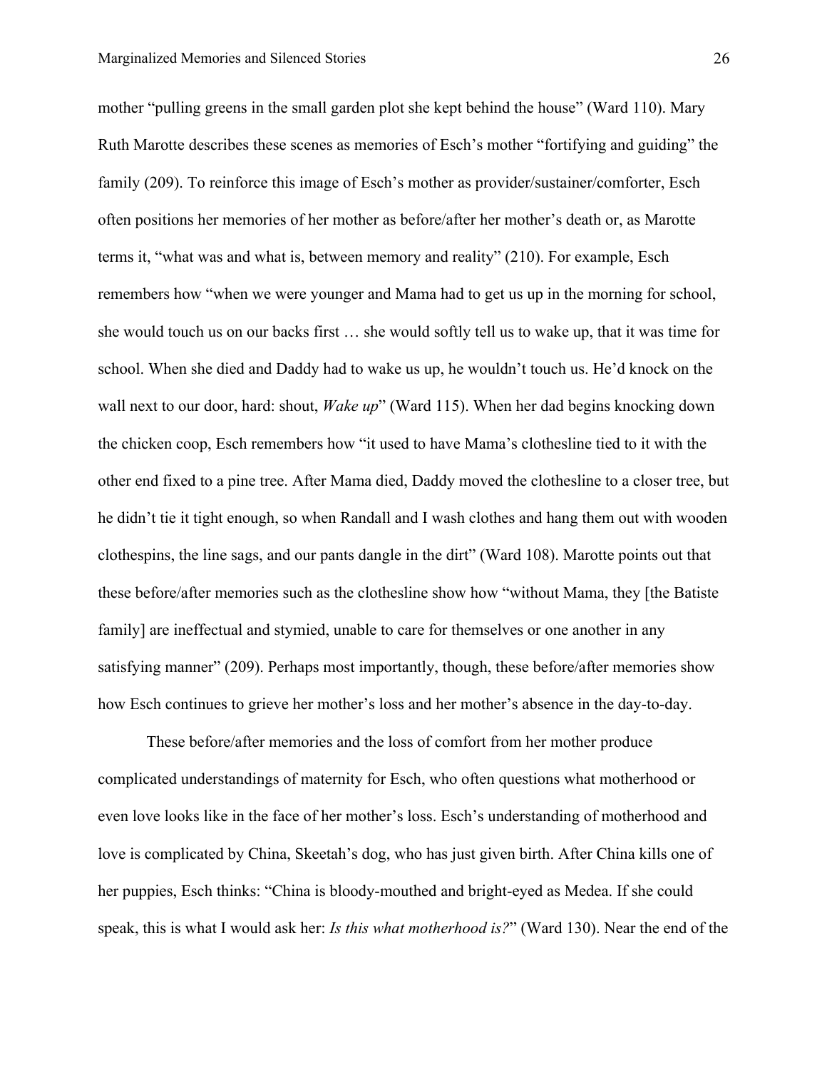mother "pulling greens in the small garden plot she kept behind the house" (Ward 110). Mary Ruth Marotte describes these scenes as memories of Esch's mother "fortifying and guiding" the family (209). To reinforce this image of Esch's mother as provider/sustainer/comforter, Esch often positions her memories of her mother as before/after her mother's death or, as Marotte terms it, "what was and what is, between memory and reality" (210). For example, Esch remembers how "when we were younger and Mama had to get us up in the morning for school, she would touch us on our backs first … she would softly tell us to wake up, that it was time for school. When she died and Daddy had to wake us up, he wouldn't touch us. He'd knock on the wall next to our door, hard: shout, *Wake up*" (Ward 115). When her dad begins knocking down the chicken coop, Esch remembers how "it used to have Mama's clothesline tied to it with the other end fixed to a pine tree. After Mama died, Daddy moved the clothesline to a closer tree, but he didn't tie it tight enough, so when Randall and I wash clothes and hang them out with wooden clothespins, the line sags, and our pants dangle in the dirt" (Ward 108). Marotte points out that these before/after memories such as the clothesline show how "without Mama, they [the Batiste family] are ineffectual and stymied, unable to care for themselves or one another in any satisfying manner" (209). Perhaps most importantly, though, these before/after memories show how Esch continues to grieve her mother's loss and her mother's absence in the day-to-day.

These before/after memories and the loss of comfort from her mother produce complicated understandings of maternity for Esch, who often questions what motherhood or even love looks like in the face of her mother's loss. Esch's understanding of motherhood and love is complicated by China, Skeetah's dog, who has just given birth. After China kills one of her puppies, Esch thinks: "China is bloody-mouthed and bright-eyed as Medea. If she could speak, this is what I would ask her: *Is this what motherhood is?*" (Ward 130). Near the end of the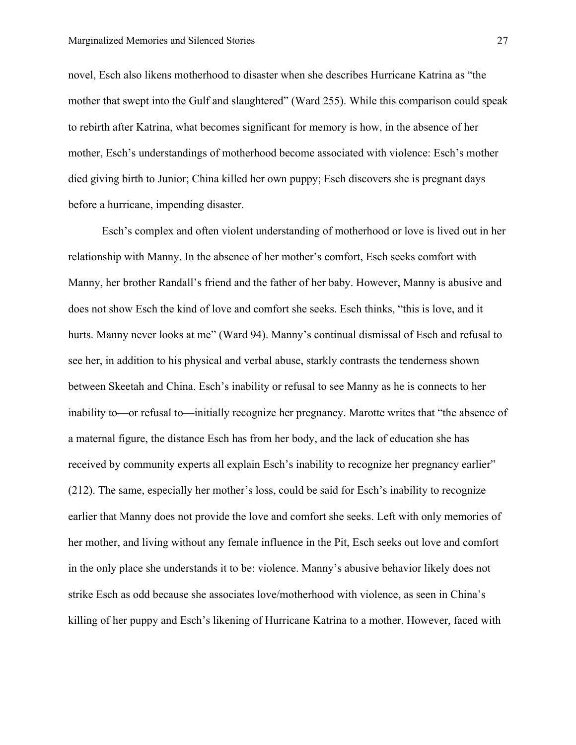novel, Esch also likens motherhood to disaster when she describes Hurricane Katrina as "the mother that swept into the Gulf and slaughtered" (Ward 255). While this comparison could speak to rebirth after Katrina, what becomes significant for memory is how, in the absence of her mother, Esch's understandings of motherhood become associated with violence: Esch's mother died giving birth to Junior; China killed her own puppy; Esch discovers she is pregnant days before a hurricane, impending disaster.

Esch's complex and often violent understanding of motherhood or love is lived out in her relationship with Manny. In the absence of her mother's comfort, Esch seeks comfort with Manny, her brother Randall's friend and the father of her baby. However, Manny is abusive and does not show Esch the kind of love and comfort she seeks. Esch thinks, "this is love, and it hurts. Manny never looks at me" (Ward 94). Manny's continual dismissal of Esch and refusal to see her, in addition to his physical and verbal abuse, starkly contrasts the tenderness shown between Skeetah and China. Esch's inability or refusal to see Manny as he is connects to her inability to—or refusal to—initially recognize her pregnancy. Marotte writes that "the absence of a maternal figure, the distance Esch has from her body, and the lack of education she has received by community experts all explain Esch's inability to recognize her pregnancy earlier" (212). The same, especially her mother's loss, could be said for Esch's inability to recognize earlier that Manny does not provide the love and comfort she seeks. Left with only memories of her mother, and living without any female influence in the Pit, Esch seeks out love and comfort in the only place she understands it to be: violence. Manny's abusive behavior likely does not strike Esch as odd because she associates love/motherhood with violence, as seen in China's killing of her puppy and Esch's likening of Hurricane Katrina to a mother. However, faced with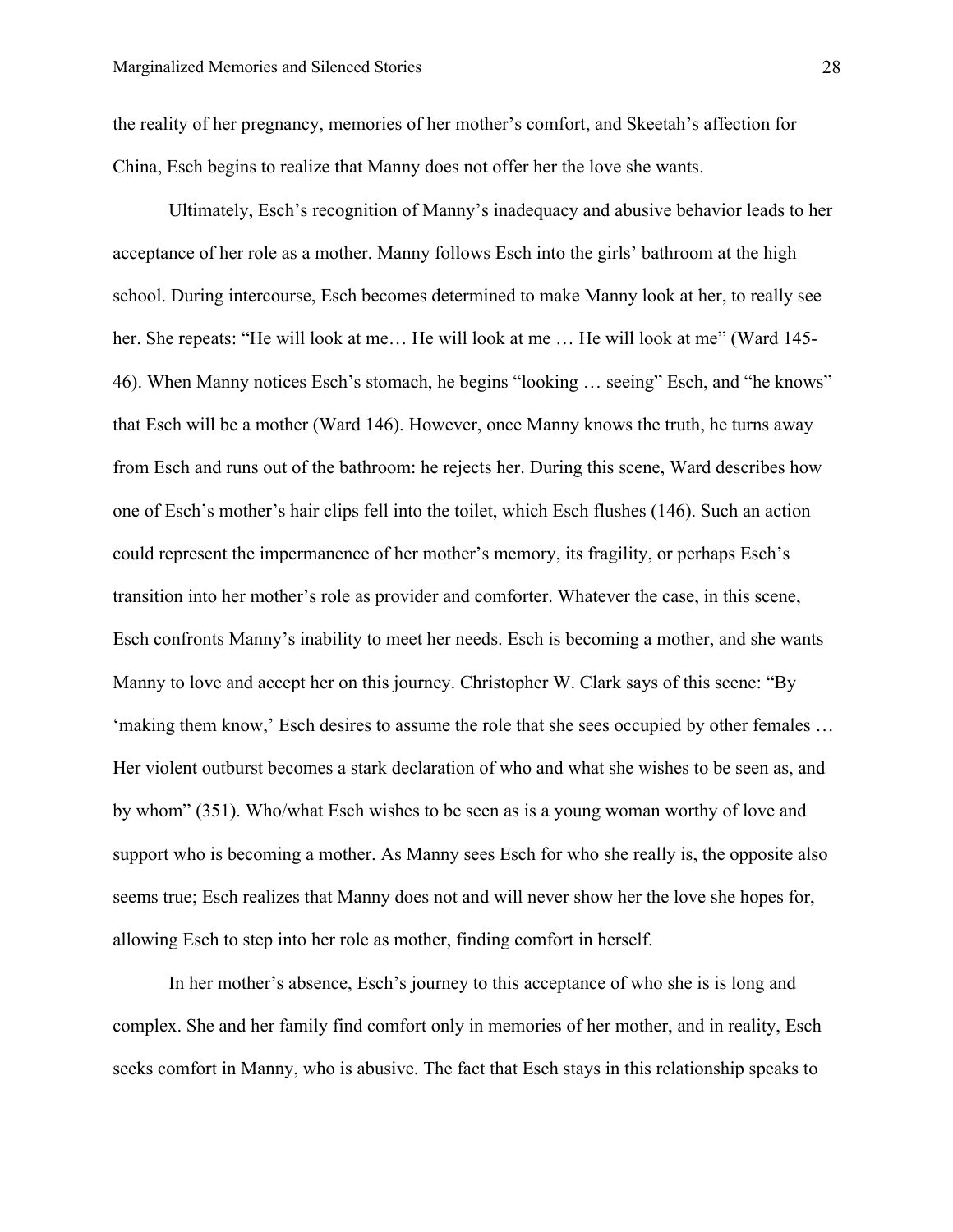the reality of her pregnancy, memories of her mother's comfort, and Skeetah's affection for China, Esch begins to realize that Manny does not offer her the love she wants.

Ultimately, Esch's recognition of Manny's inadequacy and abusive behavior leads to her acceptance of her role as a mother. Manny follows Esch into the girls' bathroom at the high school. During intercourse, Esch becomes determined to make Manny look at her, to really see her. She repeats: "He will look at me… He will look at me … He will look at me" (Ward 145-46). When Manny notices Esch's stomach, he begins "looking … seeing" Esch, and "he knows" that Esch will be a mother (Ward 146). However, once Manny knows the truth, he turns away from Esch and runs out of the bathroom: he rejects her. During this scene, Ward describes how one of Esch's mother's hair clips fell into the toilet, which Esch flushes (146). Such an action could represent the impermanence of her mother's memory, its fragility, or perhaps Esch's transition into her mother's role as provider and comforter. Whatever the case, in this scene, Esch confronts Manny's inability to meet her needs. Esch is becoming a mother, and she wants Manny to love and accept her on this journey. Christopher W. Clark says of this scene: "By 'making them know,' Esch desires to assume the role that she sees occupied by other females … Her violent outburst becomes a stark declaration of who and what she wishes to be seen as, and by whom" (351). Who/what Esch wishes to be seen as is a young woman worthy of love and support who is becoming a mother. As Manny sees Esch for who she really is, the opposite also seems true; Esch realizes that Manny does not and will never show her the love she hopes for, allowing Esch to step into her role as mother, finding comfort in herself.

In her mother's absence, Esch's journey to this acceptance of who she is is long and complex. She and her family find comfort only in memories of her mother, and in reality, Esch seeks comfort in Manny, who is abusive. The fact that Esch stays in this relationship speaks to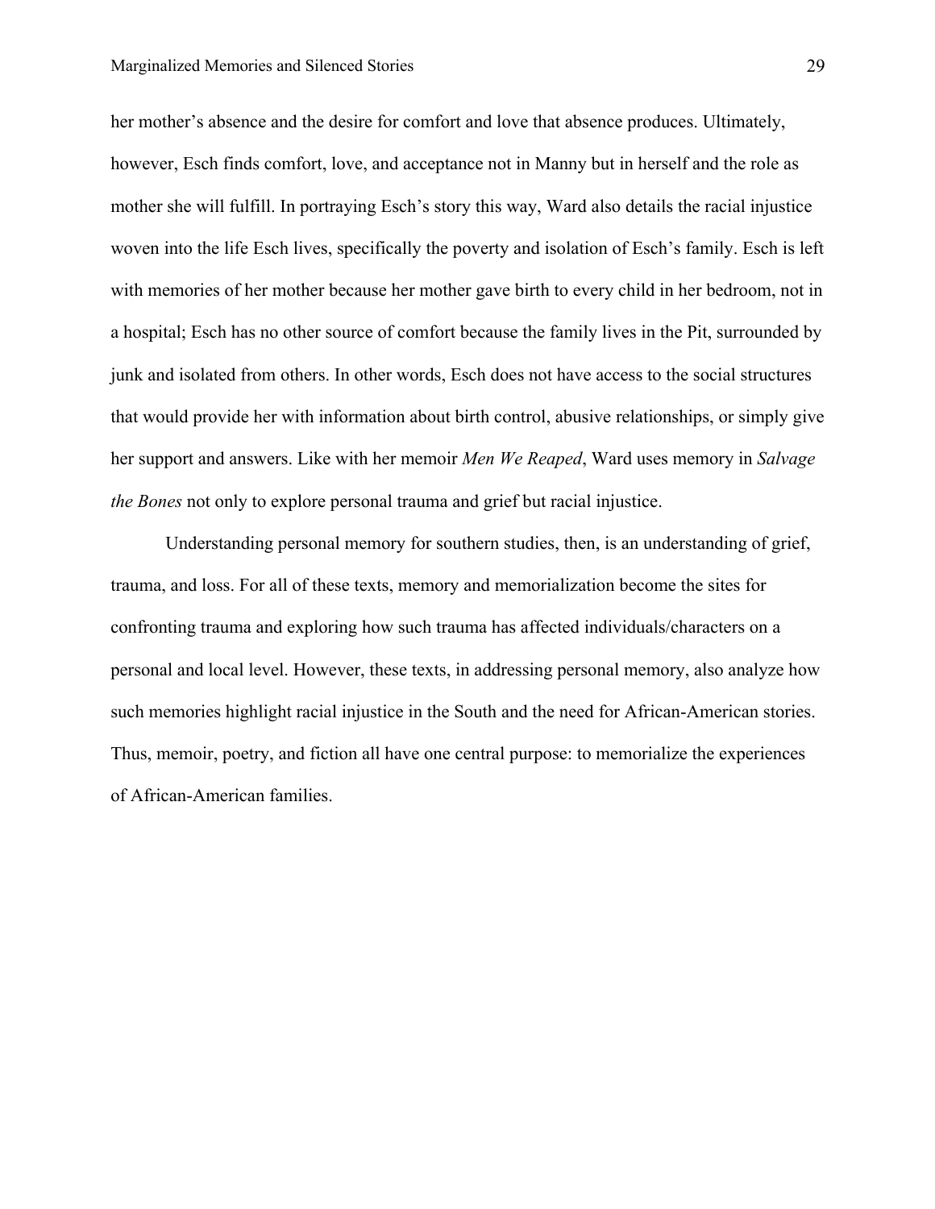her mother's absence and the desire for comfort and love that absence produces. Ultimately, however, Esch finds comfort, love, and acceptance not in Manny but in herself and the role as mother she will fulfill. In portraying Esch's story this way, Ward also details the racial injustice woven into the life Esch lives, specifically the poverty and isolation of Esch's family. Esch is left with memories of her mother because her mother gave birth to every child in her bedroom, not in a hospital; Esch has no other source of comfort because the family lives in the Pit, surrounded by junk and isolated from others. In other words, Esch does not have access to the social structures that would provide her with information about birth control, abusive relationships, or simply give her support and answers. Like with her memoir *Men We Reaped*, Ward uses memory in *Salvage the Bones* not only to explore personal trauma and grief but racial injustice.

Understanding personal memory for southern studies, then, is an understanding of grief, trauma, and loss. For all of these texts, memory and memorialization become the sites for confronting trauma and exploring how such trauma has affected individuals/characters on a personal and local level. However, these texts, in addressing personal memory, also analyze how such memories highlight racial injustice in the South and the need for African-American stories. Thus, memoir, poetry, and fiction all have one central purpose: to memorialize the experiences of African-American families.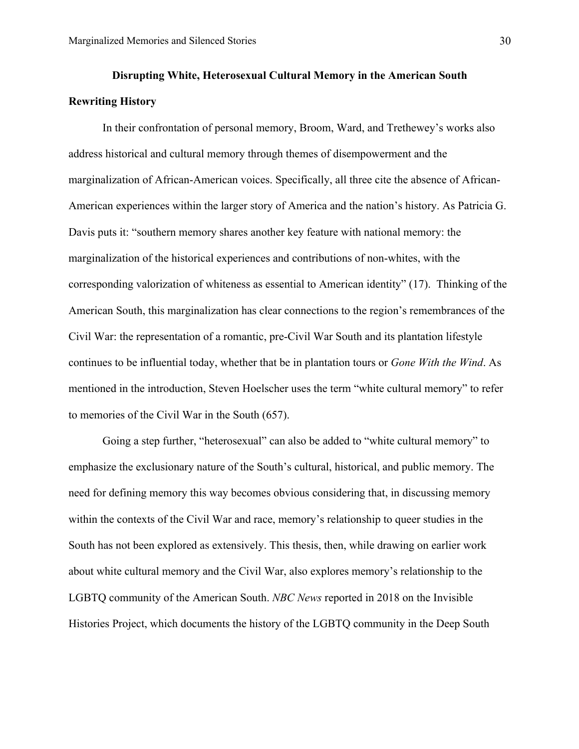## Disrupting White, Heterosexual Cultural Memory in the American South

### Rewriting History

In their confrontation of personal memory, Broom, Ward, and Trethewey's works also address historical and cultural memory through themes of disempowerment and the marginalization of African-American voices. Specifically, all three cite the absence of African-American experiences within the larger story of America and the nation's history. As Patricia G. Davis puts it: "southern memory shares another key feature with national memory: the marginalization of the historical experiences and contributions of non-whites, with the corresponding valorization of whiteness as essential to American identity" (17). Thinking of the American South, this marginalization has clear connections to the region's remembrances of the Civil War: the representation of a romantic, pre-Civil War South and its plantation lifestyle continues to be influential today, whether that be in plantation tours or *Gone With the Wind*. As mentioned in the introduction, Steven Hoelscher uses the term "white cultural memory" to refer to memories of the Civil War in the South (657).

Going a step further, "heterosexual" can also be added to "white cultural memory" to emphasize the exclusionary nature of the South's cultural, historical, and public memory. The need for defining memory this way becomes obvious considering that, in discussing memory within the contexts of the Civil War and race, memory's relationship to queer studies in the South has not been explored as extensively. This thesis, then, while drawing on earlier work about white cultural memory and the Civil War, also explores memory's relationship to the LGBTQ community of the American South. *NBC News* reported in 2018 on the Invisible Histories Project, which documents the history of the LGBTQ community in the Deep South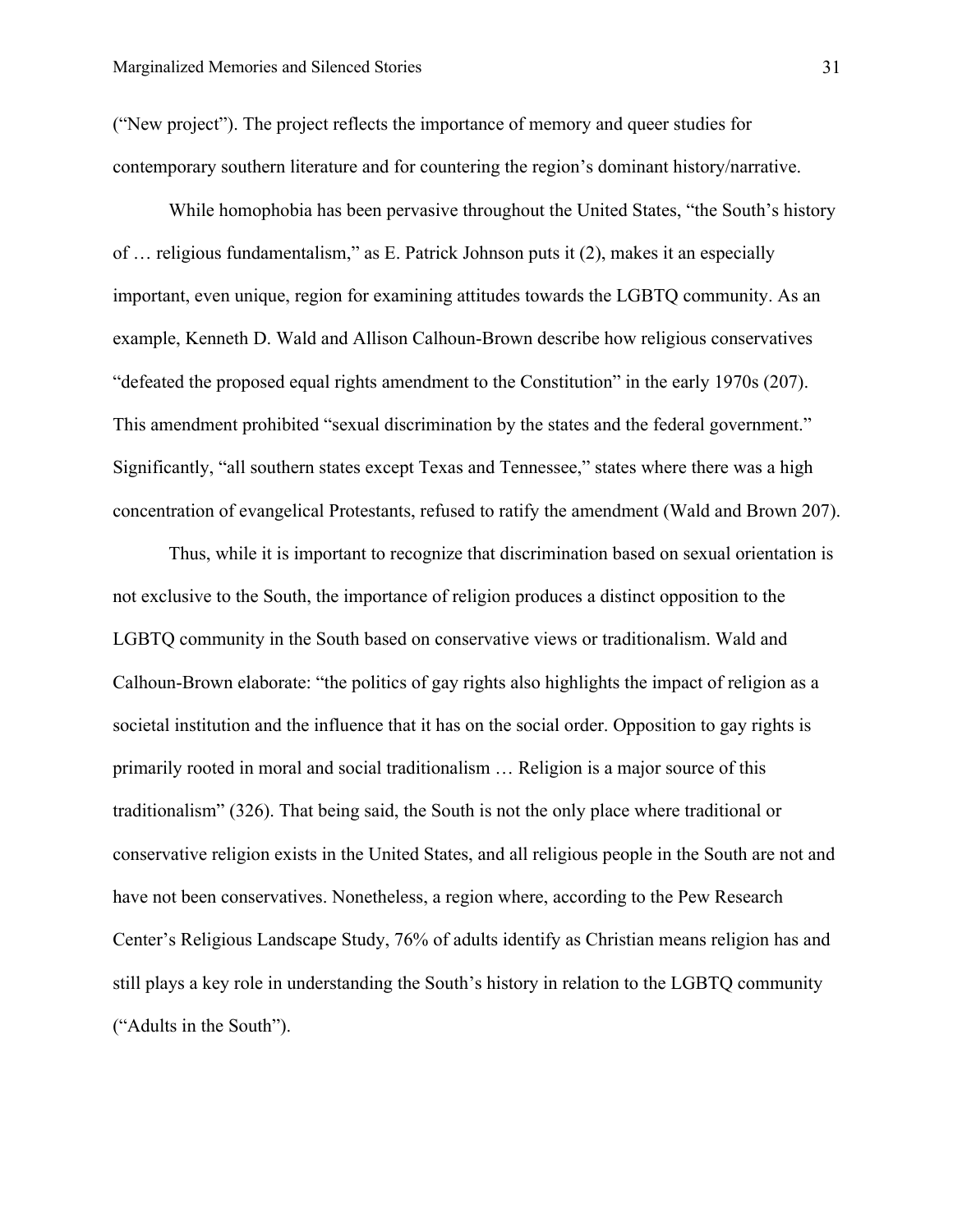("New project"). The project reflects the importance of memory and queer studies for contemporary southern literature and for countering the region's dominant history/narrative.

While homophobia has been pervasive throughout the United States, "the South's history of … religious fundamentalism," as E. Patrick Johnson puts it (2), makes it an especially important, even unique, region for examining attitudes towards the LGBTQ community. As an example, Kenneth D. Wald and Allison Calhoun-Brown describe how religious conservatives "defeated the proposed equal rights amendment to the Constitution" in the early 1970s (207). This amendment prohibited "sexual discrimination by the states and the federal government." Significantly, "all southern states except Texas and Tennessee," states where there was a high concentration of evangelical Protestants, refused to ratify the amendment (Wald and Brown 207).

Thus, while it is important to recognize that discrimination based on sexual orientation is not exclusive to the South, the importance of religion produces a distinct opposition to the LGBTQ community in the South based on conservative views or traditionalism. Wald and Calhoun-Brown elaborate: "the politics of gay rights also highlights the impact of religion as a societal institution and the influence that it has on the social order. Opposition to gay rights is primarily rooted in moral and social traditionalism … Religion is a major source of this traditionalism" (326). That being said, the South is not the only place where traditional or conservative religion exists in the United States, and all religious people in the South are not and have not been conservatives. Nonetheless, a region where, according to the Pew Research Center's Religious Landscape Study, 76% of adults identify as Christian means religion has and still plays a key role in understanding the South's history in relation to the LGBTQ community ("Adults in the South").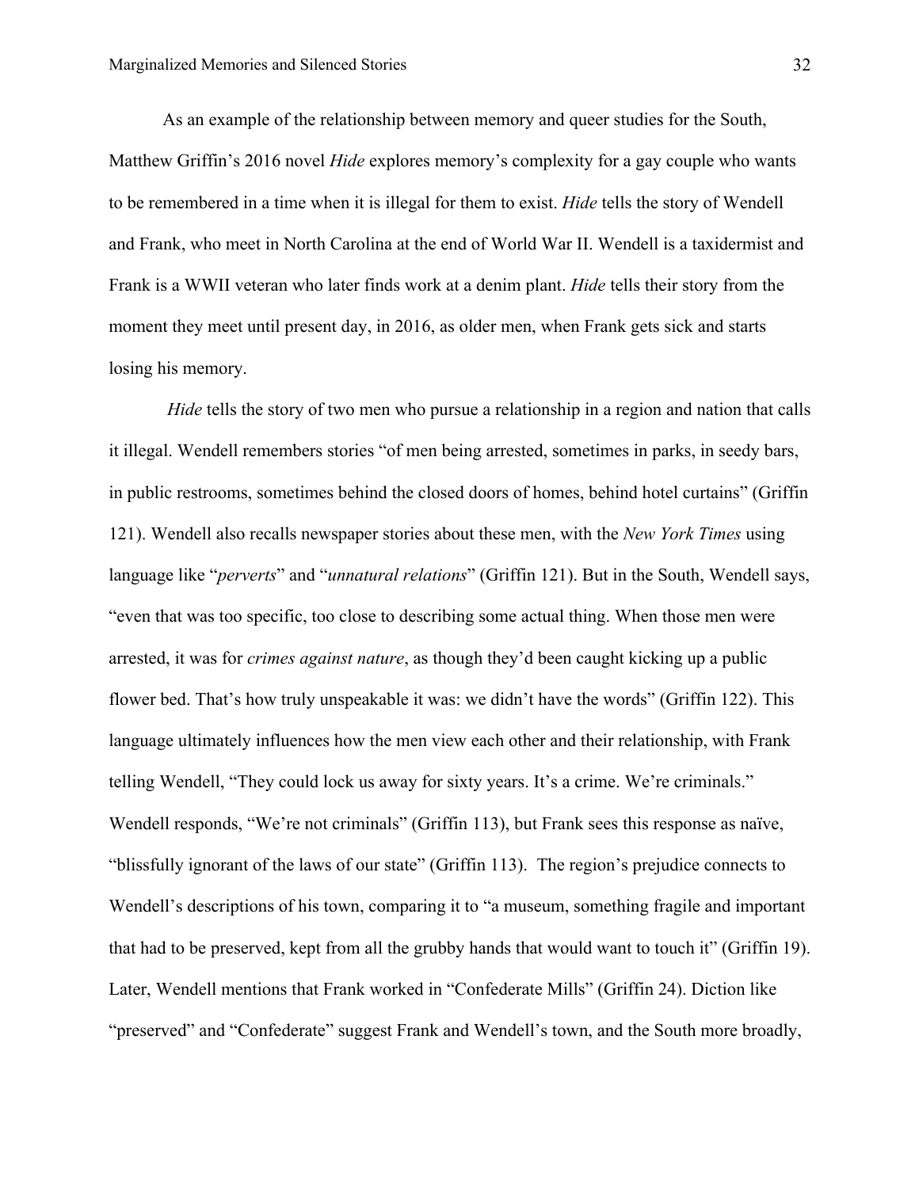As an example of the relationship between memory and queer studies for the South, Matthew Griffin's 2016 novel *Hide* explores memory's complexity for a gay couple who wants to be remembered in a time when it is illegal for them to exist. *Hide* tells the story of Wendell and Frank, who meet in North Carolina at the end of World War II. Wendell is a taxidermist and Frank is a WWII veteran who later finds work at a denim plant. *Hide* tells their story from the moment they meet until present day, in 2016, as older men, when Frank gets sick and starts losing his memory.

*Hide* tells the story of two men who pursue a relationship in a region and nation that calls it illegal. Wendell remembers stories "of men being arrested, sometimes in parks, in seedy bars, in public restrooms, sometimes behind the closed doors of homes, behind hotel curtains" (Griffin 121). Wendell also recalls newspaper stories about these men, with the *New York Times* using language like "*perverts*" and "*unnatural relations*" (Griffin 121). But in the South, Wendell says, "even that was too specific, too close to describing some actual thing. When those men were arrested, it was for *crimes against nature*, as though they'd been caught kicking up a public flower bed. That's how truly unspeakable it was: we didn't have the words" (Griffin 122). This language ultimately influences how the men view each other and their relationship, with Frank telling Wendell, "They could lock us away for sixty years. It's a crime. We're criminals." Wendell responds, "We're not criminals" (Griffin 113), but Frank sees this response as naïve, "blissfully ignorant of the laws of our state" (Griffin 113). The region's prejudice connects to Wendell's descriptions of his town, comparing it to "a museum, something fragile and important that had to be preserved, kept from all the grubby hands that would want to touch it" (Griffin 19). Later, Wendell mentions that Frank worked in "Confederate Mills" (Griffin 24). Diction like "preserved" and "Confederate" suggest Frank and Wendell's town, and the South more broadly,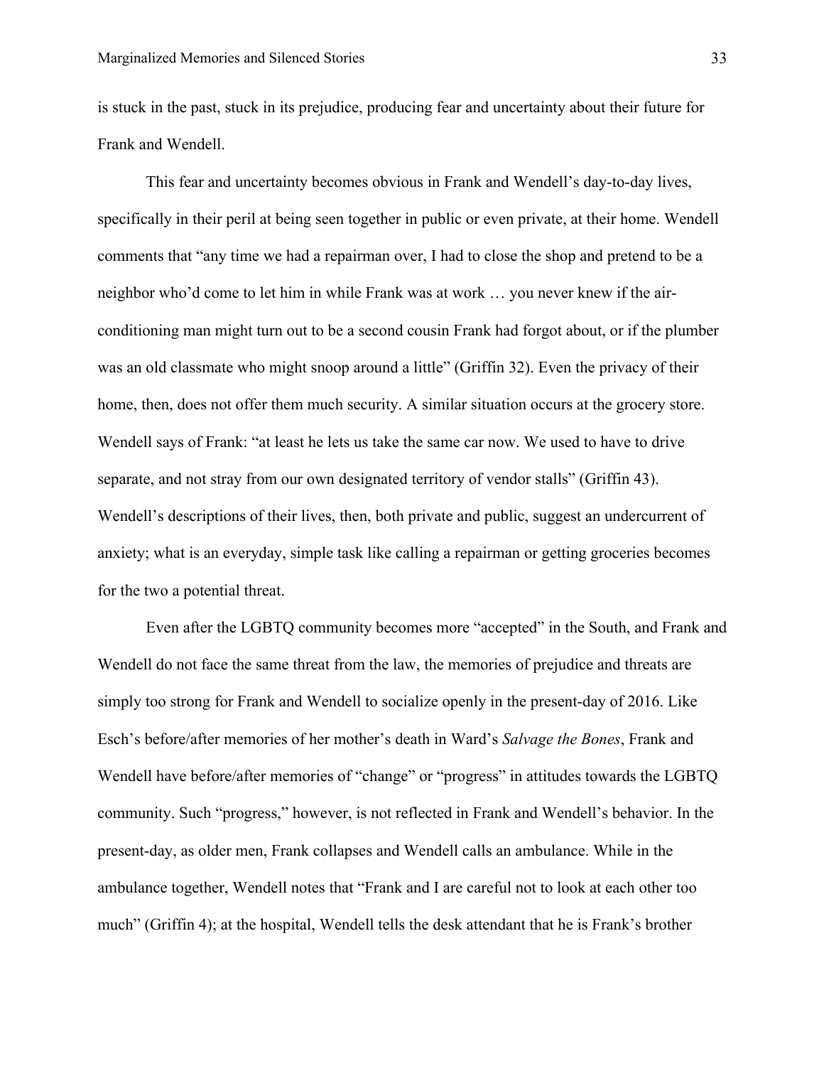is stuck in the past, stuck in its prejudice, producing fear and uncertainty about their future for Frank and Wendell.

This fear and uncertainty becomes obvious in Frank and Wendell's day-to-day lives, specifically in their peril at being seen together in public or even private, at their home. Wendell comments that "any time we had a repairman over, I had to close the shop and pretend to be a neighbor who'd come to let him in while Frank was at work … you never knew if the air-conditioning man might turn out to be a second cousin Frank had forgot about, or if the plumber was an old classmate who might snoop around a little" (Griffin 32). Even the privacy of their home, then, does not offer them much security. A similar situation occurs at the grocery store. Wendell says of Frank: "at least he lets us take the same car now. We used to have to drive separate, and not stray from our own designated territory of vendor stalls" (Griffin 43). Wendell's descriptions of their lives, then, both private and public, suggest an undercurrent of anxiety; what is an everyday, simple task like calling a repairman or getting groceries becomes for the two a potential threat.

Even after the LGBTQ community becomes more "accepted" in the South, and Frank and Wendell do not face the same threat from the law, the memories of prejudice and threats are simply too strong for Frank and Wendell to socialize openly in the present-day of 2016. Like Esch's before/after memories of her mother's death in Ward's *Salvage the Bones*, Frank and Wendell have before/after memories of "change" or "progress" in attitudes towards the LGBTQ community. Such "progress," however, is not reflected in Frank and Wendell's behavior. In the present-day, as older men, Frank collapses and Wendell calls an ambulance. While in the ambulance together, Wendell notes that "Frank and I are careful not to look at each other too much" (Griffin 4); at the hospital, Wendell tells the desk attendant that he is Frank's brother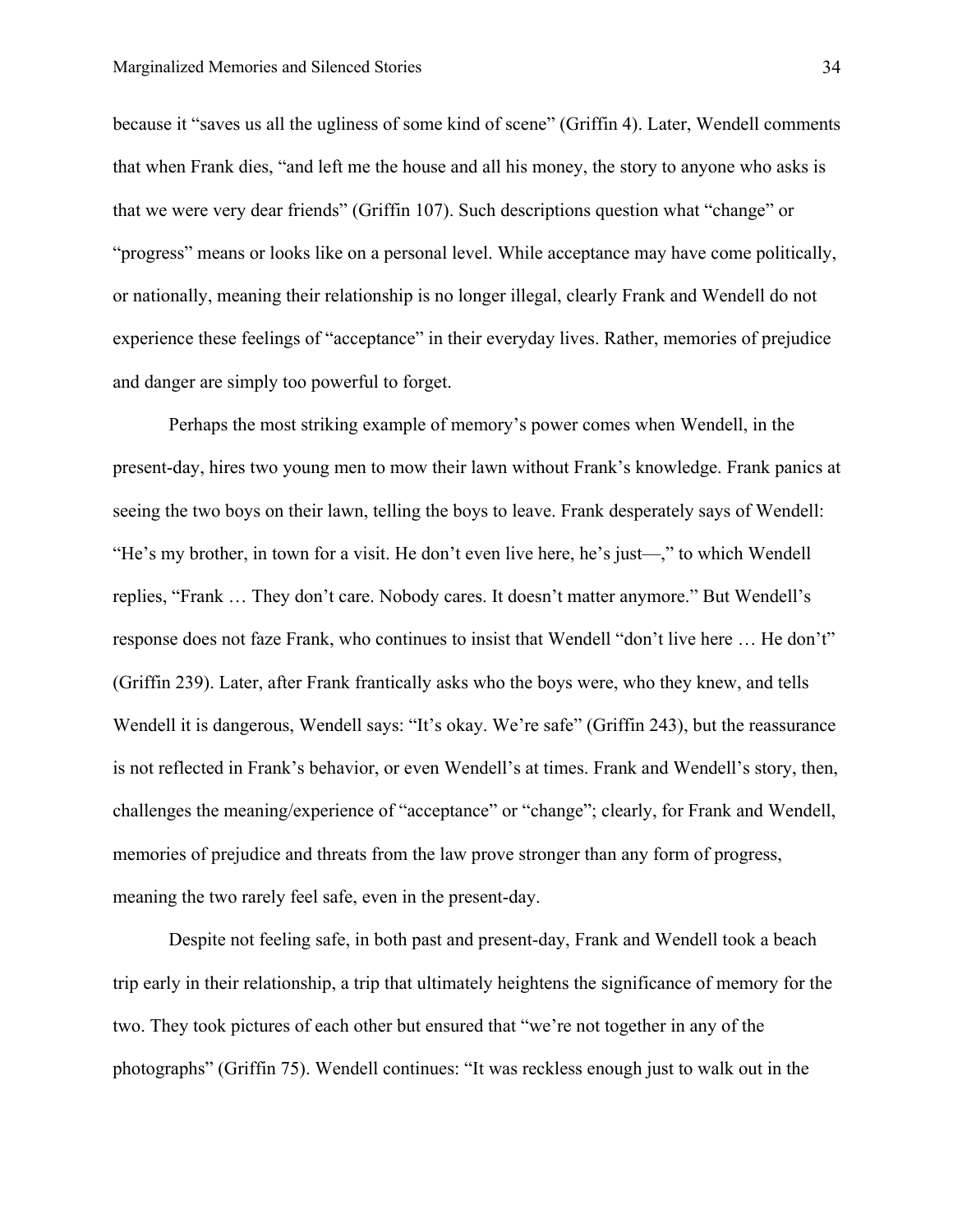because it "saves us all the ugliness of some kind of scene" (Griffin 4). Later, Wendell comments that when Frank dies, "and left me the house and all his money, the story to anyone who asks is that we were very dear friends" (Griffin 107). Such descriptions question what "change" or "progress" means or looks like on a personal level. While acceptance may have come politically, or nationally, meaning their relationship is no longer illegal, clearly Frank and Wendell do not experience these feelings of "acceptance" in their everyday lives. Rather, memories of prejudice and danger are simply too powerful to forget.

Perhaps the most striking example of memory's power comes when Wendell, in the present-day, hires two young men to mow their lawn without Frank's knowledge. Frank panics at seeing the two boys on their lawn, telling the boys to leave. Frank desperately says of Wendell: "He's my brother, in town for a visit. He don't even live here, he's just—," to which Wendell replies, "Frank … They don't care. Nobody cares. It doesn't matter anymore." But Wendell's response does not faze Frank, who continues to insist that Wendell "don't live here … He don't" (Griffin 239). Later, after Frank frantically asks who the boys were, who they knew, and tells Wendell it is dangerous, Wendell says: "It's okay. We're safe" (Griffin 243), but the reassurance is not reflected in Frank's behavior, or even Wendell's at times. Frank and Wendell's story, then, challenges the meaning/experience of "acceptance" or "change"; clearly, for Frank and Wendell, memories of prejudice and threats from the law prove stronger than any form of progress, meaning the two rarely feel safe, even in the present-day.

Despite not feeling safe, in both past and present-day, Frank and Wendell took a beach trip early in their relationship, a trip that ultimately heightens the significance of memory for the two. They took pictures of each other but ensured that "we're not together in any of the photographs" (Griffin 75). Wendell continues: "It was reckless enough just to walk out in the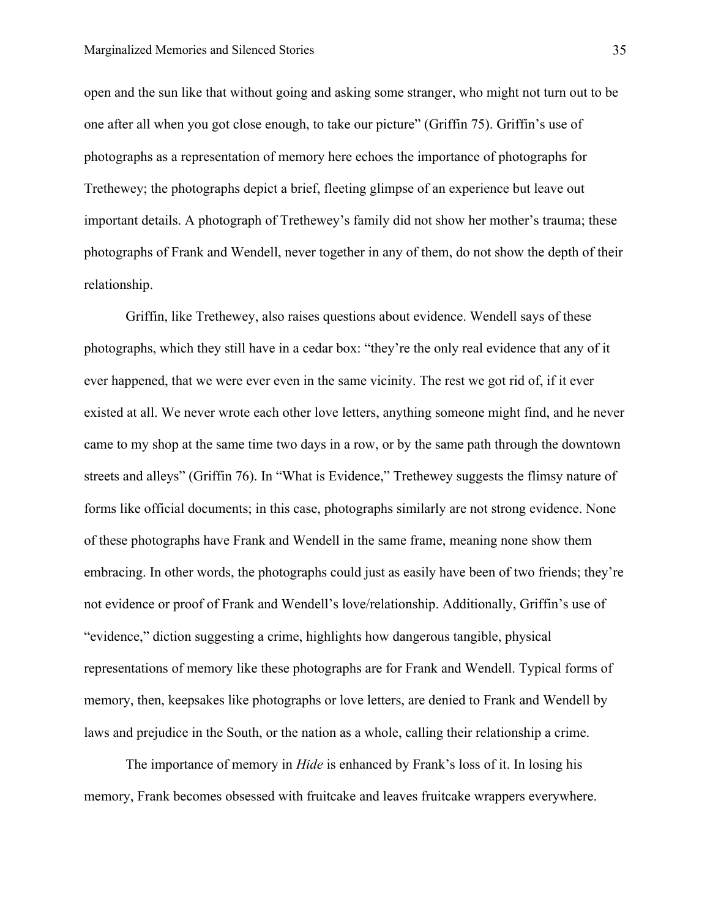open and the sun like that without going and asking some stranger, who might not turn out to be one after all when you got close enough, to take our picture" (Griffin 75). Griffin's use of photographs as a representation of memory here echoes the importance of photographs for Trethewey; the photographs depict a brief, fleeting glimpse of an experience but leave out important details. A photograph of Trethewey's family did not show her mother's trauma; these photographs of Frank and Wendell, never together in any of them, do not show the depth of their relationship.

Griffin, like Trethewey, also raises questions about evidence. Wendell says of these photographs, which they still have in a cedar box: "they're the only real evidence that any of it ever happened, that we were ever even in the same vicinity. The rest we got rid of, if it ever existed at all. We never wrote each other love letters, anything someone might find, and he never came to my shop at the same time two days in a row, or by the same path through the downtown streets and alleys" (Griffin 76). In "What is Evidence," Trethewey suggests the flimsy nature of forms like official documents; in this case, photographs similarly are not strong evidence. None of these photographs have Frank and Wendell in the same frame, meaning none show them embracing. In other words, the photographs could just as easily have been of two friends; they're not evidence or proof of Frank and Wendell's love/relationship. Additionally, Griffin's use of "evidence," diction suggesting a crime, highlights how dangerous tangible, physical representations of memory like these photographs are for Frank and Wendell. Typical forms of memory, then, keepsakes like photographs or love letters, are denied to Frank and Wendell by laws and prejudice in the South, or the nation as a whole, calling their relationship a crime.

The importance of memory in *Hide* is enhanced by Frank's loss of it. In losing his memory, Frank becomes obsessed with fruitcake and leaves fruitcake wrappers everywhere.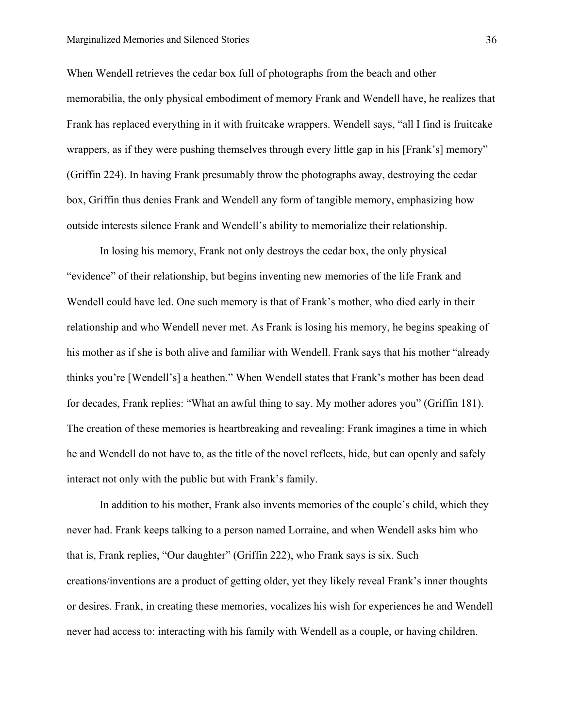When Wendell retrieves the cedar box full of photographs from the beach and other memorabilia, the only physical embodiment of memory Frank and Wendell have, he realizes that Frank has replaced everything in it with fruitcake wrappers. Wendell says, "all I find is fruitcake wrappers, as if they were pushing themselves through every little gap in his [Frank's] memory" (Griffin 224). In having Frank presumably throw the photographs away, destroying the cedar box, Griffin thus denies Frank and Wendell any form of tangible memory, emphasizing how outside interests silence Frank and Wendell's ability to memorialize their relationship.

In losing his memory, Frank not only destroys the cedar box, the only physical "evidence" of their relationship, but begins inventing new memories of the life Frank and Wendell could have led. One such memory is that of Frank's mother, who died early in their relationship and who Wendell never met. As Frank is losing his memory, he begins speaking of his mother as if she is both alive and familiar with Wendell. Frank says that his mother "already thinks you're [Wendell's] a heathen." When Wendell states that Frank's mother has been dead for decades, Frank replies: "What an awful thing to say. My mother adores you" (Griffin 181). The creation of these memories is heartbreaking and revealing: Frank imagines a time in which he and Wendell do not have to, as the title of the novel reflects, hide, but can openly and safely interact not only with the public but with Frank's family.

In addition to his mother, Frank also invents memories of the couple's child, which they never had. Frank keeps talking to a person named Lorraine, and when Wendell asks him who that is, Frank replies, "Our daughter" (Griffin 222), who Frank says is six. Such creations/inventions are a product of getting older, yet they likely reveal Frank's inner thoughts or desires. Frank, in creating these memories, vocalizes his wish for experiences he and Wendell never had access to: interacting with his family with Wendell as a couple, or having children.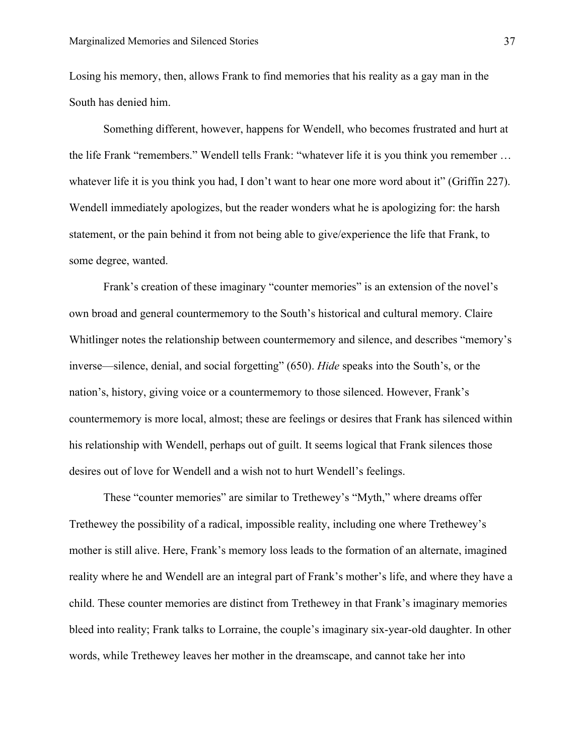Losing his memory, then, allows Frank to find memories that his reality as a gay man in the South has denied him.

Something different, however, happens for Wendell, who becomes frustrated and hurt at the life Frank "remembers." Wendell tells Frank: "whatever life it is you think you remember … whatever life it is you think you had, I don't want to hear one more word about it" (Griffin 227). Wendell immediately apologizes, but the reader wonders what he is apologizing for: the harsh statement, or the pain behind it from not being able to give/experience the life that Frank, to some degree, wanted.

Frank's creation of these imaginary "counter memories" is an extension of the novel's own broad and general countermemory to the South's historical and cultural memory. Claire Whitlinger notes the relationship between countermemory and silence, and describes "memory's inverse—silence, denial, and social forgetting" (650). *Hide* speaks into the South's, or the nation's, history, giving voice or a countermemory to those silenced. However, Frank's countermemory is more local, almost; these are feelings or desires that Frank has silenced within his relationship with Wendell, perhaps out of guilt. It seems logical that Frank silences those desires out of love for Wendell and a wish not to hurt Wendell's feelings.

These "counter memories" are similar to Trethewey's "Myth," where dreams offer Trethewey the possibility of a radical, impossible reality, including one where Trethewey's mother is still alive. Here, Frank's memory loss leads to the formation of an alternate, imagined reality where he and Wendell are an integral part of Frank's mother's life, and where they have a child. These counter memories are distinct from Trethewey in that Frank's imaginary memories bleed into reality; Frank talks to Lorraine, the couple's imaginary six-year-old daughter. In other words, while Trethewey leaves her mother in the dreamscape, and cannot take her into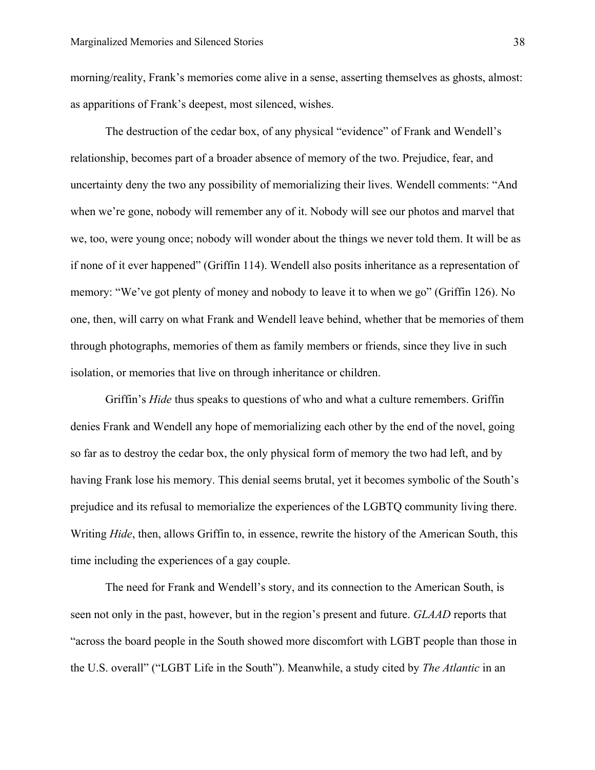morning/reality, Frank's memories come alive in a sense, asserting themselves as ghosts, almost: as apparitions of Frank's deepest, most silenced, wishes.

The destruction of the cedar box, of any physical "evidence" of Frank and Wendell's relationship, becomes part of a broader absence of memory of the two. Prejudice, fear, and uncertainty deny the two any possibility of memorializing their lives. Wendell comments: "And when we're gone, nobody will remember any of it. Nobody will see our photos and marvel that we, too, were young once; nobody will wonder about the things we never told them. It will be as if none of it ever happened" (Griffin 114). Wendell also posits inheritance as a representation of memory: "We've got plenty of money and nobody to leave it to when we go" (Griffin 126). No one, then, will carry on what Frank and Wendell leave behind, whether that be memories of them through photographs, memories of them as family members or friends, since they live in such isolation, or memories that live on through inheritance or children.

Griffin's *Hide* thus speaks to questions of who and what a culture remembers. Griffin denies Frank and Wendell any hope of memorializing each other by the end of the novel, going so far as to destroy the cedar box, the only physical form of memory the two had left, and by having Frank lose his memory. This denial seems brutal, yet it becomes symbolic of the South's prejudice and its refusal to memorialize the experiences of the LGBTQ community living there. Writing *Hide*, then, allows Griffin to, in essence, rewrite the history of the American South, this time including the experiences of a gay couple.

The need for Frank and Wendell's story, and its connection to the American South, is seen not only in the past, however, but in the region's present and future. *GLAAD* reports that "across the board people in the South showed more discomfort with LGBT people than those in the U.S. overall" ("LGBT Life in the South"). Meanwhile, a study cited by *The Atlantic* in an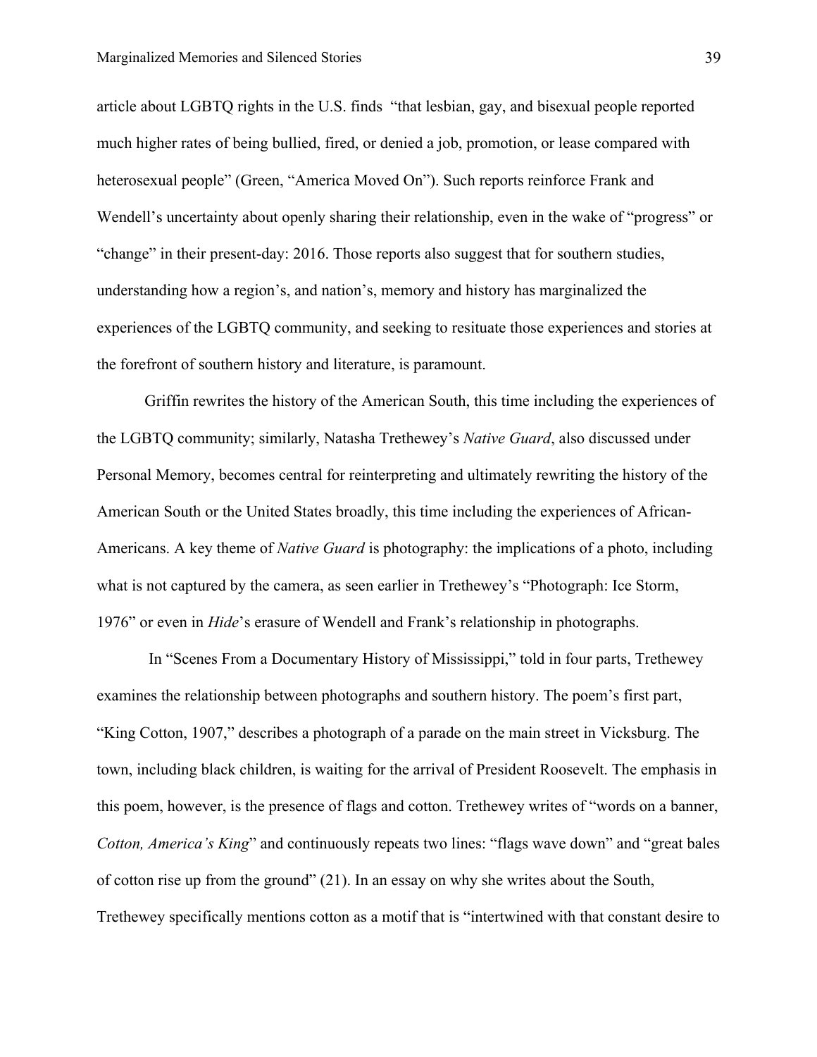article about LGBTQ rights in the U.S. finds "that lesbian, gay, and bisexual people reported much higher rates of being bullied, fired, or denied a job, promotion, or lease compared with heterosexual people" (Green, "America Moved On"). Such reports reinforce Frank and Wendell's uncertainty about openly sharing their relationship, even in the wake of "progress" or "change" in their present-day: 2016. Those reports also suggest that for southern studies, understanding how a region's, and nation's, memory and history has marginalized the experiences of the LGBTQ community, and seeking to resituate those experiences and stories at the forefront of southern history and literature, is paramount.

Griffin rewrites the history of the American South, this time including the experiences of the LGBTQ community; similarly, Natasha Trethewey's *Native Guard*, also discussed under Personal Memory, becomes central for reinterpreting and ultimately rewriting the history of the American South or the United States broadly, this time including the experiences of African-Americans. A key theme of *Native Guard* is photography: the implications of a photo, including what is not captured by the camera, as seen earlier in Trethewey's "Photograph: Ice Storm, 1976" or even in *Hide*'s erasure of Wendell and Frank's relationship in photographs.

In "Scenes From a Documentary History of Mississippi," told in four parts, Trethewey examines the relationship between photographs and southern history. The poem's first part, "King Cotton, 1907," describes a photograph of a parade on the main street in Vicksburg. The town, including black children, is waiting for the arrival of President Roosevelt. The emphasis in this poem, however, is the presence of flags and cotton. Trethewey writes of "words on a banner, *Cotton, America's King*" and continuously repeats two lines: "flags wave down" and "great bales of cotton rise up from the ground" (21). In an essay on why she writes about the South, Trethewey specifically mentions cotton as a motif that is "intertwined with that constant desire to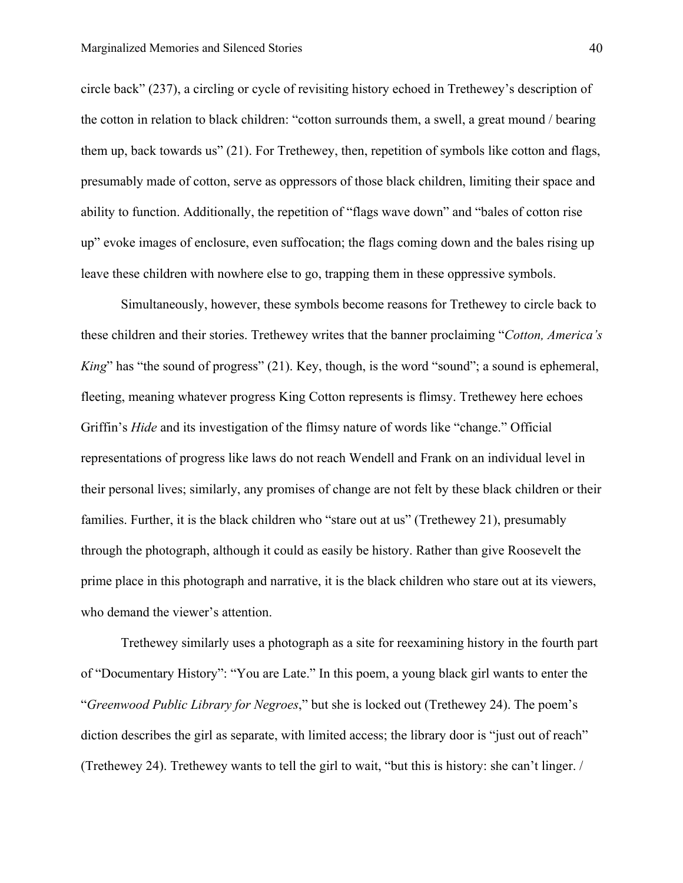circle back" (237), a circling or cycle of revisiting history echoed in Trethewey's description of the cotton in relation to black children: "cotton surrounds them, a swell, a great mound / bearing them up, back towards us" (21). For Trethewey, then, repetition of symbols like cotton and flags, presumably made of cotton, serve as oppressors of those black children, limiting their space and ability to function. Additionally, the repetition of "flags wave down" and "bales of cotton rise up" evoke images of enclosure, even suffocation; the flags coming down and the bales rising up leave these children with nowhere else to go, trapping them in these oppressive symbols.

Simultaneously, however, these symbols become reasons for Trethewey to circle back to these children and their stories. Trethewey writes that the banner proclaiming "*Cotton, America's King*" has "the sound of progress" (21). Key, though, is the word "sound"; a sound is ephemeral, fleeting, meaning whatever progress King Cotton represents is flimsy. Trethewey here echoes Griffin's *Hide* and its investigation of the flimsy nature of words like "change." Official representations of progress like laws do not reach Wendell and Frank on an individual level in their personal lives; similarly, any promises of change are not felt by these black children or their families. Further, it is the black children who "stare out at us" (Trethewey 21), presumably through the photograph, although it could as easily be history. Rather than give Roosevelt the prime place in this photograph and narrative, it is the black children who stare out at its viewers, who demand the viewer's attention.

Trethewey similarly uses a photograph as a site for reexamining history in the fourth part of "Documentary History": "You are Late." In this poem, a young black girl wants to enter the "*Greenwood Public Library for Negroes*," but she is locked out (Trethewey 24). The poem's diction describes the girl as separate, with limited access; the library door is "just out of reach" (Trethewey 24). Trethewey wants to tell the girl to wait, "but this is history: she can't linger. /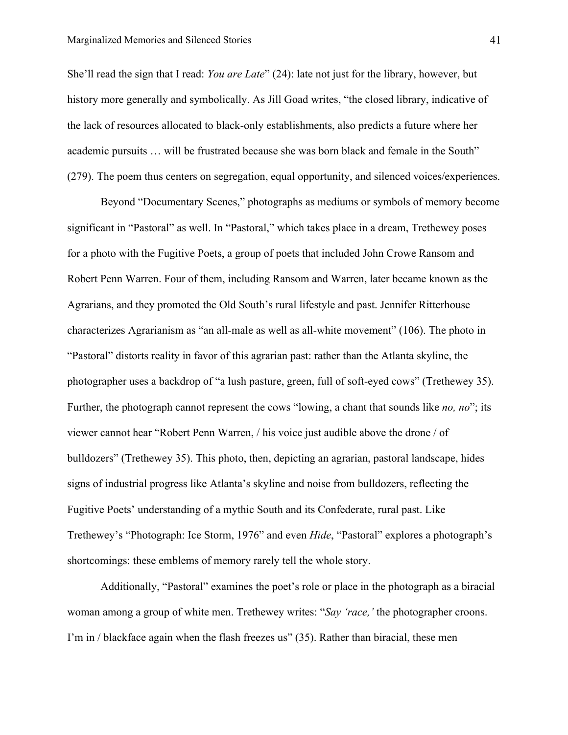She'll read the sign that I read: *You are Late*" (24): late not just for the library, however, but history more generally and symbolically. As Jill Goad writes, "the closed library, indicative of the lack of resources allocated to black-only establishments, also predicts a future where her academic pursuits … will be frustrated because she was born black and female in the South" (279). The poem thus centers on segregation, equal opportunity, and silenced voices/experiences.

Beyond "Documentary Scenes," photographs as mediums or symbols of memory become significant in "Pastoral" as well. In "Pastoral," which takes place in a dream, Trethewey poses for a photo with the Fugitive Poets, a group of poets that included John Crowe Ransom and Robert Penn Warren. Four of them, including Ransom and Warren, later became known as the Agrarians, and they promoted the Old South's rural lifestyle and past. Jennifer Ritterhouse characterizes Agrarianism as "an all-male as well as all-white movement" (106). The photo in "Pastoral" distorts reality in favor of this agrarian past: rather than the Atlanta skyline, the photographer uses a backdrop of "a lush pasture, green, full of soft-eyed cows" (Trethewey 35). Further, the photograph cannot represent the cows "lowing, a chant that sounds like *no, no*"; its viewer cannot hear "Robert Penn Warren, / his voice just audible above the drone / of bulldozers" (Trethewey 35). This photo, then, depicting an agrarian, pastoral landscape, hides signs of industrial progress like Atlanta's skyline and noise from bulldozers, reflecting the Fugitive Poets' understanding of a mythic South and its Confederate, rural past. Like Trethewey's "Photograph: Ice Storm, 1976" and even *Hide*, "Pastoral" explores a photograph's shortcomings: these emblems of memory rarely tell the whole story.

Additionally, "Pastoral" examines the poet's role or place in the photograph as a biracial woman among a group of white men. Trethewey writes: "*Say 'race,'* the photographer croons. I'm in / blackface again when the flash freezes us" (35). Rather than biracial, these men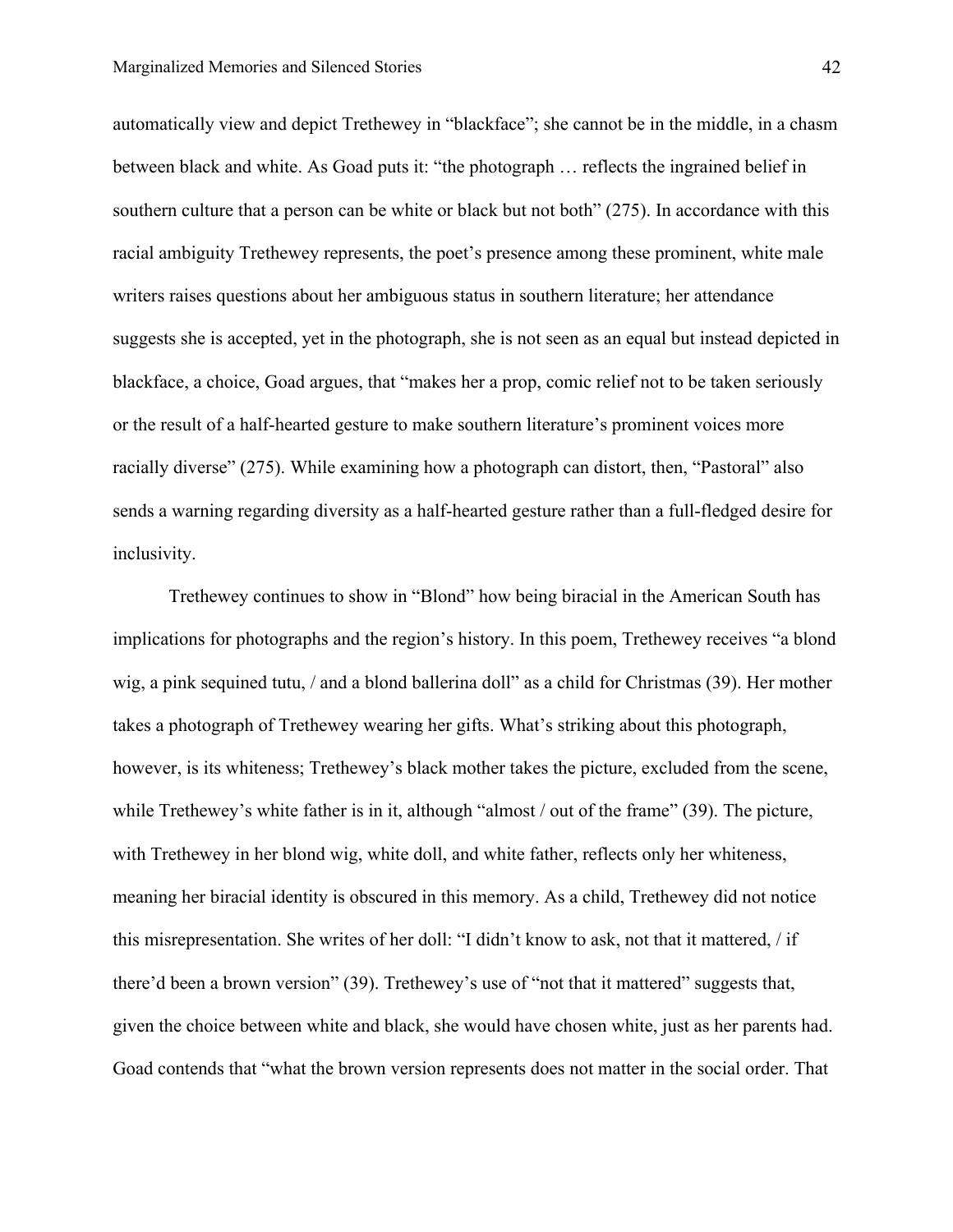automatically view and depict Trethewey in "blackface"; she cannot be in the middle, in a chasm between black and white. As Goad puts it: "the photograph … reflects the ingrained belief in southern culture that a person can be white or black but not both" (275). In accordance with this racial ambiguity Trethewey represents, the poet's presence among these prominent, white male writers raises questions about her ambiguous status in southern literature; her attendance suggests she is accepted, yet in the photograph, she is not seen as an equal but instead depicted in blackface, a choice, Goad argues, that "makes her a prop, comic relief not to be taken seriously or the result of a half-hearted gesture to make southern literature's prominent voices more racially diverse" (275). While examining how a photograph can distort, then, "Pastoral" also sends a warning regarding diversity as a half-hearted gesture rather than a full-fledged desire for inclusivity.

Trethewey continues to show in "Blond" how being biracial in the American South has implications for photographs and the region's history. In this poem, Trethewey receives "a blond wig, a pink sequined tutu, / and a blond ballerina doll" as a child for Christmas (39). Her mother takes a photograph of Trethewey wearing her gifts. What's striking about this photograph, however, is its whiteness; Trethewey's black mother takes the picture, excluded from the scene, while Trethewey's white father is in it, although "almost / out of the frame" (39). The picture, with Trethewey in her blond wig, white doll, and white father, reflects only her whiteness, meaning her biracial identity is obscured in this memory. As a child, Trethewey did not notice this misrepresentation. She writes of her doll: "I didn't know to ask, not that it mattered, / if there'd been a brown version" (39). Trethewey's use of "not that it mattered" suggests that, given the choice between white and black, she would have chosen white, just as her parents had. Goad contends that "what the brown version represents does not matter in the social order. That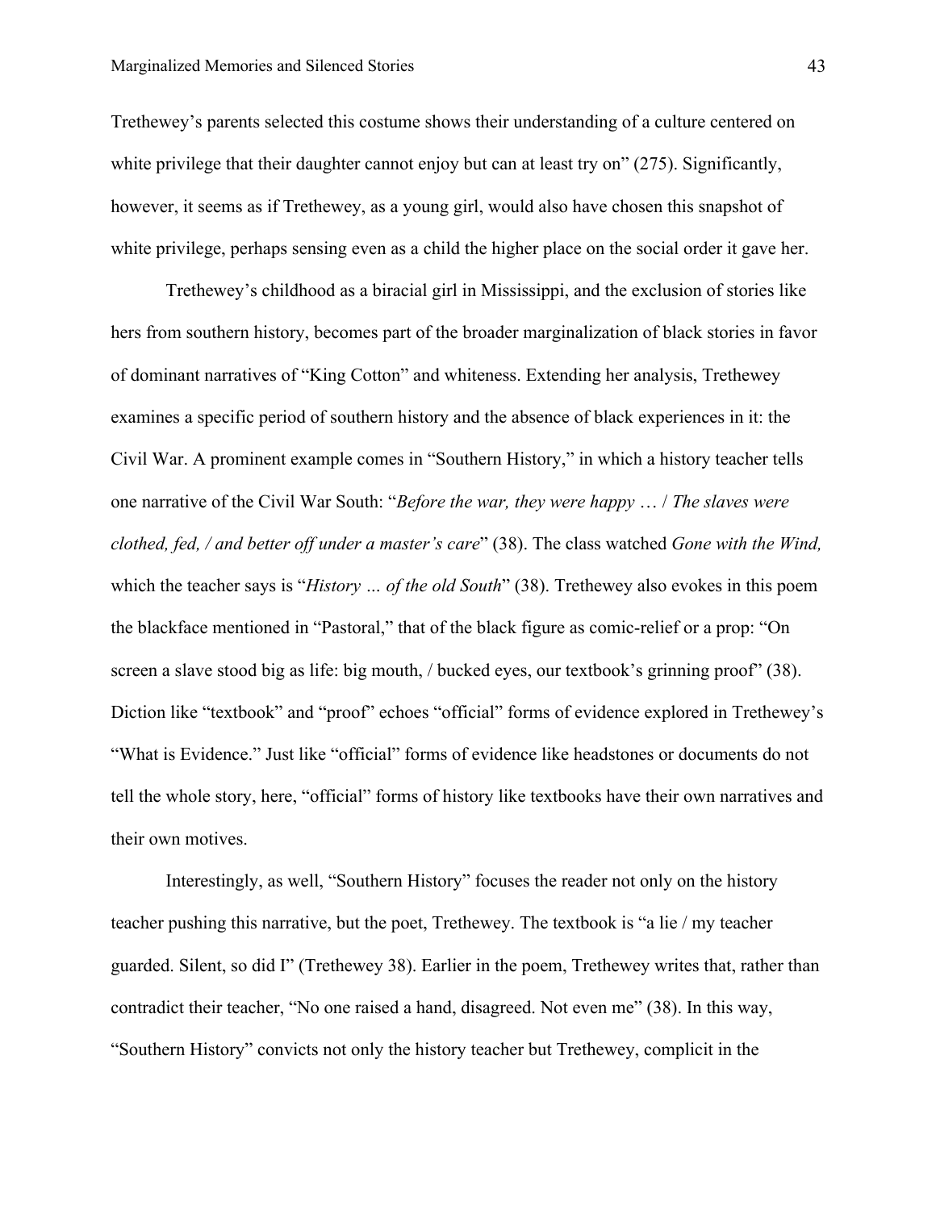Trethewey's parents selected this costume shows their understanding of a culture centered on white privilege that their daughter cannot enjoy but can at least try on" (275). Significantly, however, it seems as if Trethewey, as a young girl, would also have chosen this snapshot of white privilege, perhaps sensing even as a child the higher place on the social order it gave her.

Trethewey's childhood as a biracial girl in Mississippi, and the exclusion of stories like hers from southern history, becomes part of the broader marginalization of black stories in favor of dominant narratives of "King Cotton" and whiteness. Extending her analysis, Trethewey examines a specific period of southern history and the absence of black experiences in it: the Civil War. A prominent example comes in "Southern History," in which a history teacher tells one narrative of the Civil War South: "*Before the war, they were happy* … / *The slaves were clothed, fed, / and better off under a master's care*" (38). The class watched *Gone with the Wind,* which the teacher says is "*History … of the old South*" (38). Trethewey also evokes in this poem the blackface mentioned in "Pastoral," that of the black figure as comic-relief or a prop: "On screen a slave stood big as life: big mouth, / bucked eyes, our textbook's grinning proof" (38). Diction like "textbook" and "proof" echoes "official" forms of evidence explored in Trethewey's "What is Evidence." Just like "official" forms of evidence like headstones or documents do not tell the whole story, here, "official" forms of history like textbooks have their own narratives and their own motives.

Interestingly, as well, "Southern History" focuses the reader not only on the history teacher pushing this narrative, but the poet, Trethewey. The textbook is "a lie / my teacher guarded. Silent, so did I" (Trethewey 38). Earlier in the poem, Trethewey writes that, rather than contradict their teacher, "No one raised a hand, disagreed. Not even me" (38). In this way, "Southern History" convicts not only the history teacher but Trethewey, complicit in the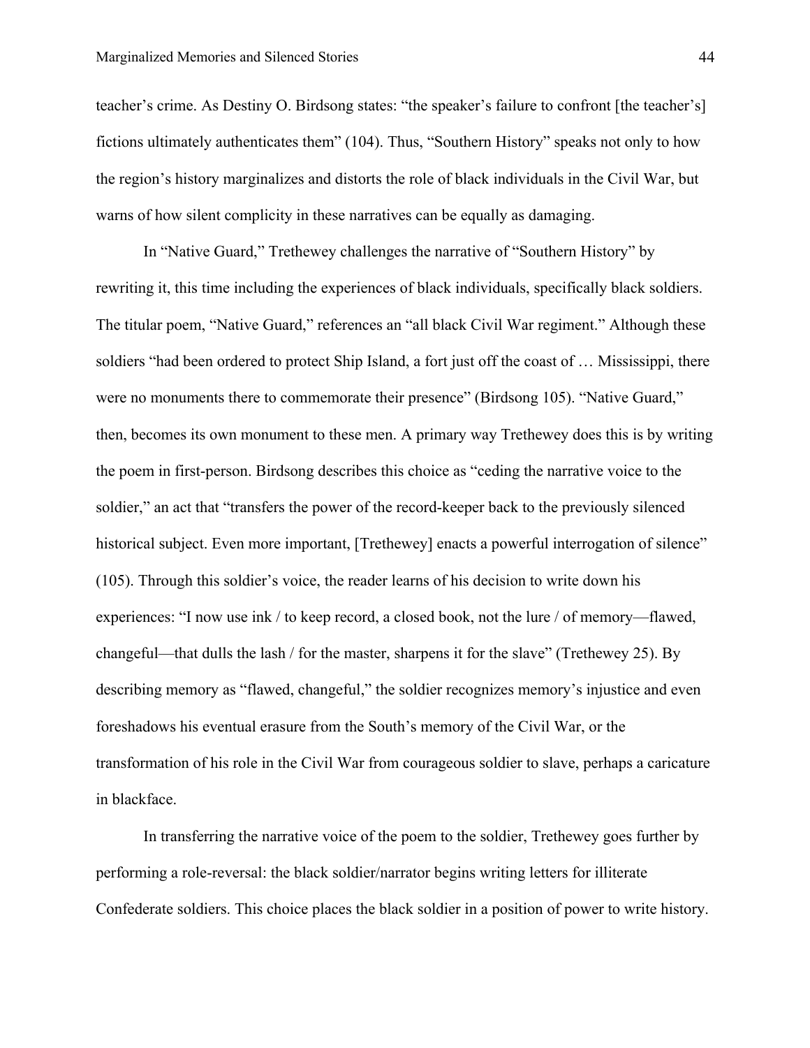teacher's crime. As Destiny O. Birdsong states: "the speaker's failure to confront [the teacher's] fictions ultimately authenticates them" (104). Thus, "Southern History" speaks not only to how the region's history marginalizes and distorts the role of black individuals in the Civil War, but warns of how silent complicity in these narratives can be equally as damaging.

In "Native Guard," Trethewey challenges the narrative of "Southern History" by rewriting it, this time including the experiences of black individuals, specifically black soldiers. The titular poem, "Native Guard," references an "all black Civil War regiment." Although these soldiers "had been ordered to protect Ship Island, a fort just off the coast of … Mississippi, there were no monuments there to commemorate their presence" (Birdsong 105). "Native Guard," then, becomes its own monument to these men. A primary way Trethewey does this is by writing the poem in first-person. Birdsong describes this choice as "ceding the narrative voice to the soldier," an act that "transfers the power of the record-keeper back to the previously silenced historical subject. Even more important, [Trethewey] enacts a powerful interrogation of silence" (105). Through this soldier's voice, the reader learns of his decision to write down his experiences: "I now use ink / to keep record, a closed book, not the lure / of memory—flawed, changeful—that dulls the lash / for the master, sharpens it for the slave" (Trethewey 25). By describing memory as "flawed, changeful," the soldier recognizes memory's injustice and even foreshadows his eventual erasure from the South's memory of the Civil War, or the transformation of his role in the Civil War from courageous soldier to slave, perhaps a caricature in blackface.

In transferring the narrative voice of the poem to the soldier, Trethewey goes further by performing a role-reversal: the black soldier/narrator begins writing letters for illiterate Confederate soldiers. This choice places the black soldier in a position of power to write history.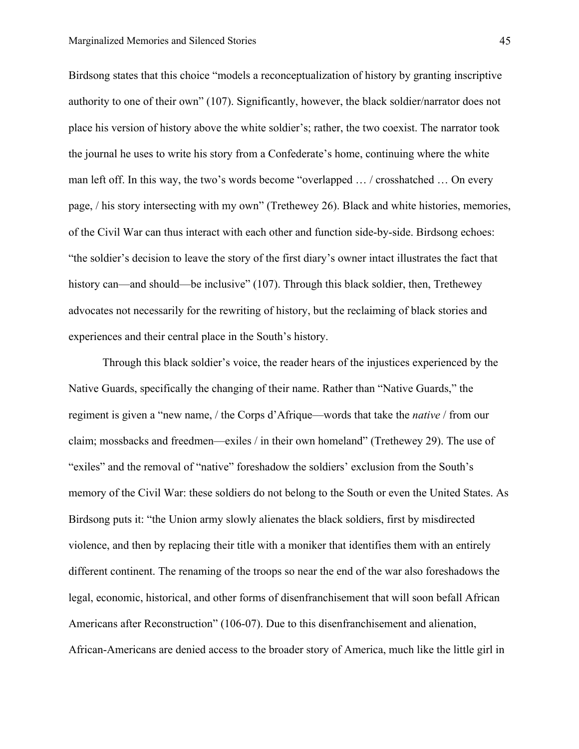Birdsong states that this choice "models a reconceptualization of history by granting inscriptive authority to one of their own" (107). Significantly, however, the black soldier/narrator does not place his version of history above the white soldier's; rather, the two coexist. The narrator took the journal he uses to write his story from a Confederate's home, continuing where the white man left off. In this way, the two's words become "overlapped … / crosshatched … On every page, / his story intersecting with my own" (Trethewey 26). Black and white histories, memories, of the Civil War can thus interact with each other and function side-by-side. Birdsong echoes: "the soldier's decision to leave the story of the first diary's owner intact illustrates the fact that history can—and should—be inclusive" (107). Through this black soldier, then, Trethewey advocates not necessarily for the rewriting of history, but the reclaiming of black stories and experiences and their central place in the South's history.

Through this black soldier's voice, the reader hears of the injustices experienced by the Native Guards, specifically the changing of their name. Rather than "Native Guards," the regiment is given a "new name, / the Corps d'Afrique—words that take the *native* / from our claim; mossbacks and freedmen—exiles / in their own homeland" (Trethewey 29). The use of "exiles" and the removal of "native" foreshadow the soldiers' exclusion from the South's memory of the Civil War: these soldiers do not belong to the South or even the United States. As Birdsong puts it: "the Union army slowly alienates the black soldiers, first by misdirected violence, and then by replacing their title with a moniker that identifies them with an entirely different continent. The renaming of the troops so near the end of the war also foreshadows the legal, economic, historical, and other forms of disenfranchisement that will soon befall African Americans after Reconstruction" (106-07). Due to this disenfranchisement and alienation, African-Americans are denied access to the broader story of America, much like the little girl in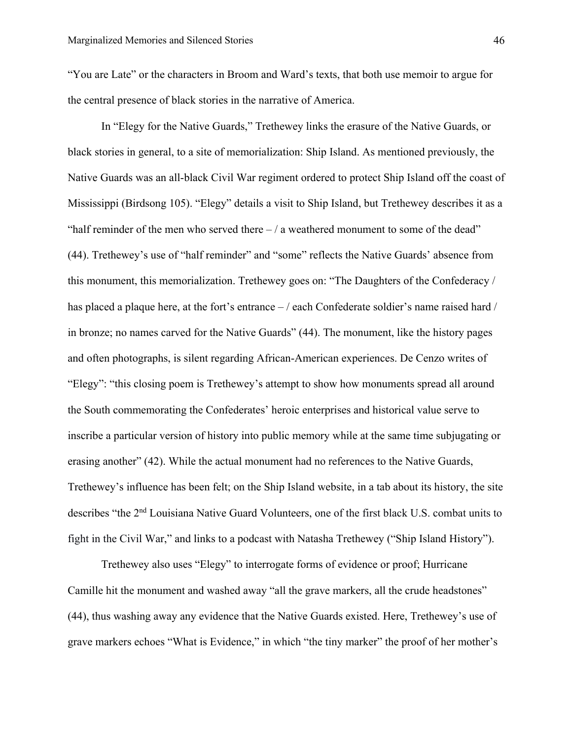"You are Late" or the characters in Broom and Ward's texts, that both use memoir to argue for the central presence of black stories in the narrative of America.

In "Elegy for the Native Guards," Trethewey links the erasure of the Native Guards, or black stories in general, to a site of memorialization: Ship Island. As mentioned previously, the Native Guards was an all-black Civil War regiment ordered to protect Ship Island off the coast of Mississippi (Birdsong 105). "Elegy" details a visit to Ship Island, but Trethewey describes it as a "half reminder of the men who served there – / a weathered monument to some of the dead" (44). Trethewey's use of "half reminder" and "some" reflects the Native Guards' absence from this monument, this memorialization. Trethewey goes on: "The Daughters of the Confederacy / has placed a plaque here, at the fort's entrance – / each Confederate soldier's name raised hard / in bronze; no names carved for the Native Guards" (44). The monument, like the history pages and often photographs, is silent regarding African-American experiences. De Cenzo writes of "Elegy": "this closing poem is Trethewey's attempt to show how monuments spread all around the South commemorating the Confederates' heroic enterprises and historical value serve to inscribe a particular version of history into public memory while at the same time subjugating or erasing another" (42). While the actual monument had no references to the Native Guards, Trethewey's influence has been felt; on the Ship Island website, in a tab about its history, the site describes "the 2nd Louisiana Native Guard Volunteers, one of the first black U.S. combat units to fight in the Civil War," and links to a podcast with Natasha Trethewey ("Ship Island History").

Trethewey also uses "Elegy" to interrogate forms of evidence or proof; Hurricane Camille hit the monument and washed away "all the grave markers, all the crude headstones" (44), thus washing away any evidence that the Native Guards existed. Here, Trethewey's use of grave markers echoes "What is Evidence," in which "the tiny marker" the proof of her mother's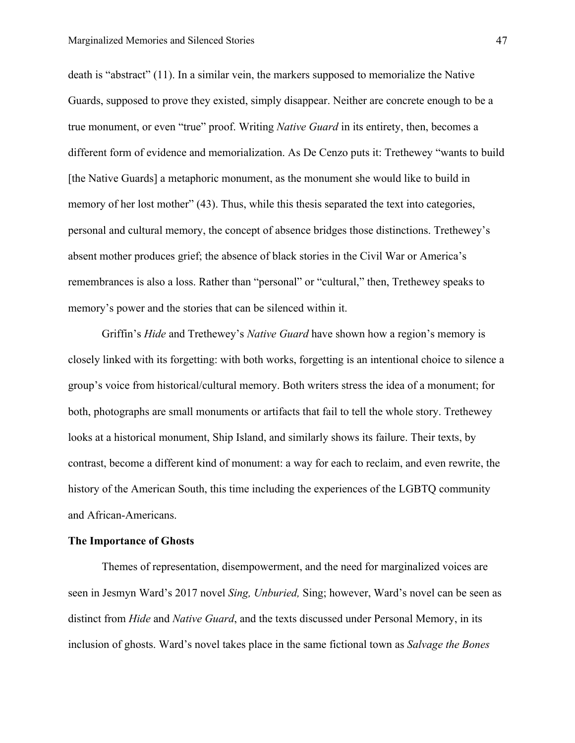death is "abstract" (11). In a similar vein, the markers supposed to memorialize the Native Guards, supposed to prove they existed, simply disappear. Neither are concrete enough to be a true monument, or even "true" proof. Writing *Native Guard* in its entirety, then, becomes a different form of evidence and memorialization. As De Cenzo puts it: Trethewey "wants to build [the Native Guards] a metaphoric monument, as the monument she would like to build in memory of her lost mother" (43). Thus, while this thesis separated the text into categories, personal and cultural memory, the concept of absence bridges those distinctions. Trethewey's absent mother produces grief; the absence of black stories in the Civil War or America's remembrances is also a loss. Rather than "personal" or "cultural," then, Trethewey speaks to memory's power and the stories that can be silenced within it.

Griffin's *Hide* and Trethewey's *Native Guard* have shown how a region's memory is closely linked with its forgetting: with both works, forgetting is an intentional choice to silence a group's voice from historical/cultural memory. Both writers stress the idea of a monument; for both, photographs are small monuments or artifacts that fail to tell the whole story. Trethewey looks at a historical monument, Ship Island, and similarly shows its failure. Their texts, by contrast, become a different kind of monument: a way for each to reclaim, and even rewrite, the history of the American South, this time including the experiences of the LGBTQ community and African-Americans.

**The Importance of Ghosts**

Themes of representation, disempowerment, and the need for marginalized voices are seen in Jesmyn Ward's 2017 novel *Sing, Unburied,* Sing; however, Ward's novel can be seen as distinct from *Hide* and *Native Guard*, and the texts discussed under Personal Memory, in its inclusion of ghosts. Ward's novel takes place in the same fictional town as *Salvage the Bones*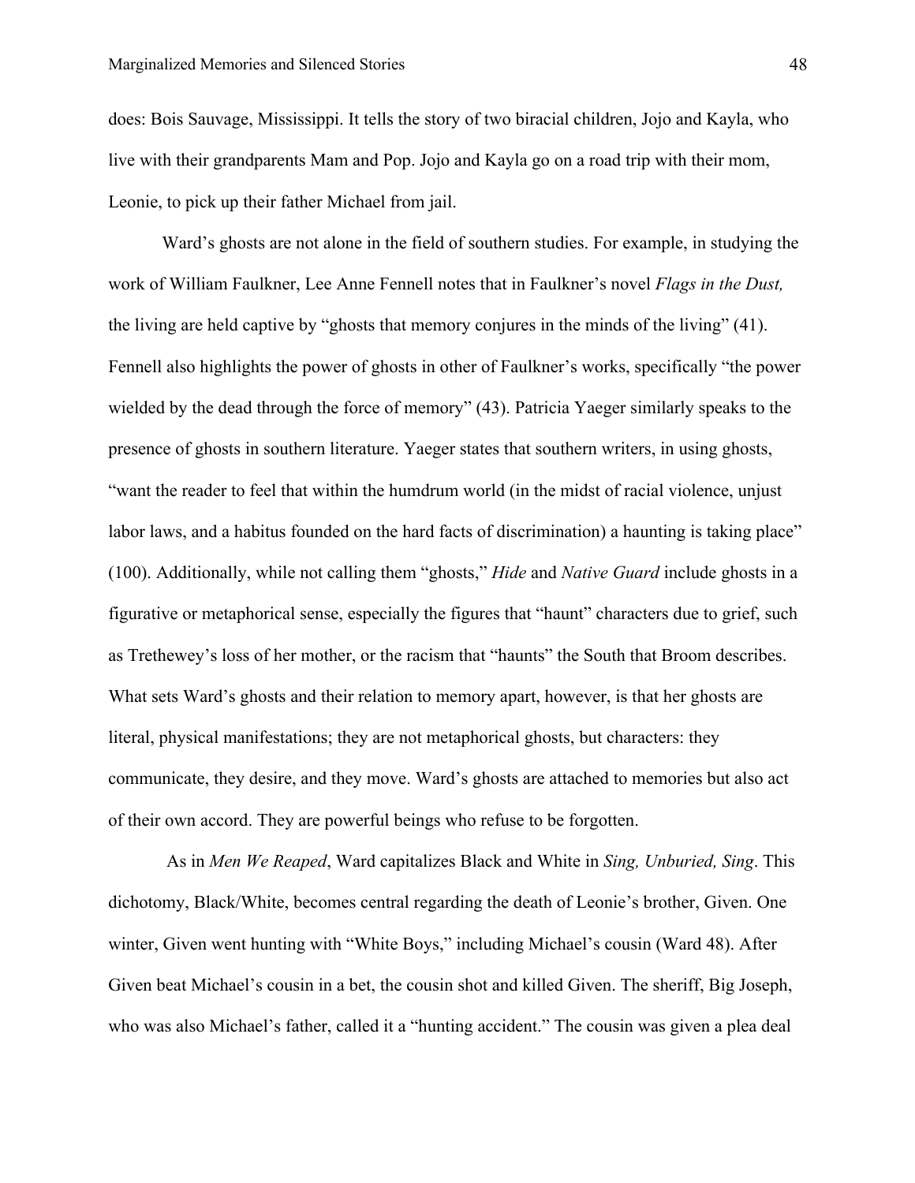does: Bois Sauvage, Mississippi. It tells the story of two biracial children, Jojo and Kayla, who live with their grandparents Mam and Pop. Jojo and Kayla go on a road trip with their mom, Leonie, to pick up their father Michael from jail.

Ward's ghosts are not alone in the field of southern studies. For example, in studying the work of William Faulkner, Lee Anne Fennell notes that in Faulkner's novel *Flags in the Dust,* the living are held captive by "ghosts that memory conjures in the minds of the living" (41). Fennell also highlights the power of ghosts in other of Faulkner's works, specifically "the power wielded by the dead through the force of memory" (43). Patricia Yaeger similarly speaks to the presence of ghosts in southern literature. Yaeger states that southern writers, in using ghosts, "want the reader to feel that within the humdrum world (in the midst of racial violence, unjust labor laws, and a habitus founded on the hard facts of discrimination) a haunting is taking place" (100). Additionally, while not calling them "ghosts," *Hide* and *Native Guard* include ghosts in a figurative or metaphorical sense, especially the figures that "haunt" characters due to grief, such as Trethewey's loss of her mother, or the racism that "haunts" the South that Broom describes. What sets Ward's ghosts and their relation to memory apart, however, is that her ghosts are literal, physical manifestations; they are not metaphorical ghosts, but characters: they communicate, they desire, and they move. Ward's ghosts are attached to memories but also act of their own accord. They are powerful beings who refuse to be forgotten.

As in *Men We Reaped*, Ward capitalizes Black and White in *Sing, Unburied, Sing*. This dichotomy, Black/White, becomes central regarding the death of Leonie's brother, Given. One winter, Given went hunting with "White Boys," including Michael's cousin (Ward 48). After Given beat Michael's cousin in a bet, the cousin shot and killed Given. The sheriff, Big Joseph, who was also Michael's father, called it a "hunting accident." The cousin was given a plea deal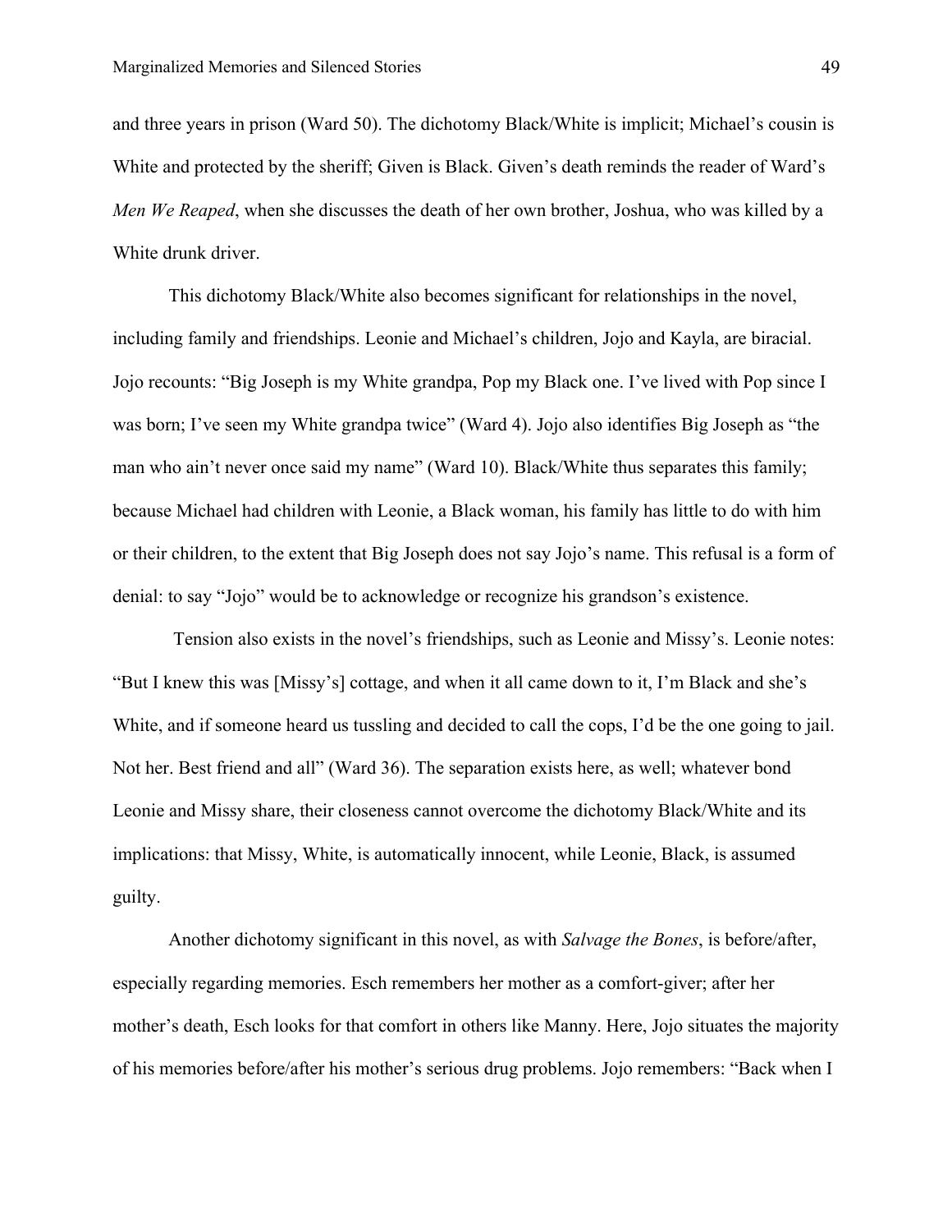and three years in prison (Ward 50). The dichotomy Black/White is implicit; Michael's cousin is White and protected by the sheriff; Given is Black. Given's death reminds the reader of Ward's *Men We Reaped*, when she discusses the death of her own brother, Joshua, who was killed by a White drunk driver.

This dichotomy Black/White also becomes significant for relationships in the novel, including family and friendships. Leonie and Michael's children, Jojo and Kayla, are biracial. Jojo recounts: "Big Joseph is my White grandpa, Pop my Black one. I've lived with Pop since I was born; I've seen my White grandpa twice" (Ward 4). Jojo also identifies Big Joseph as "the man who ain't never once said my name" (Ward 10). Black/White thus separates this family; because Michael had children with Leonie, a Black woman, his family has little to do with him or their children, to the extent that Big Joseph does not say Jojo's name. This refusal is a form of denial: to say "Jojo" would be to acknowledge or recognize his grandson's existence.

Tension also exists in the novel's friendships, such as Leonie and Missy's. Leonie notes: "But I knew this was [Missy's] cottage, and when it all came down to it, I'm Black and she's White, and if someone heard us tussling and decided to call the cops, I'd be the one going to jail. Not her. Best friend and all" (Ward 36). The separation exists here, as well; whatever bond Leonie and Missy share, their closeness cannot overcome the dichotomy Black/White and its implications: that Missy, White, is automatically innocent, while Leonie, Black, is assumed guilty.

Another dichotomy significant in this novel, as with *Salvage the Bones*, is before/after, especially regarding memories. Esch remembers her mother as a comfort-giver; after her mother's death, Esch looks for that comfort in others like Manny. Here, Jojo situates the majority of his memories before/after his mother's serious drug problems. Jojo remembers: "Back when I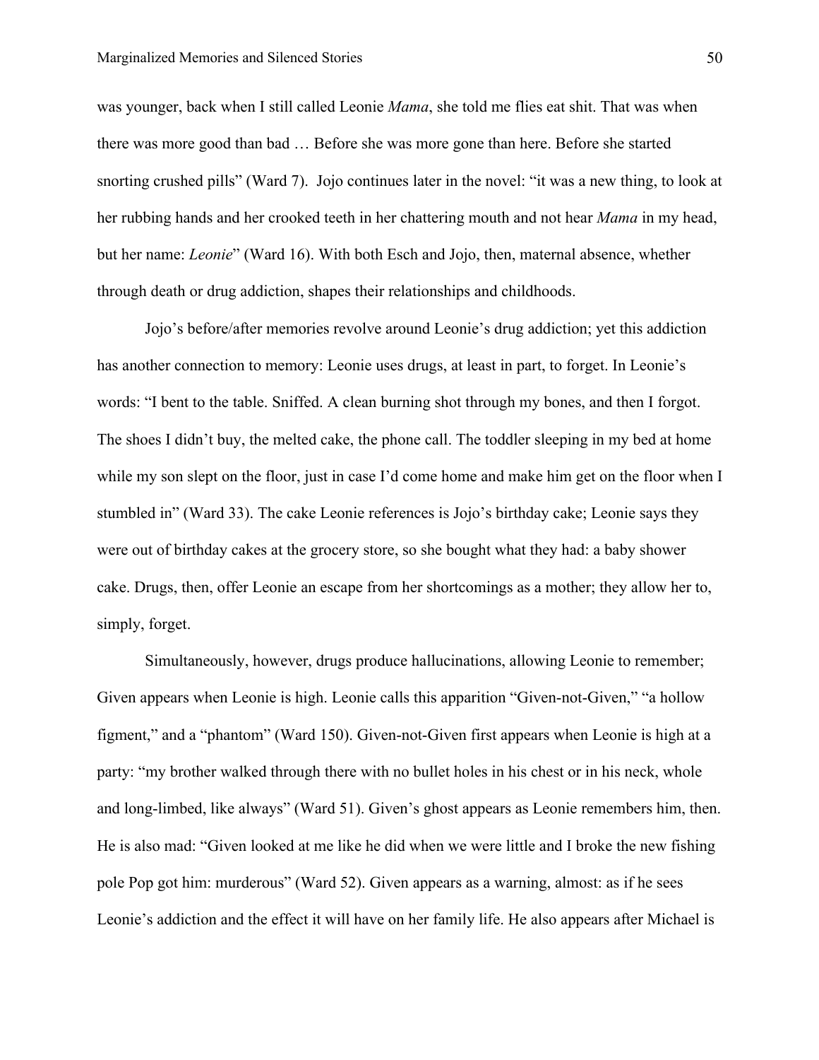was younger, back when I still called Leonie *Mama*, she told me flies eat shit. That was when there was more good than bad … Before she was more gone than here. Before she started snorting crushed pills" (Ward 7). Jojo continues later in the novel: "it was a new thing, to look at her rubbing hands and her crooked teeth in her chattering mouth and not hear *Mama* in my head, but her name: *Leonie*" (Ward 16). With both Esch and Jojo, then, maternal absence, whether through death or drug addiction, shapes their relationships and childhoods.

Jojo's before/after memories revolve around Leonie's drug addiction; yet this addiction has another connection to memory: Leonie uses drugs, at least in part, to forget. In Leonie's words: "I bent to the table. Sniffed. A clean burning shot through my bones, and then I forgot. The shoes I didn't buy, the melted cake, the phone call. The toddler sleeping in my bed at home while my son slept on the floor, just in case I'd come home and make him get on the floor when I stumbled in" (Ward 33). The cake Leonie references is Jojo's birthday cake; Leonie says they were out of birthday cakes at the grocery store, so she bought what they had: a baby shower cake. Drugs, then, offer Leonie an escape from her shortcomings as a mother; they allow her to, simply, forget.

Simultaneously, however, drugs produce hallucinations, allowing Leonie to remember; Given appears when Leonie is high. Leonie calls this apparition "Given-not-Given," "a hollow figment," and a "phantom" (Ward 150). Given-not-Given first appears when Leonie is high at a party: "my brother walked through there with no bullet holes in his chest or in his neck, whole and long-limbed, like always" (Ward 51). Given's ghost appears as Leonie remembers him, then. He is also mad: "Given looked at me like he did when we were little and I broke the new fishing pole Pop got him: murderous" (Ward 52). Given appears as a warning, almost: as if he sees Leonie's addiction and the effect it will have on her family life. He also appears after Michael is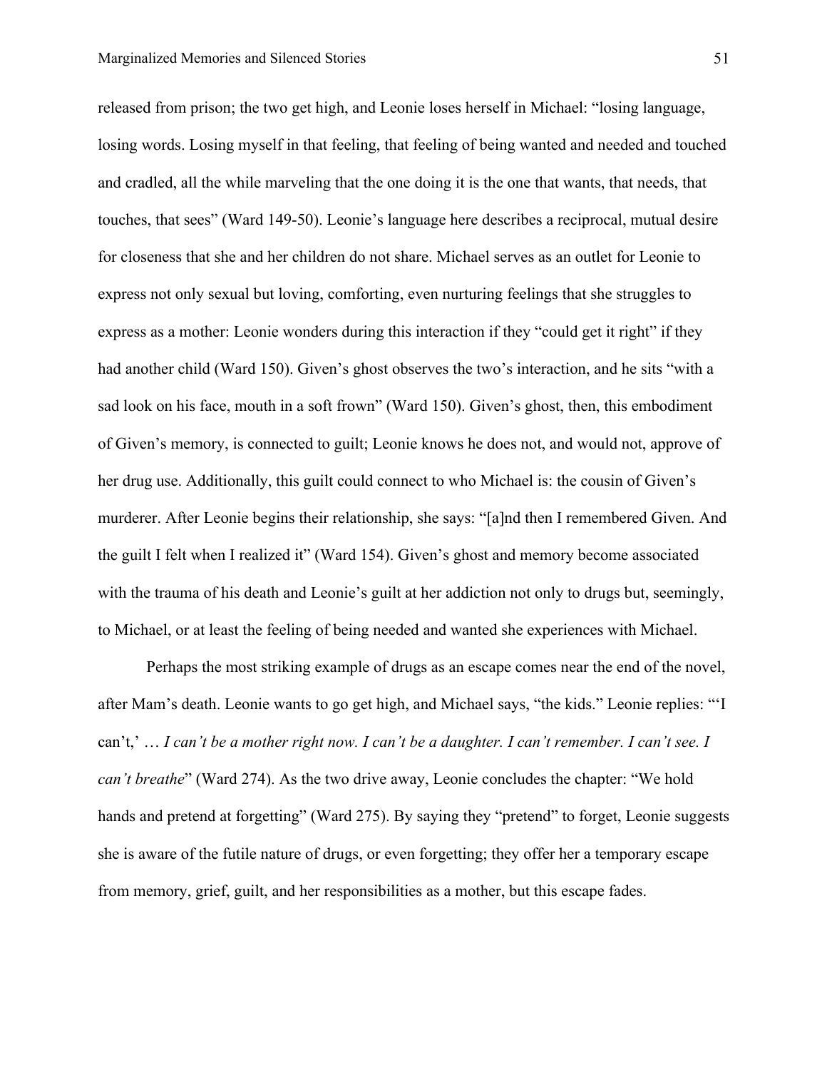released from prison; the two get high, and Leonie loses herself in Michael: "losing language, losing words. Losing myself in that feeling, that feeling of being wanted and needed and touched and cradled, all the while marveling that the one doing it is the one that wants, that needs, that touches, that sees" (Ward 149-50). Leonie's language here describes a reciprocal, mutual desire for closeness that she and her children do not share. Michael serves as an outlet for Leonie to express not only sexual but loving, comforting, even nurturing feelings that she struggles to express as a mother: Leonie wonders during this interaction if they "could get it right" if they had another child (Ward 150). Given's ghost observes the two's interaction, and he sits "with a sad look on his face, mouth in a soft frown" (Ward 150). Given's ghost, then, this embodiment of Given's memory, is connected to guilt; Leonie knows he does not, and would not, approve of her drug use. Additionally, this guilt could connect to who Michael is: the cousin of Given's murderer. After Leonie begins their relationship, she says: "[a]nd then I remembered Given. And the guilt I felt when I realized it" (Ward 154). Given's ghost and memory become associated with the trauma of his death and Leonie's guilt at her addiction not only to drugs but, seemingly, to Michael, or at least the feeling of being needed and wanted she experiences with Michael.

Perhaps the most striking example of drugs as an escape comes near the end of the novel, after Mam's death. Leonie wants to go get high, and Michael says, "the kids." Leonie replies: "'I can't,' … *I can't be a mother right now. I can't be a daughter. I can't remember. I can't see. I can't breathe*" (Ward 274). As the two drive away, Leonie concludes the chapter: "We hold hands and pretend at forgetting" (Ward 275). By saying they "pretend" to forget, Leonie suggests she is aware of the futile nature of drugs, or even forgetting; they offer her a temporary escape from memory, grief, guilt, and her responsibilities as a mother, but this escape fades.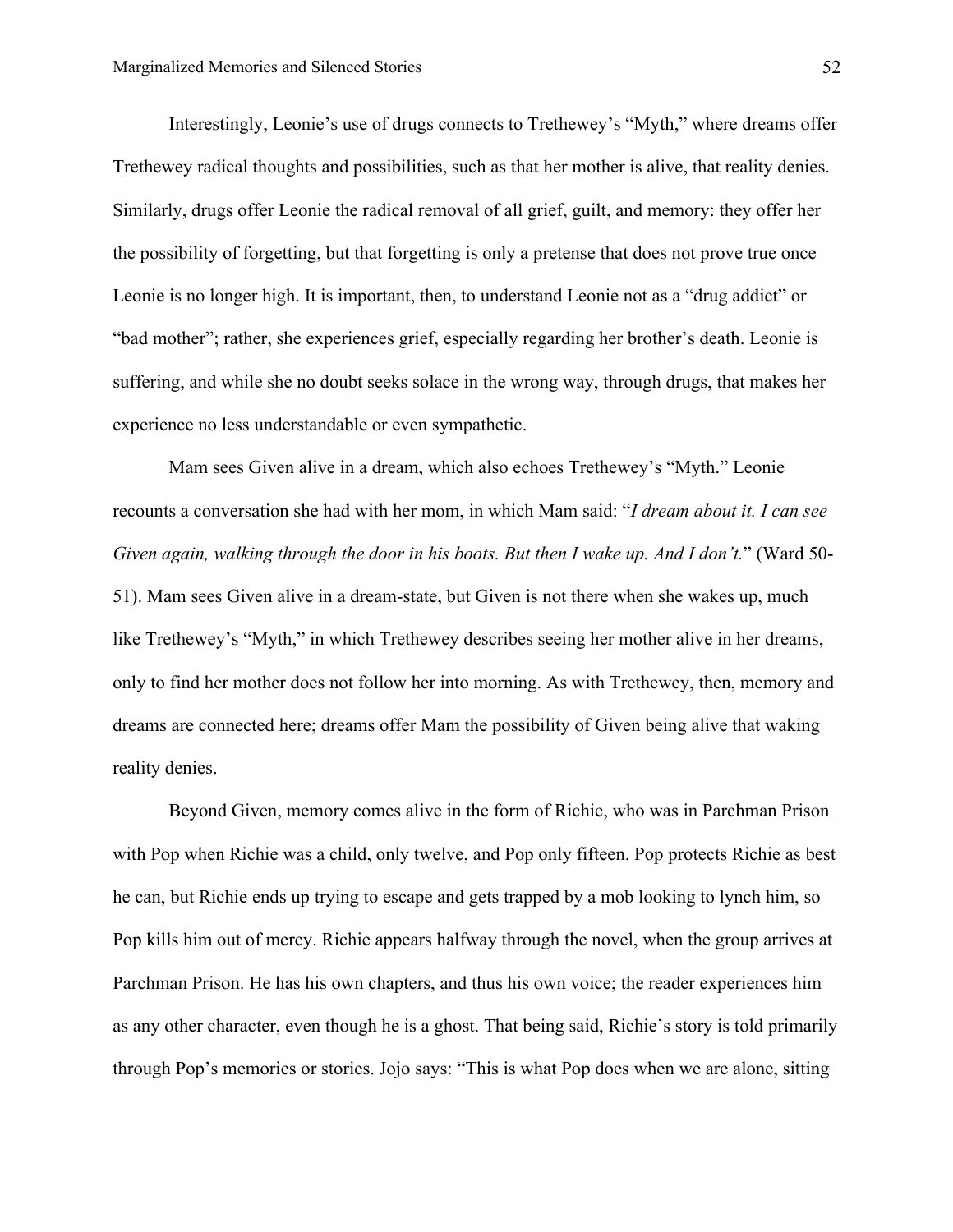Interestingly, Leonie's use of drugs connects to Trethewey's "Myth," where dreams offer Trethewey radical thoughts and possibilities, such as that her mother is alive, that reality denies. Similarly, drugs offer Leonie the radical removal of all grief, guilt, and memory: they offer her the possibility of forgetting, but that forgetting is only a pretense that does not prove true once Leonie is no longer high. It is important, then, to understand Leonie not as a "drug addict" or "bad mother"; rather, she experiences grief, especially regarding her brother's death. Leonie is suffering, and while she no doubt seeks solace in the wrong way, through drugs, that makes her experience no less understandable or even sympathetic.

Mam sees Given alive in a dream, which also echoes Trethewey's "Myth." Leonie recounts a conversation she had with her mom, in which Mam said: "*I dream about it. I can see Given again, walking through the door in his boots. But then I wake up. And I don't.*" (Ward 50-51). Mam sees Given alive in a dream-state, but Given is not there when she wakes up, much like Trethewey's "Myth," in which Trethewey describes seeing her mother alive in her dreams, only to find her mother does not follow her into morning. As with Trethewey, then, memory and dreams are connected here; dreams offer Mam the possibility of Given being alive that waking reality denies.

Beyond Given, memory comes alive in the form of Richie, who was in Parchman Prison with Pop when Richie was a child, only twelve, and Pop only fifteen. Pop protects Richie as best he can, but Richie ends up trying to escape and gets trapped by a mob looking to lynch him, so Pop kills him out of mercy. Richie appears halfway through the novel, when the group arrives at Parchman Prison. He has his own chapters, and thus his own voice; the reader experiences him as any other character, even though he is a ghost. That being said, Richie's story is told primarily through Pop's memories or stories. Jojo says: "This is what Pop does when we are alone, sitting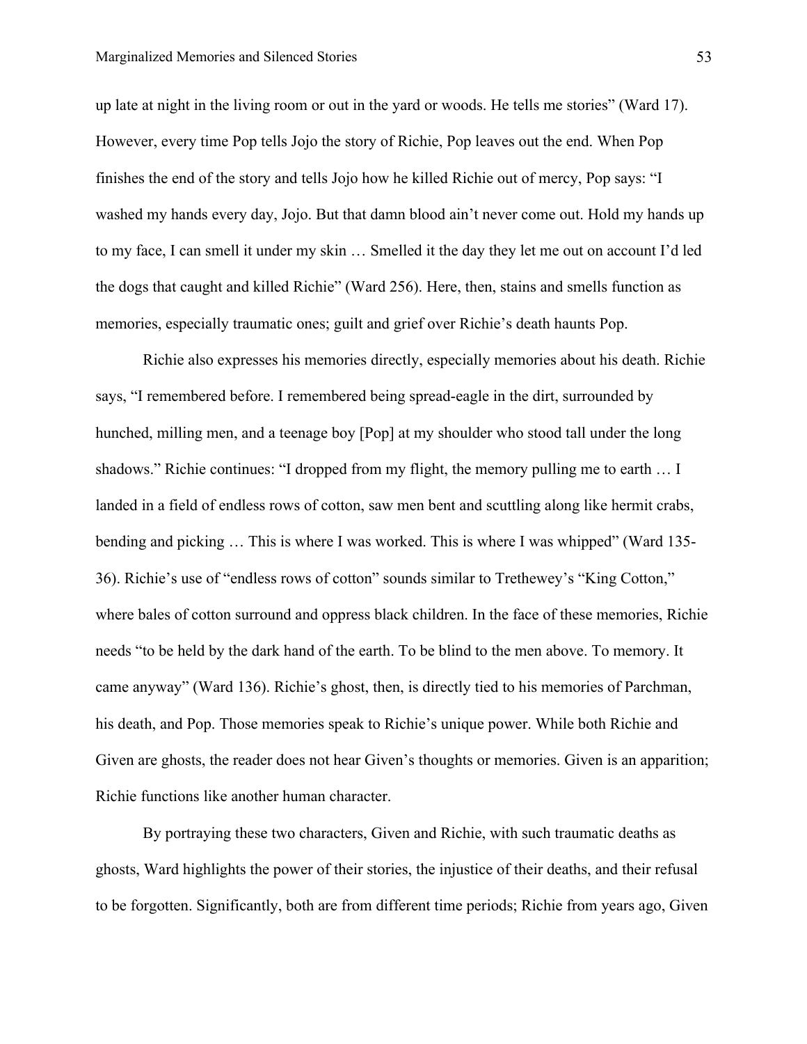up late at night in the living room or out in the yard or woods. He tells me stories" (Ward 17). However, every time Pop tells Jojo the story of Richie, Pop leaves out the end. When Pop finishes the end of the story and tells Jojo how he killed Richie out of mercy, Pop says: "I washed my hands every day, Jojo. But that damn blood ain't never come out. Hold my hands up to my face, I can smell it under my skin … Smelled it the day they let me out on account I'd led the dogs that caught and killed Richie" (Ward 256). Here, then, stains and smells function as memories, especially traumatic ones; guilt and grief over Richie's death haunts Pop.

Richie also expresses his memories directly, especially memories about his death. Richie says, "I remembered before. I remembered being spread-eagle in the dirt, surrounded by hunched, milling men, and a teenage boy [Pop] at my shoulder who stood tall under the long shadows." Richie continues: "I dropped from my flight, the memory pulling me to earth … I landed in a field of endless rows of cotton, saw men bent and scuttling along like hermit crabs, bending and picking … This is where I was worked. This is where I was whipped" (Ward 135-36). Richie's use of "endless rows of cotton" sounds similar to Trethewey's "King Cotton," where bales of cotton surround and oppress black children. In the face of these memories, Richie needs "to be held by the dark hand of the earth. To be blind to the men above. To memory. It came anyway" (Ward 136). Richie's ghost, then, is directly tied to his memories of Parchman, his death, and Pop. Those memories speak to Richie's unique power. While both Richie and Given are ghosts, the reader does not hear Given's thoughts or memories. Given is an apparition; Richie functions like another human character.

By portraying these two characters, Given and Richie, with such traumatic deaths as ghosts, Ward highlights the power of their stories, the injustice of their deaths, and their refusal to be forgotten. Significantly, both are from different time periods; Richie from years ago, Given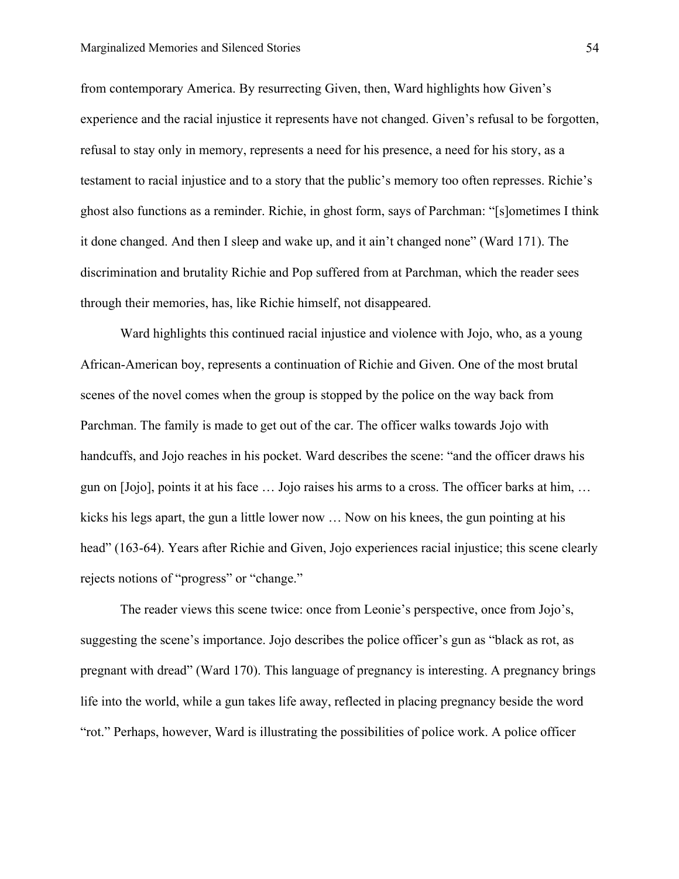from contemporary America. By resurrecting Given, then, Ward highlights how Given's experience and the racial injustice it represents have not changed. Given's refusal to be forgotten, refusal to stay only in memory, represents a need for his presence, a need for his story, as a testament to racial injustice and to a story that the public's memory too often represses. Richie's ghost also functions as a reminder. Richie, in ghost form, says of Parchman: "[s]ometimes I think it done changed. And then I sleep and wake up, and it ain't changed none" (Ward 171). The discrimination and brutality Richie and Pop suffered from at Parchman, which the reader sees through their memories, has, like Richie himself, not disappeared.

Ward highlights this continued racial injustice and violence with Jojo, who, as a young African-American boy, represents a continuation of Richie and Given. One of the most brutal scenes of the novel comes when the group is stopped by the police on the way back from Parchman. The family is made to get out of the car. The officer walks towards Jojo with handcuffs, and Jojo reaches in his pocket. Ward describes the scene: "and the officer draws his gun on [Jojo], points it at his face … Jojo raises his arms to a cross. The officer barks at him, … kicks his legs apart, the gun a little lower now … Now on his knees, the gun pointing at his head" (163-64). Years after Richie and Given, Jojo experiences racial injustice; this scene clearly rejects notions of "progress" or "change."

The reader views this scene twice: once from Leonie's perspective, once from Jojo's, suggesting the scene's importance. Jojo describes the police officer's gun as "black as rot, as pregnant with dread" (Ward 170). This language of pregnancy is interesting. A pregnancy brings life into the world, while a gun takes life away, reflected in placing pregnancy beside the word "rot." Perhaps, however, Ward is illustrating the possibilities of police work. A police officer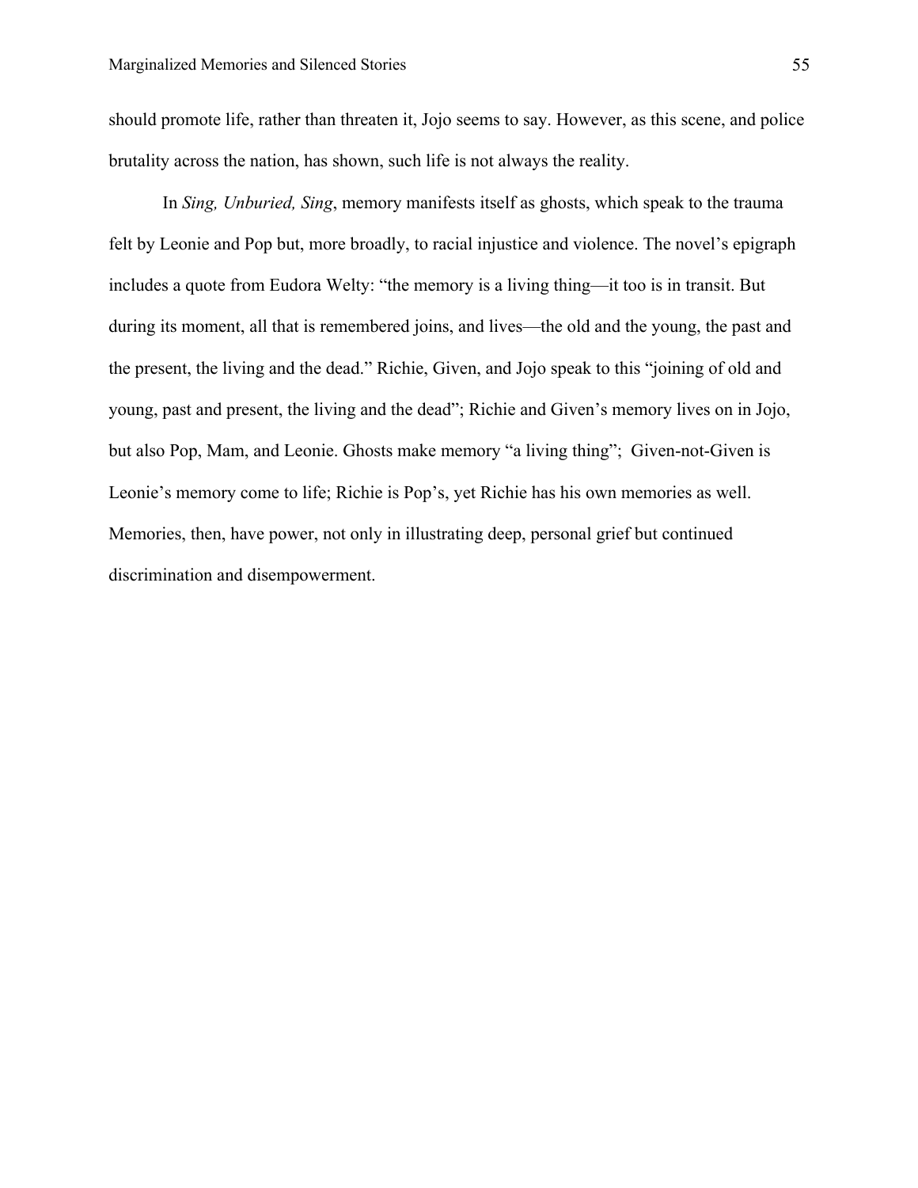should promote life, rather than threaten it, Jojo seems to say. However, as this scene, and police brutality across the nation, has shown, such life is not always the reality.

In *Sing, Unburied, Sing*, memory manifests itself as ghosts, which speak to the trauma felt by Leonie and Pop but, more broadly, to racial injustice and violence. The novel's epigraph includes a quote from Eudora Welty: "the memory is a living thing—it too is in transit. But during its moment, all that is remembered joins, and lives—the old and the young, the past and the present, the living and the dead." Richie, Given, and Jojo speak to this "joining of old and young, past and present, the living and the dead"; Richie and Given's memory lives on in Jojo, but also Pop, Mam, and Leonie. Ghosts make memory "a living thing"; Given-not-Given is Leonie's memory come to life; Richie is Pop's, yet Richie has his own memories as well. Memories, then, have power, not only in illustrating deep, personal grief but continued discrimination and disempowerment.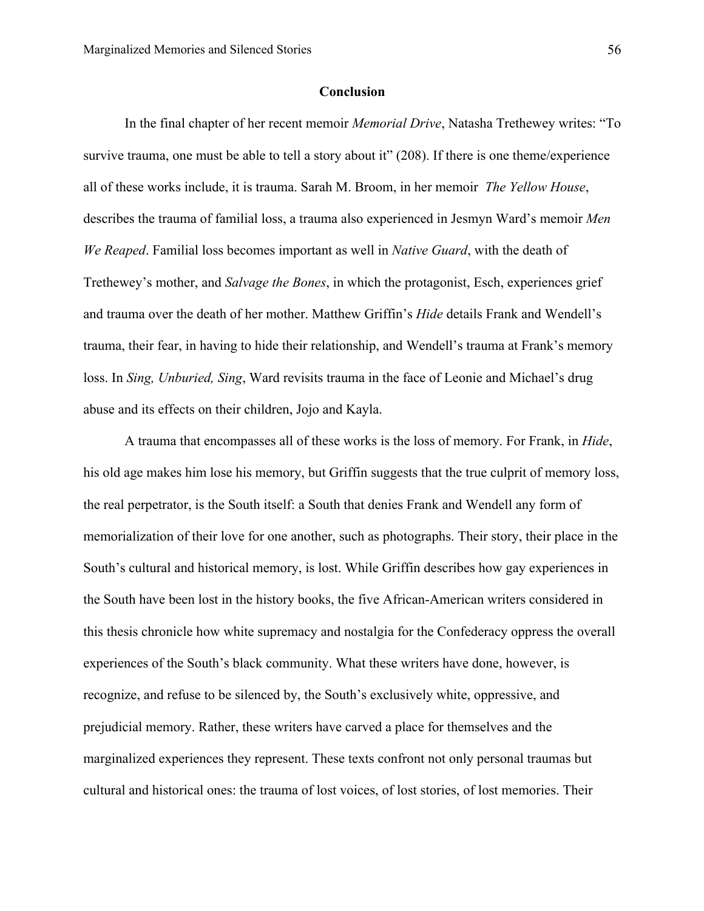## Conclusion

In the final chapter of her recent memoir *Memorial Drive*, Natasha Trethewey writes: "To survive trauma, one must be able to tell a story about it" (208). If there is one theme/experience all of these works include, it is trauma. Sarah M. Broom, in her memoir *The Yellow House*, describes the trauma of familial loss, a trauma also experienced in Jesmyn Ward's memoir *Men We Reaped*. Familial loss becomes important as well in *Native Guard*, with the death of Trethewey's mother, and *Salvage the Bones*, in which the protagonist, Esch, experiences grief and trauma over the death of her mother. Matthew Griffin's *Hide* details Frank and Wendell's trauma, their fear, in having to hide their relationship, and Wendell's trauma at Frank's memory loss. In *Sing, Unburied, Sing*, Ward revisits trauma in the face of Leonie and Michael's drug abuse and its effects on their children, Jojo and Kayla.

A trauma that encompasses all of these works is the loss of memory. For Frank, in *Hide*, his old age makes him lose his memory, but Griffin suggests that the true culprit of memory loss, the real perpetrator, is the South itself: a South that denies Frank and Wendell any form of memorialization of their love for one another, such as photographs. Their story, their place in the South's cultural and historical memory, is lost. While Griffin describes how gay experiences in the South have been lost in the history books, the five African-American writers considered in this thesis chronicle how white supremacy and nostalgia for the Confederacy oppress the overall experiences of the South's black community. What these writers have done, however, is recognize, and refuse to be silenced by, the South's exclusively white, oppressive, and prejudicial memory. Rather, these writers have carved a place for themselves and the marginalized experiences they represent. These texts confront not only personal traumas but cultural and historical ones: the trauma of lost voices, of lost stories, of lost memories. Their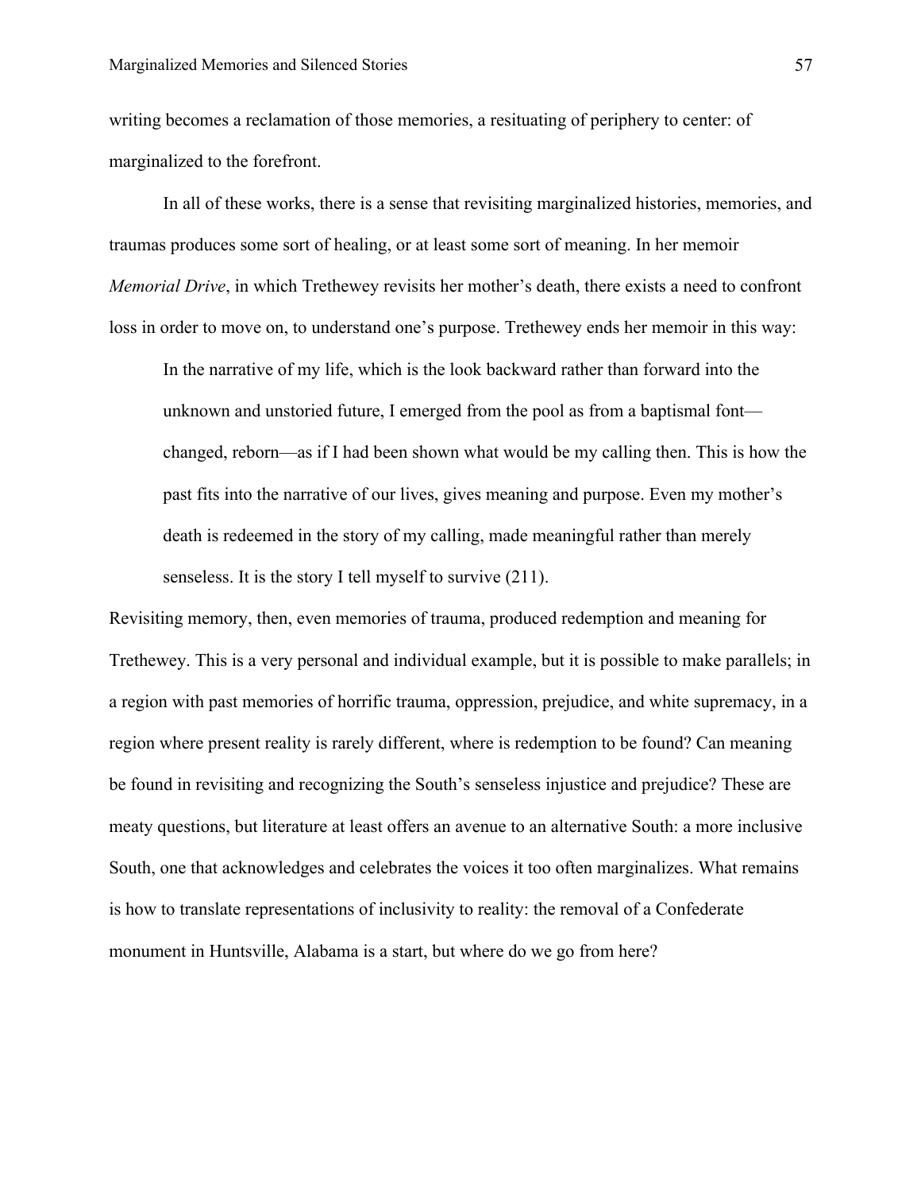writing becomes a reclamation of those memories, a resituating of periphery to center: of marginalized to the forefront.

In all of these works, there is a sense that revisiting marginalized histories, memories, and traumas produces some sort of healing, or at least some sort of meaning. In her memoir *Memorial Drive*, in which Trethewey revisits her mother's death, there exists a need to confront loss in order to move on, to understand one's purpose. Trethewey ends her memoir in this way:

> In the narrative of my life, which is the look backward rather than forward into the unknown and unstoried future, I emerged from the pool as from a baptismal font—changed, reborn—as if I had been shown what would be my calling then. This is how the past fits into the narrative of our lives, gives meaning and purpose. Even my mother's death is redeemed in the story of my calling, made meaningful rather than merely senseless. It is the story I tell myself to survive (211).

Revisiting memory, then, even memories of trauma, produced redemption and meaning for Trethewey. This is a very personal and individual example, but it is possible to make parallels; in a region with past memories of horrific trauma, oppression, prejudice, and white supremacy, in a region where present reality is rarely different, where is redemption to be found? Can meaning be found in revisiting and recognizing the South's senseless injustice and prejudice? These are meaty questions, but literature at least offers an avenue to an alternative South: a more inclusive South, one that acknowledges and celebrates the voices it too often marginalizes. What remains is how to translate representations of inclusivity to reality: the removal of a Confederate monument in Huntsville, Alabama is a start, but where do we go from here?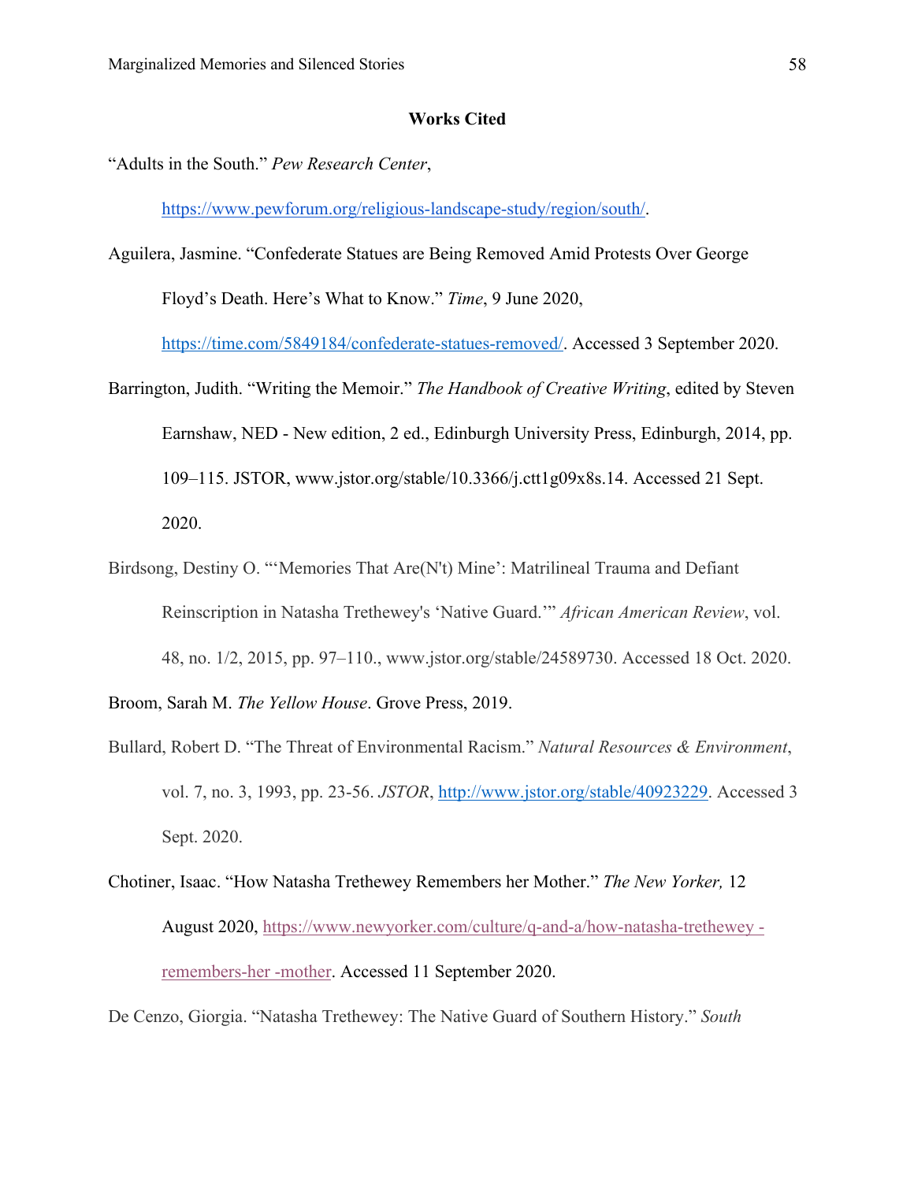## Works Cited

"Adults in the South." *Pew Research Center*, https://www.pewforum.org/religious-landscape-study/region/south/.

Aguilera, Jasmine. "Confederate Statues are Being Removed Amid Protests Over George Floyd's Death. Here's What to Know." *Time*, 9 June 2020, https://time.com/5849184/confederate-statues-removed/. Accessed 3 September 2020.

Barrington, Judith. "Writing the Memoir." *The Handbook of Creative Writing*, edited by Steven Earnshaw, NED - New edition, 2 ed., Edinburgh University Press, Edinburgh, 2014, pp. 109–115. JSTOR, www.jstor.org/stable/10.3366/j.ctt1g09x8s.14. Accessed 21 Sept. 2020.

Birdsong, Destiny O. "'Memories That Are(N't) Mine': Matrilineal Trauma and Defiant Reinscription in Natasha Trethewey's 'Native Guard.'" *African American Review*, vol. 48, no. 1/2, 2015, pp. 97–110., www.jstor.org/stable/24589730. Accessed 18 Oct. 2020.

Broom, Sarah M. *The Yellow House*. Grove Press, 2019.

Bullard, Robert D. "The Threat of Environmental Racism." *Natural Resources & Environment*, vol. 7, no. 3, 1993, pp. 23-56. *JSTOR*, http://www.jstor.org/stable/40923229. Accessed 3 Sept. 2020.

Chotiner, Isaac. "How Natasha Trethewey Remembers her Mother." *The New Yorker,* 12 August 2020, https://www.newyorker.com/culture/q-and-a/how-natasha-trethewey -remembers-her -mother. Accessed 11 September 2020.

De Cenzo, Giorgia. "Natasha Trethewey: The Native Guard of Southern History." *South*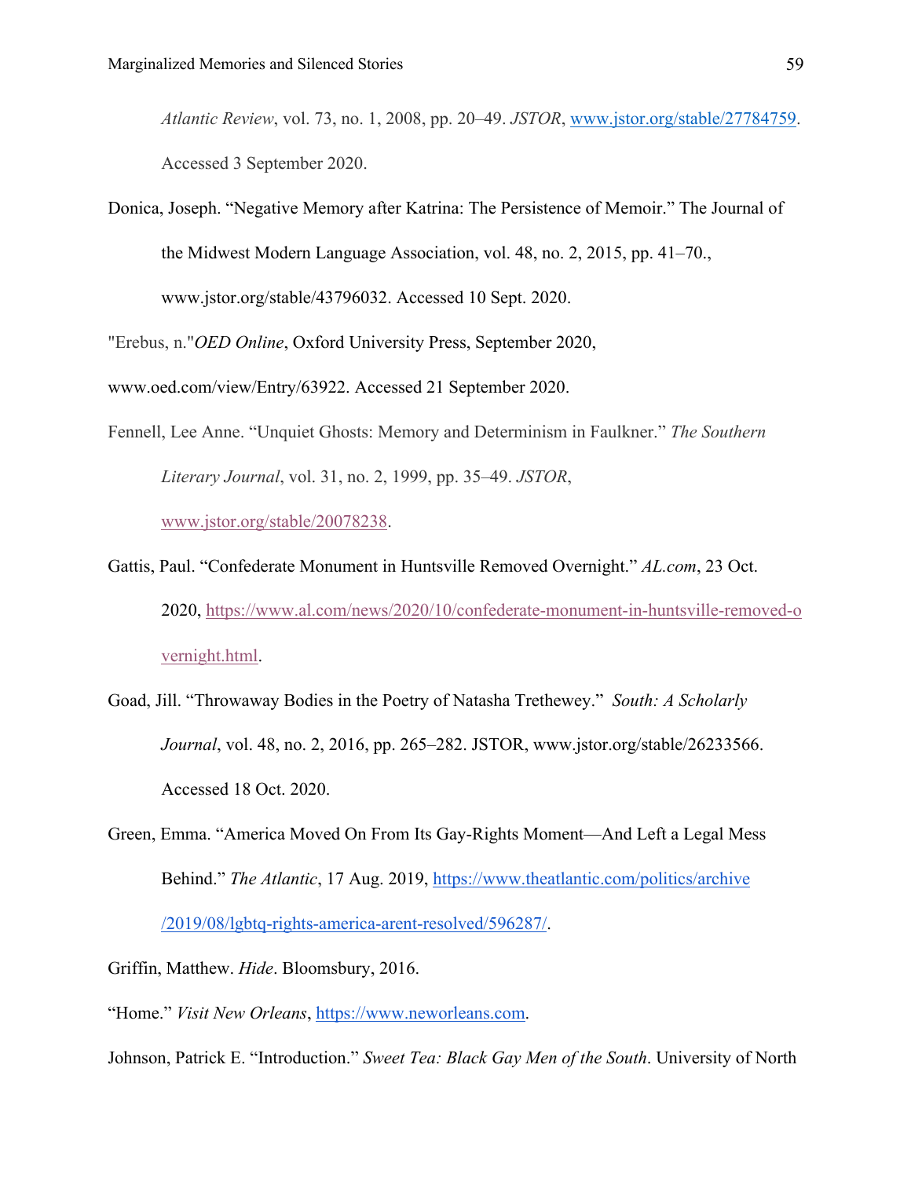*Atlantic Review*, vol. 73, no. 1, 2008, pp. 20–49. *JSTOR*, www.jstor.org/stable/27784759. Accessed 3 September 2020.

Donica, Joseph. "Negative Memory after Katrina: The Persistence of Memoir." The Journal of the Midwest Modern Language Association, vol. 48, no. 2, 2015, pp. 41–70., www.jstor.org/stable/43796032. Accessed 10 Sept. 2020.

"Erebus, n."*OED Online*, Oxford University Press, September 2020, www.oed.com/view/Entry/63922. Accessed 21 September 2020.

Fennell, Lee Anne. "Unquiet Ghosts: Memory and Determinism in Faulkner." *The Southern Literary Journal*, vol. 31, no. 2, 1999, pp. 35–49. *JSTOR*, www.jstor.org/stable/20078238.

Gattis, Paul. "Confederate Monument in Huntsville Removed Overnight." *AL.com*, 23 Oct. 2020, https://www.al.com/news/2020/10/confederate-monument-in-huntsville-removed-overnight.html.

Goad, Jill. "Throwaway Bodies in the Poetry of Natasha Trethewey." *South: A Scholarly Journal*, vol. 48, no. 2, 2016, pp. 265–282. JSTOR, www.jstor.org/stable/26233566. Accessed 18 Oct. 2020.

Green, Emma. "America Moved On From Its Gay-Rights Moment—And Left a Legal Mess Behind." *The Atlantic*, 17 Aug. 2019, https://www.theatlantic.com/politics/archive/2019/08/lgbtq-rights-america-arent-resolved/596287/.

Griffin, Matthew. *Hide*. Bloomsbury, 2016.

"Home." *Visit New Orleans*, https://www.neworleans.com.

Johnson, Patrick E. "Introduction." *Sweet Tea: Black Gay Men of the South*. University of North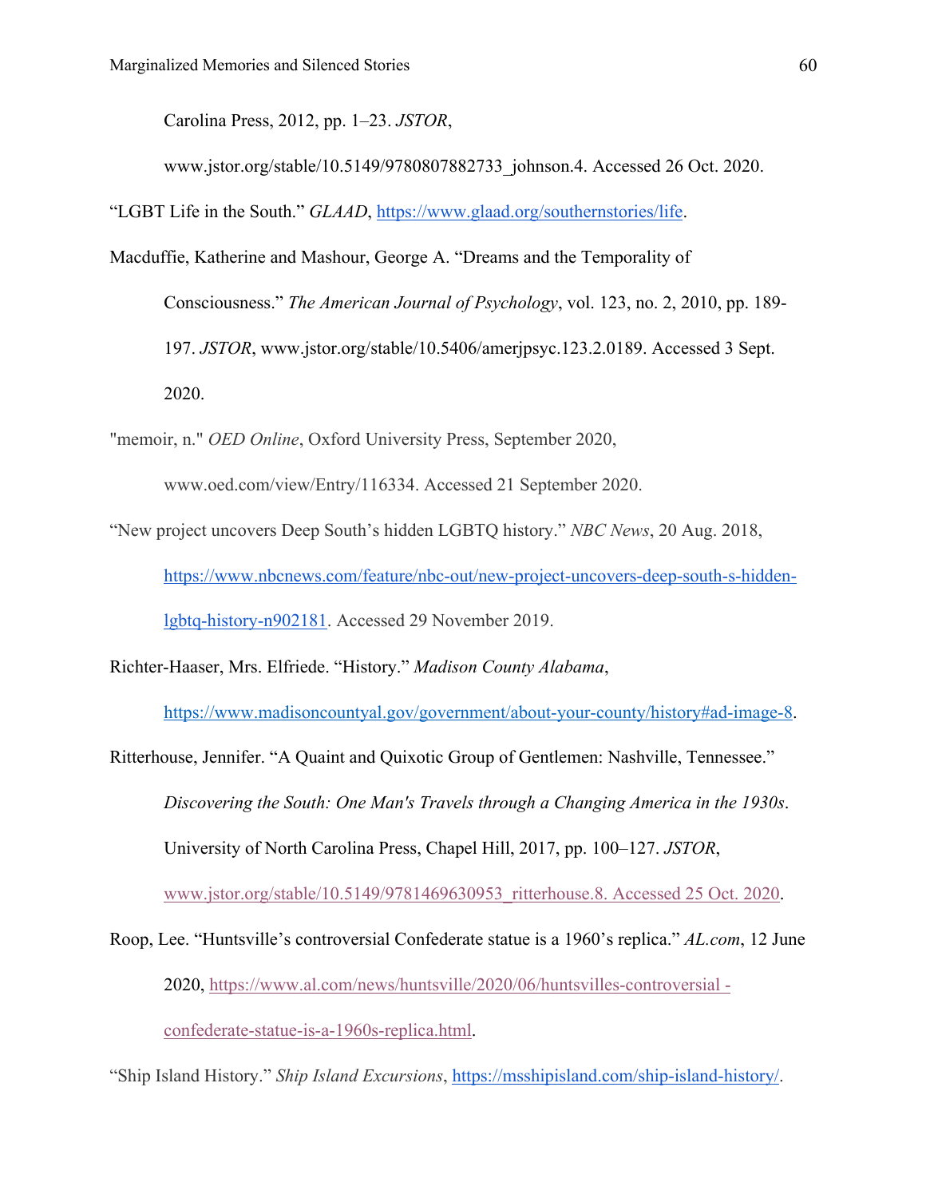Carolina Press, 2012, pp. 1–23. *JSTOR*, www.jstor.org/stable/10.5149/9780807882733_johnson.4. Accessed 26 Oct. 2020.

"LGBT Life in the South." *GLAAD*, https://www.glaad.org/southernstories/life.

Macduffie, Katherine and Mashour, George A. "Dreams and the Temporality of Consciousness." *The American Journal of Psychology*, vol. 123, no. 2, 2010, pp. 189-197. *JSTOR*, www.jstor.org/stable/10.5406/amerjpsyc.123.2.0189. Accessed 3 Sept. 2020.

"memoir, n." *OED Online*, Oxford University Press, September 2020, www.oed.com/view/Entry/116334. Accessed 21 September 2020.

"New project uncovers Deep South's hidden LGBTQ history." *NBC News*, 20 Aug. 2018, https://www.nbcnews.com/feature/nbc-out/new-project-uncovers-deep-south-s-hidden-lgbtq-history-n902181. Accessed 29 November 2019.

Richter-Haaser, Mrs. Elfriede. "History." *Madison County Alabama*, https://www.madisoncountyal.gov/government/about-your-county/history#ad-image-8.

Ritterhouse, Jennifer. "A Quaint and Quixotic Group of Gentlemen: Nashville, Tennessee." *Discovering the South: One Man's Travels through a Changing America in the 1930s*. University of North Carolina Press, Chapel Hill, 2017, pp. 100–127. *JSTOR*, www.jstor.org/stable/10.5149/9781469630953_ritterhouse.8. Accessed 25 Oct. 2020.

Roop, Lee. "Huntsville's controversial Confederate statue is a 1960's replica." *AL.com*, 12 June 2020, https://www.al.com/news/huntsville/2020/06/huntsvilles-controversial -confederate-statue-is-a-1960s-replica.html.

"Ship Island History." *Ship Island Excursions*, https://msshipisland.com/ship-island-history/.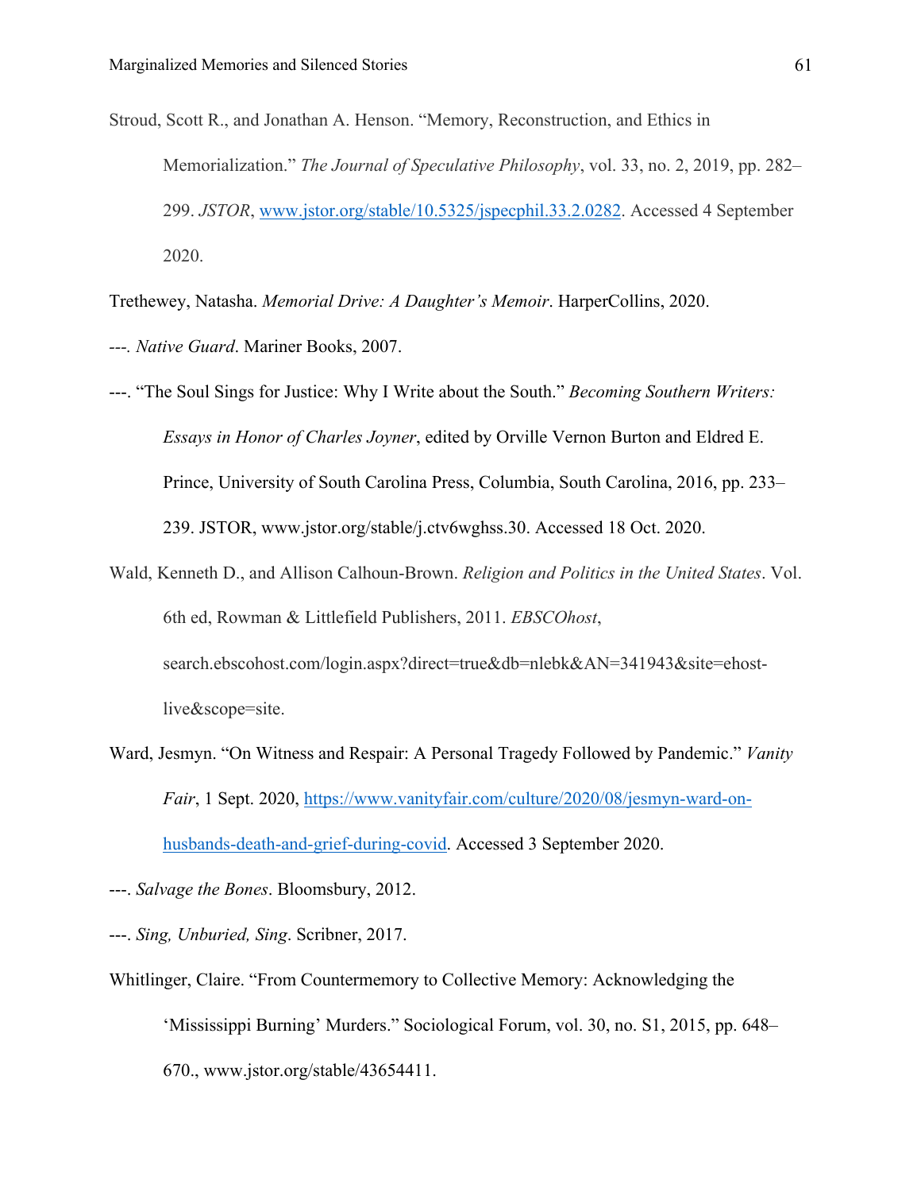Stroud, Scott R., and Jonathan A. Henson. "Memory, Reconstruction, and Ethics in Memorialization." *The Journal of Speculative Philosophy*, vol. 33, no. 2, 2019, pp. 282–299. *JSTOR*, www.jstor.org/stable/10.5325/jspecphil.33.2.0282. Accessed 4 September 2020.

Trethewey, Natasha. *Memorial Drive: A Daughter's Memoir*. HarperCollins, 2020.

---. *Native Guard*. Mariner Books, 2007.

---. "The Soul Sings for Justice: Why I Write about the South." *Becoming Southern Writers: Essays in Honor of Charles Joyner*, edited by Orville Vernon Burton and Eldred E. Prince, University of South Carolina Press, Columbia, South Carolina, 2016, pp. 233–239. JSTOR, www.jstor.org/stable/j.ctv6wghss.30. Accessed 18 Oct. 2020.

Wald, Kenneth D., and Allison Calhoun-Brown. *Religion and Politics in the United States*. Vol. 6th ed, Rowman & Littlefield Publishers, 2011. *EBSCOhost*, search.ebscohost.com/login.aspx?direct=true&db=nlebk&AN=341943&site=ehost-live&scope=site.

Ward, Jesmyn. "On Witness and Respair: A Personal Tragedy Followed by Pandemic." *Vanity Fair*, 1 Sept. 2020, https://www.vanityfair.com/culture/2020/08/jesmyn-ward-on-husbands-death-and-grief-during-covid. Accessed 3 September 2020.

---. *Salvage the Bones*. Bloomsbury, 2012.

---. *Sing, Unburied, Sing*. Scribner, 2017.

Whitlinger, Claire. "From Countermemory to Collective Memory: Acknowledging the 'Mississippi Burning' Murders." Sociological Forum, vol. 30, no. S1, 2015, pp. 648–670., www.jstor.org/stable/43654411.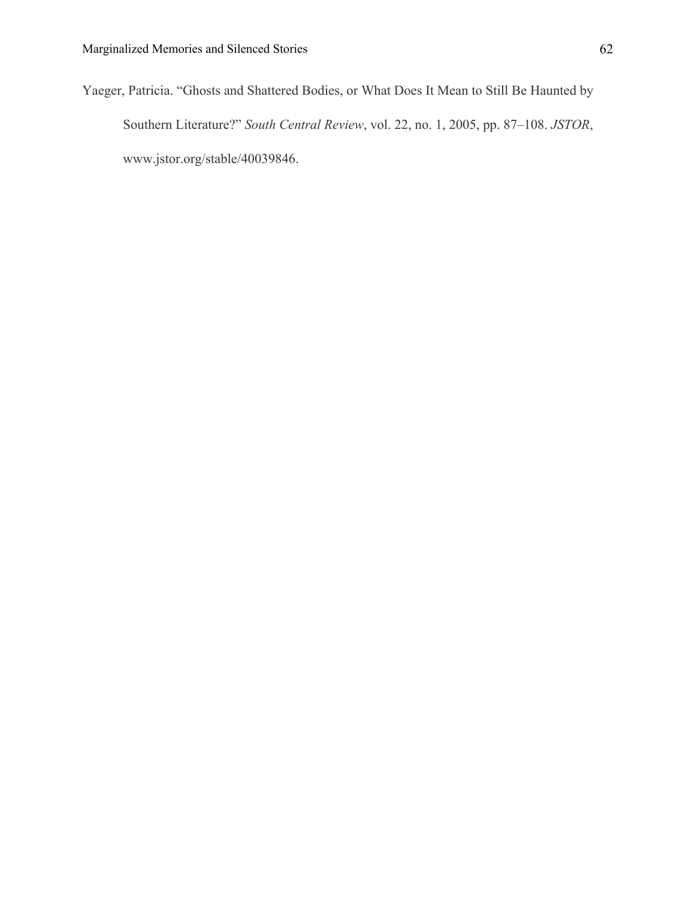Yaeger, Patricia. "Ghosts and Shattered Bodies, or What Does It Mean to Still Be Haunted by Southern Literature?" *South Central Review*, vol. 22, no. 1, 2005, pp. 87–108. *JSTOR*, www.jstor.org/stable/40039846.